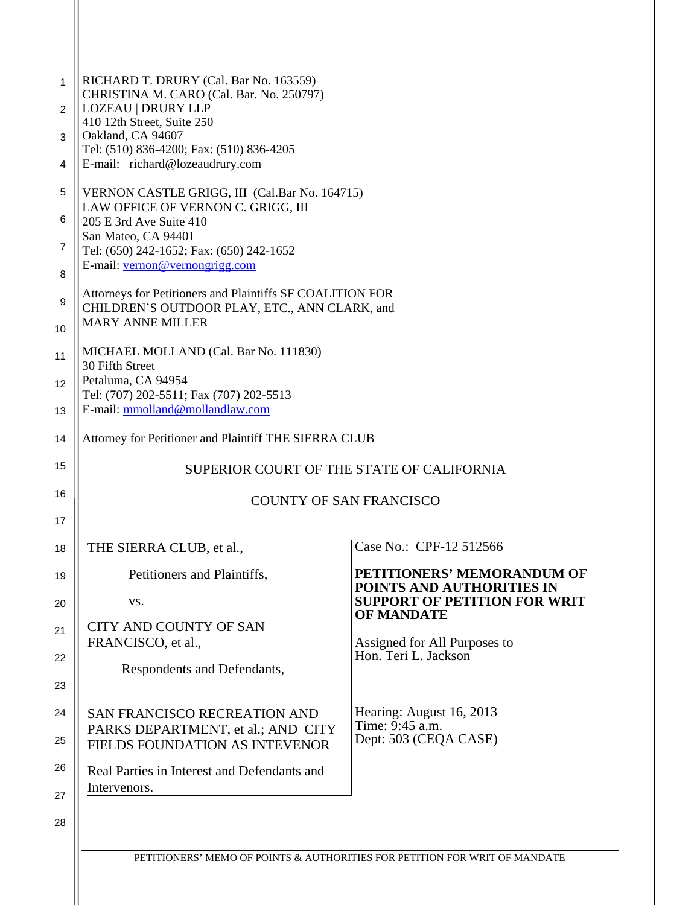RICHARD T. DRURY (Cal. Bar No. 163559)
CHRISTINA M. CARO (Cal. Bar. No. 250797)
LOZEAU | DRURY LLP
410 12th Street, Suite 250
Oakland, CA 94607
Tel: (510) 836-4200; Fax: (510) 836-4205
E-mail: richard@lozeaudrury.com

VERNON CASTLE GRIGG, III (Cal.Bar No. 164715)
LAW OFFICE OF VERNON C. GRIGG, III
205 E 3rd Ave Suite 410
San Mateo, CA 94401
Tel: (650) 242-1652; Fax: (650) 242-1652
E-mail: vernon@vernongrigg.com

Attorneys for Petitioners and Plaintiffs SF COALITION FOR CHILDREN'S OUTDOOR PLAY, ETC., ANN CLARK, and MARY ANNE MILLER

MICHAEL MOLLAND (Cal. Bar No. 111830)
30 Fifth Street
Petaluma, CA 94954
Tel: (707) 202-5511; Fax (707) 202-5513
E-mail: mmolland@mollandlaw.com

Attorney for Petitioner and Plaintiff THE SIERRA CLUB

SUPERIOR COURT OF THE STATE OF CALIFORNIA

COUNTY OF SAN FRANCISCO

| | |
|---|---|
| THE SIERRA CLUB, et al.,<br><br>Petitioners and Plaintiffs,<br><br>vs.<br><br>CITY AND COUNTY OF SAN FRANCISCO, et al.,<br><br>Respondents and Defendants, | Case No.: CPF-12 512566<br><br>**PETITIONERS' MEMORANDUM OF POINTS AND AUTHORITIES IN SUPPORT OF PETITION FOR WRIT OF MANDATE**<br><br>Assigned for All Purposes to Hon. Teri L. Jackson |
| SAN FRANCISCO RECREATION AND PARKS DEPARTMENT, et al.; AND CITY FIELDS FOUNDATION AS INTEVENOR<br><br>Real Parties in Interest and Defendants and Intervenors. | Hearing: August 16, 2013<br>Time: 9:45 a.m.<br>Dept: 503 (CEQA CASE) |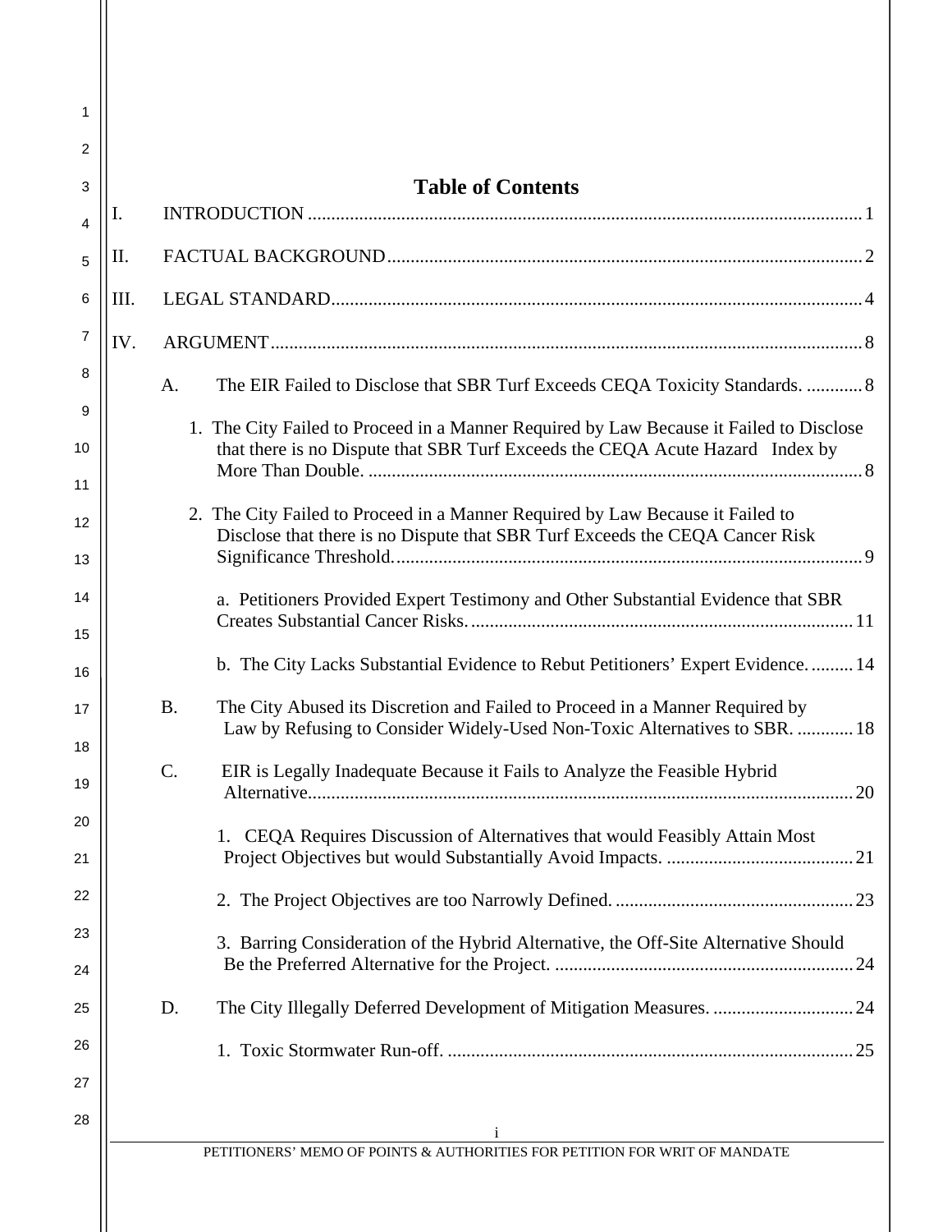# Table of Contents

I. INTRODUCTION ........................................................................................................................ 1

II. FACTUAL BACKGROUND ....................................................................................................... 2

III. LEGAL STANDARD .................................................................................................................. 4

IV. ARGUMENT .............................................................................................................................. 8

A. The EIR Failed to Disclose that SBR Turf Exceeds CEQA Toxicity Standards. ............ 8

1. The City Failed to Proceed in a Manner Required by Law Because it Failed to Disclose that there is no Dispute that SBR Turf Exceeds the CEQA Acute Hazard Index by More Than Double. .......................................................................................................... 8

2. The City Failed to Proceed in a Manner Required by Law Because it Failed to Disclose that there is no Dispute that SBR Turf Exceeds the CEQA Cancer Risk Significance Threshold. ................................................................................................... 9

a. Petitioners Provided Expert Testimony and Other Substantial Evidence that SBR Creates Substantial Cancer Risks. ................................................................................. 11

b. The City Lacks Substantial Evidence to Rebut Petitioners' Expert Evidence. ......... 14

B. The City Abused its Discretion and Failed to Proceed in a Manner Required by Law by Refusing to Consider Widely-Used Non-Toxic Alternatives to SBR. ............ 18

C. EIR is Legally Inadequate Because it Fails to Analyze the Feasible Hybrid Alternative. ................................................................................................................... 20

1. CEQA Requires Discussion of Alternatives that would Feasibly Attain Most Project Objectives but would Substantially Avoid Impacts. ........................................ 21

2. The Project Objectives are too Narrowly Defined. ................................................... 23

3. Barring Consideration of the Hybrid Alternative, the Off-Site Alternative Should Be the Preferred Alternative for the Project. ................................................................ 24

D. The City Illegally Deferred Development of Mitigation Measures. .............................. 24

1. Toxic Stormwater Run-off. ....................................................................................... 25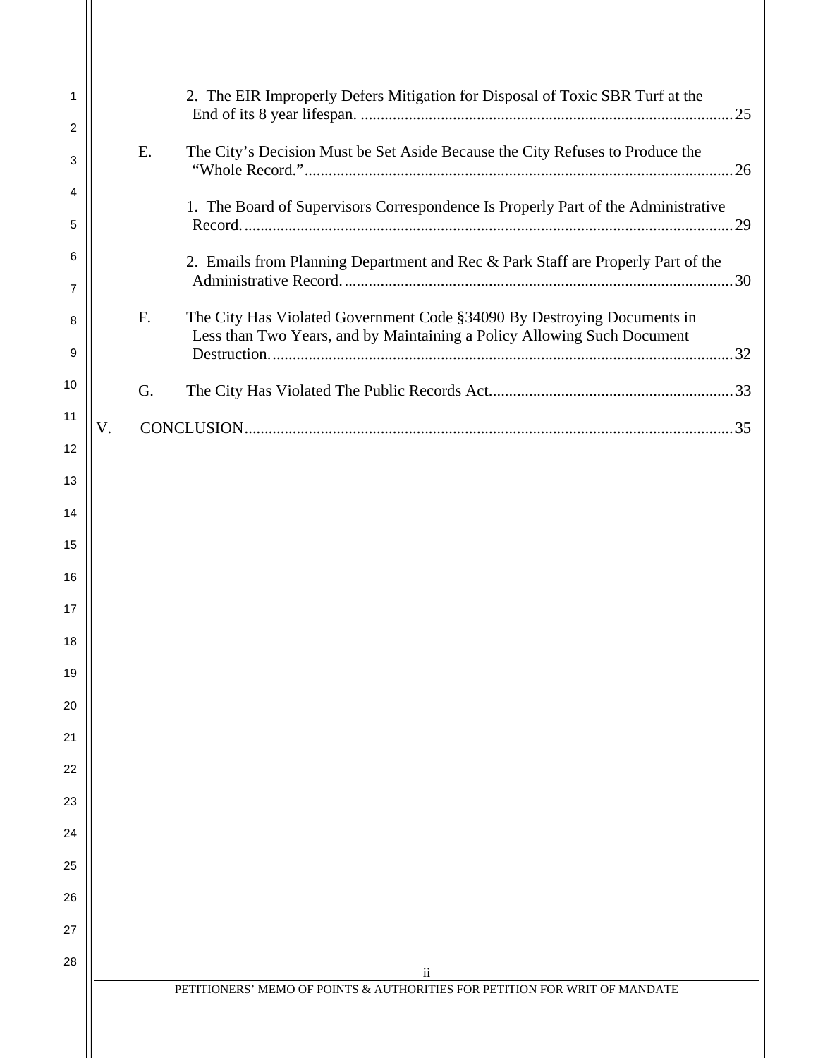2. The EIR Improperly Defers Mitigation for Disposal of Toxic SBR Turf at the End of its 8 year lifespan. ............................................................................................ 25

E. The City's Decision Must be Set Aside Because the City Refuses to Produce the "Whole Record." .......................................................................................................... 26

1. The Board of Supervisors Correspondence Is Properly Part of the Administrative Record. ........................................................................................................................ 29

2. Emails from Planning Department and Rec & Park Staff are Properly Part of the Administrative Record. ................................................................................................ 30

F. The City Has Violated Government Code §34090 By Destroying Documents in Less than Two Years, and by Maintaining a Policy Allowing Such Document Destruction. ................................................................................................................. 32

G. The City Has Violated The Public Records Act ............................................................. 33

V. CONCLUSION ........................................................................................................................ 35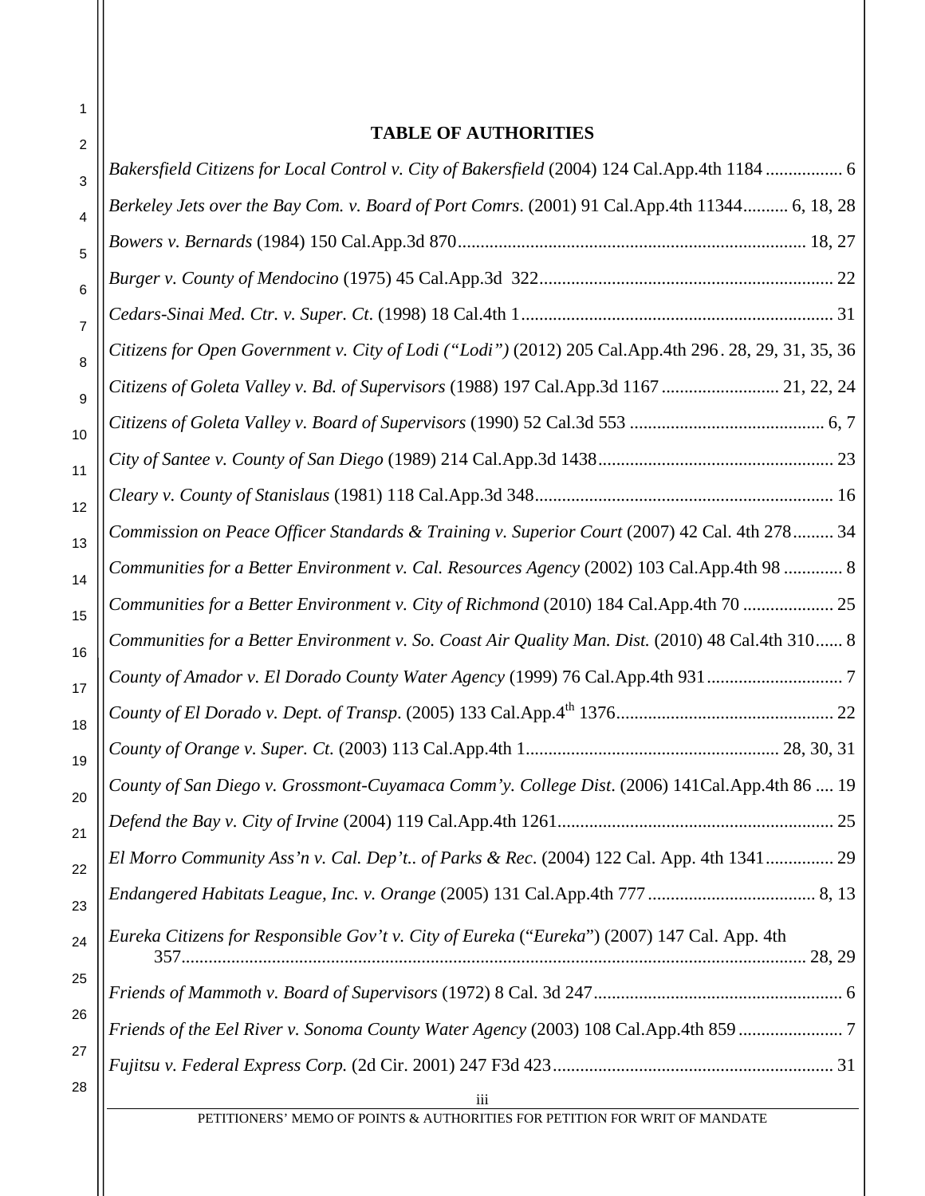**TABLE OF AUTHORITIES**

*Bakersfield Citizens for Local Control v. City of Bakersfield* (2004) 124 Cal.App.4th 1184 ................. 6

*Berkeley Jets over the Bay Com. v. Board of Port Comrs*. (2001) 91 Cal.App.4th 11344.......... 6, 18, 28

*Bowers v. Bernards* (1984) 150 Cal.App.3d 870............................................................................ 18, 27

*Burger v. County of Mendocino* (1975) 45 Cal.App.3d 322................................................................ 22

*Cedars-Sinai Med. Ctr. v. Super. Ct*. (1998) 18 Cal.4th 1.................................................................... 31

*Citizens for Open Government v. City of Lodi ("Lodi")* (2012) 205 Cal.App.4th 296. 28, 29, 31, 35, 36

*Citizens of Goleta Valley v. Bd. of Supervisors* (1988) 197 Cal.App.3d 1167 .......................... 21, 22, 24

*Citizens of Goleta Valley v. Board of Supervisors* (1990) 52 Cal.3d 553 ........................................... 6, 7

*City of Santee v. County of San Diego* (1989) 214 Cal.App.3d 1438.................................................... 23

*Cleary v. County of Stanislaus* (1981) 118 Cal.App.3d 348.................................................................. 16

*Commission on Peace Officer Standards & Training v. Superior Court* (2007) 42 Cal. 4th 278......... 34

*Communities for a Better Environment v. Cal. Resources Agency* (2002) 103 Cal.App.4th 98 ............. 8

*Communities for a Better Environment v. City of Richmond* (2010) 184 Cal.App.4th 70 .................... 25

*Communities for a Better Environment v. So. Coast Air Quality Man. Dist.* (2010) 48 Cal.4th 310...... 8

*County of Amador v. El Dorado County Water Agency* (1999) 76 Cal.App.4th 931.............................. 7

*County of El Dorado v. Dept. of Transp*. (2005) 133 Cal.App.4th 1376................................................ 22

*County of Orange v. Super. Ct.* (2003) 113 Cal.App.4th 1........................................................ 28, 30, 31

*County of San Diego v. Grossmont-Cuyamaca Comm'y. College Dist*. (2006) 141Cal.App.4th 86 .... 19

*Defend the Bay v. City of Irvine* (2004) 119 Cal.App.4th 1261............................................................ 25

*El Morro Community Ass'n v. Cal. Dep't.. of Parks & Rec*. (2004) 122 Cal. App. 4th 1341............... 29

*Endangered Habitats League, Inc. v. Orange* (2005) 131 Cal.App.4th 777 ..................................... 8, 13

*Eureka Citizens for Responsible Gov't v. City of Eureka* ("*Eureka*") (2007) 147 Cal. App. 4th 357........................................................................................................................................ 28, 29

*Friends of Mammoth v. Board of Supervisors* (1972) 8 Cal. 3d 247....................................................... 6

*Friends of the Eel River v. Sonoma County Water Agency* (2003) 108 Cal.App.4th 859 ....................... 7

*Fujitsu v. Federal Express Corp.* (2d Cir. 2001) 247 F3d 423............................................................. 31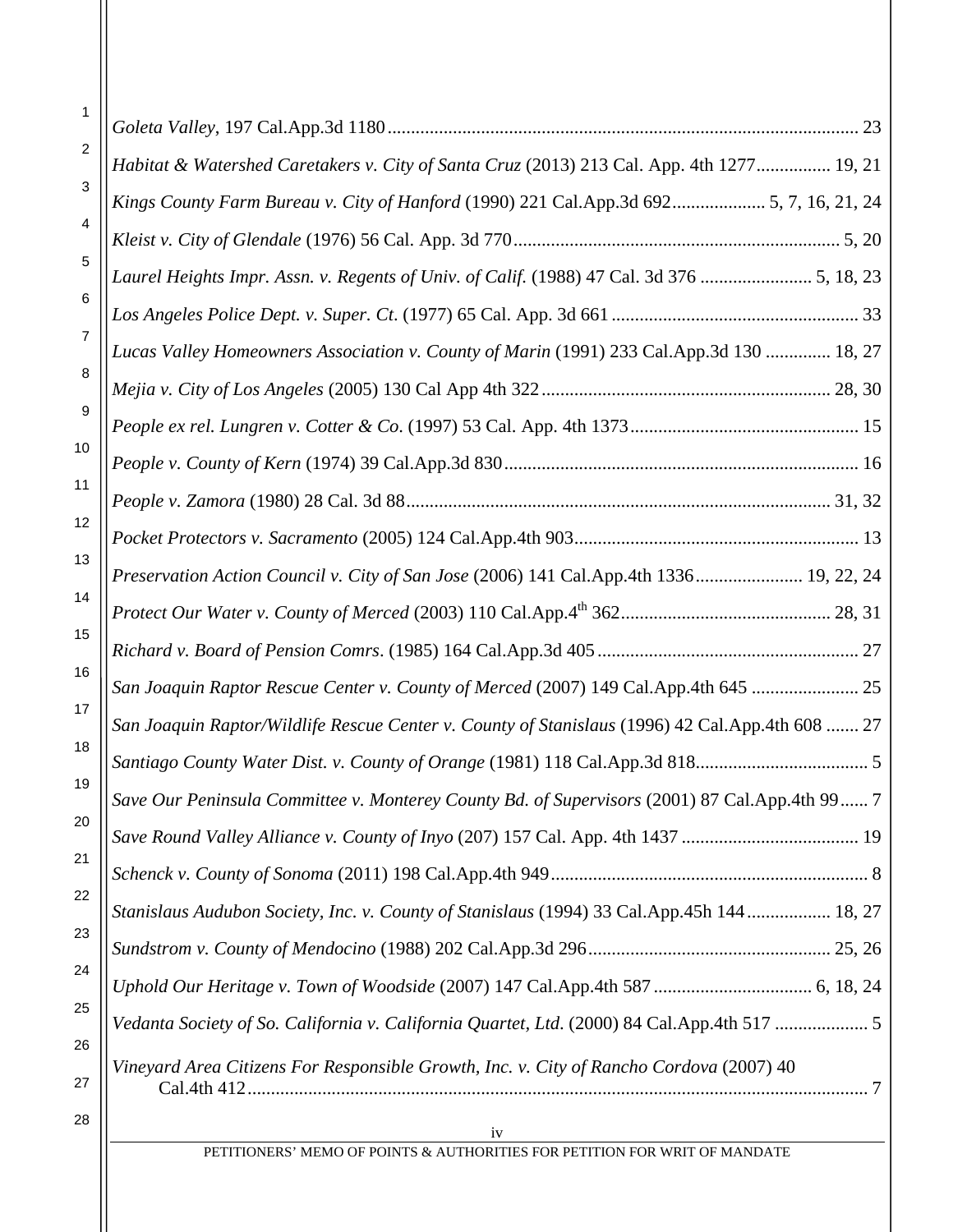*Goleta Valley*, 197 Cal.App.3d 1180 .................................................................................................... 23

*Habitat & Watershed Caretakers v. City of Santa Cruz* (2013) 213 Cal. App. 4th 1277 ................ 19, 21

*Kings County Farm Bureau v. City of Hanford* (1990) 221 Cal.App.3d 692 .................... 5, 7, 16, 21, 24

*Kleist v. City of Glendale* (1976) 56 Cal. App. 3d 770 ..................................................................... 5, 20

*Laurel Heights Impr. Assn. v. Regents of Univ. of Calif.* (1988) 47 Cal. 3d 376 ........................ 5, 18, 23

*Los Angeles Police Dept. v. Super. Ct*. (1977) 65 Cal. App. 3d 661 .................................................... 33

*Lucas Valley Homeowners Association v. County of Marin* (1991) 233 Cal.App.3d 130 .............. 18, 27

*Mejia v. City of Los Angeles* (2005) 130 Cal App 4th 322 .............................................................. 28, 30

*People ex rel. Lungren v. Cotter & Co*. (1997) 53 Cal. App. 4th 1373 ................................................ 15

*People v. County of Kern* (1974) 39 Cal.App.3d 830 .......................................................................... 16

*People v. Zamora* (1980) 28 Cal. 3d 88 .......................................................................................... 31, 32

*Pocket Protectors v. Sacramento* (2005) 124 Cal.App.4th 903 ............................................................ 13

*Preservation Action Council v. City of San Jose* (2006) 141 Cal.App.4th 1336 ....................... 19, 22, 24

*Protect Our Water v. County of Merced* (2003) 110 Cal.App.4th 362 ............................................. 28, 31

*Richard v. Board of Pension Comrs*. (1985) 164 Cal.App.3d 405 ........................................................ 27

*San Joaquin Raptor Rescue Center v. County of Merced* (2007) 149 Cal.App.4th 645 ....................... 25

*San Joaquin Raptor/Wildlife Rescue Center v. County of Stanislaus* (1996) 42 Cal.App.4th 608 ....... 27

*Santiago County Water Dist. v. County of Orange* (1981) 118 Cal.App.3d 818 ..................................... 5

*Save Our Peninsula Committee v. Monterey County Bd. of Supervisors* (2001) 87 Cal.App.4th 99 ...... 7

*Save Round Valley Alliance v. County of Inyo* (207) 157 Cal. App. 4th 1437 ...................................... 19

*Schenck v. County of Sonoma* (2011) 198 Cal.App.4th 949 .................................................................... 8

*Stanislaus Audubon Society, Inc. v. County of Stanislaus* (1994) 33 Cal.App.45h 144 .................. 18, 27

*Sundstrom v. County of Mendocino* (1988) 202 Cal.App.3d 296 .................................................... 25, 26

*Uphold Our Heritage v. Town of Woodside* (2007) 147 Cal.App.4th 587 .................................. 6, 18, 24

*Vedanta Society of So. California v. California Quartet, Ltd*. (2000) 84 Cal.App.4th 517 .................... 5

*Vineyard Area Citizens For Responsible Growth, Inc. v. City of Rancho Cordova* (2007) 40 Cal.4th 412 ..................................................................................................................................... 7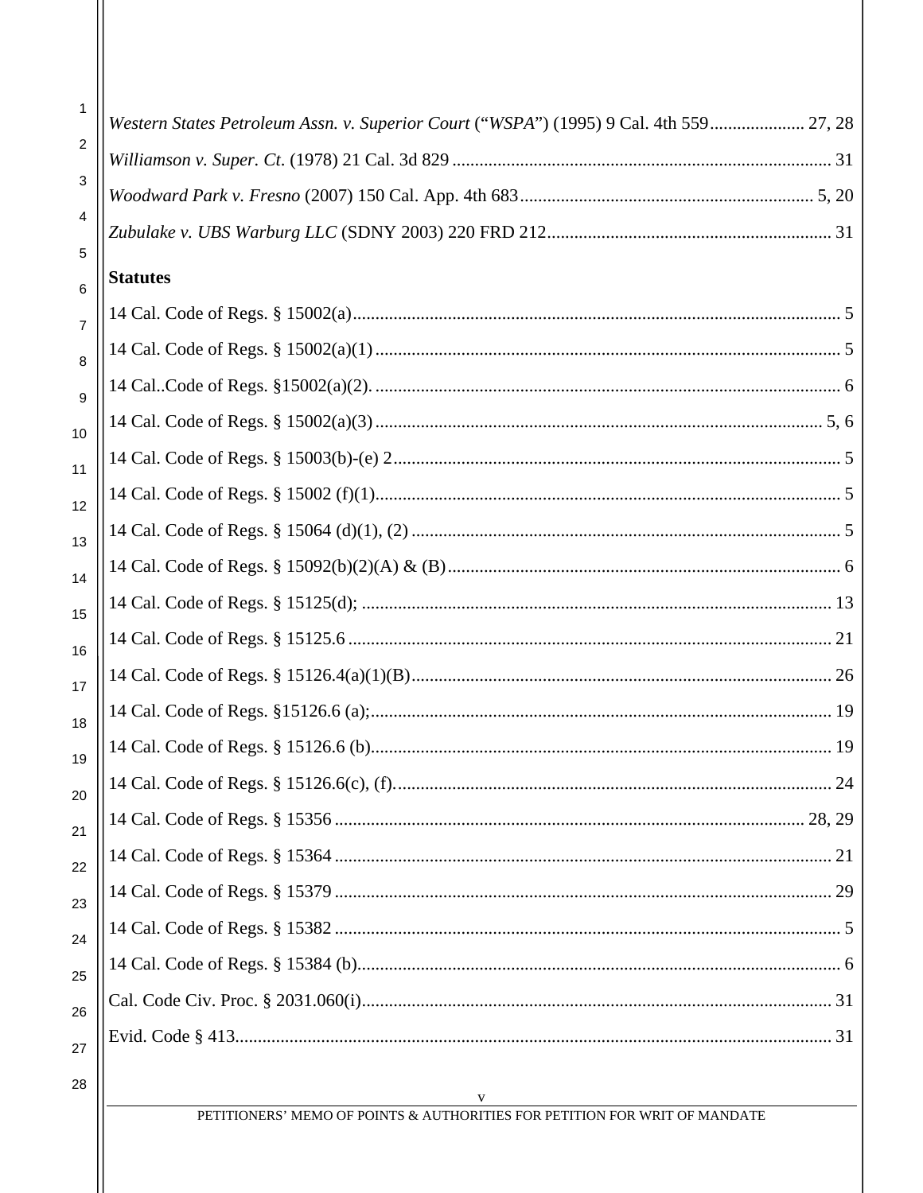*Western States Petroleum Assn. v. Superior Court* ("*WSPA*") (1995) 9 Cal. 4th 559..................... 27, 28

*Williamson v. Super. Ct*. (1978) 21 Cal. 3d 829 ..................................................................................... 31

*Woodward Park v. Fresno* (2007) 150 Cal. App. 4th 683................................................................. 5, 20

*Zubulake v. UBS Warburg LLC* (SDNY 2003) 220 FRD 212............................................................... 31

**Statutes**

14 Cal. Code of Regs. § 15002(a).......................................................................................................... 5

14 Cal. Code of Regs. § 15002(a)(1) ..................................................................................................... 5

14 Cal..Code of Regs. §15002(a)(2). ...................................................................................................... 6

14 Cal. Code of Regs. § 15002(a)(3) ................................................................................................. 5, 6

14 Cal. Code of Regs. § 15003(b)-(e) 2.................................................................................................. 5

14 Cal. Code of Regs. § 15002 (f)(1)...................................................................................................... 5

14 Cal. Code of Regs. § 15064 (d)(1), (2) .............................................................................................. 5

14 Cal. Code of Regs. § 15092(b)(2)(A) & (B)...................................................................................... 6

14 Cal. Code of Regs. § 15125(d); ....................................................................................................... 13

14 Cal. Code of Regs. § 15125.6 .......................................................................................................... 21

14 Cal. Code of Regs. § 15126.4(a)(1)(B)............................................................................................ 26

14 Cal. Code of Regs. §15126.6 (a);..................................................................................................... 19

14 Cal. Code of Regs. § 15126.6 (b)..................................................................................................... 19

14 Cal. Code of Regs. § 15126.6(c), (f)................................................................................................ 24

14 Cal. Code of Regs. § 15356 ........................................................................................................ 28, 29

14 Cal. Code of Regs. § 15364 ............................................................................................................. 21

14 Cal. Code of Regs. § 15379 ............................................................................................................. 29

14 Cal. Code of Regs. § 15382 ............................................................................................................... 5

14 Cal. Code of Regs. § 15384 (b).......................................................................................................... 6

Cal. Code Civ. Proc. § 2031.060(i)....................................................................................................... 31

Evid. Code § 413.................................................................................................................................. 31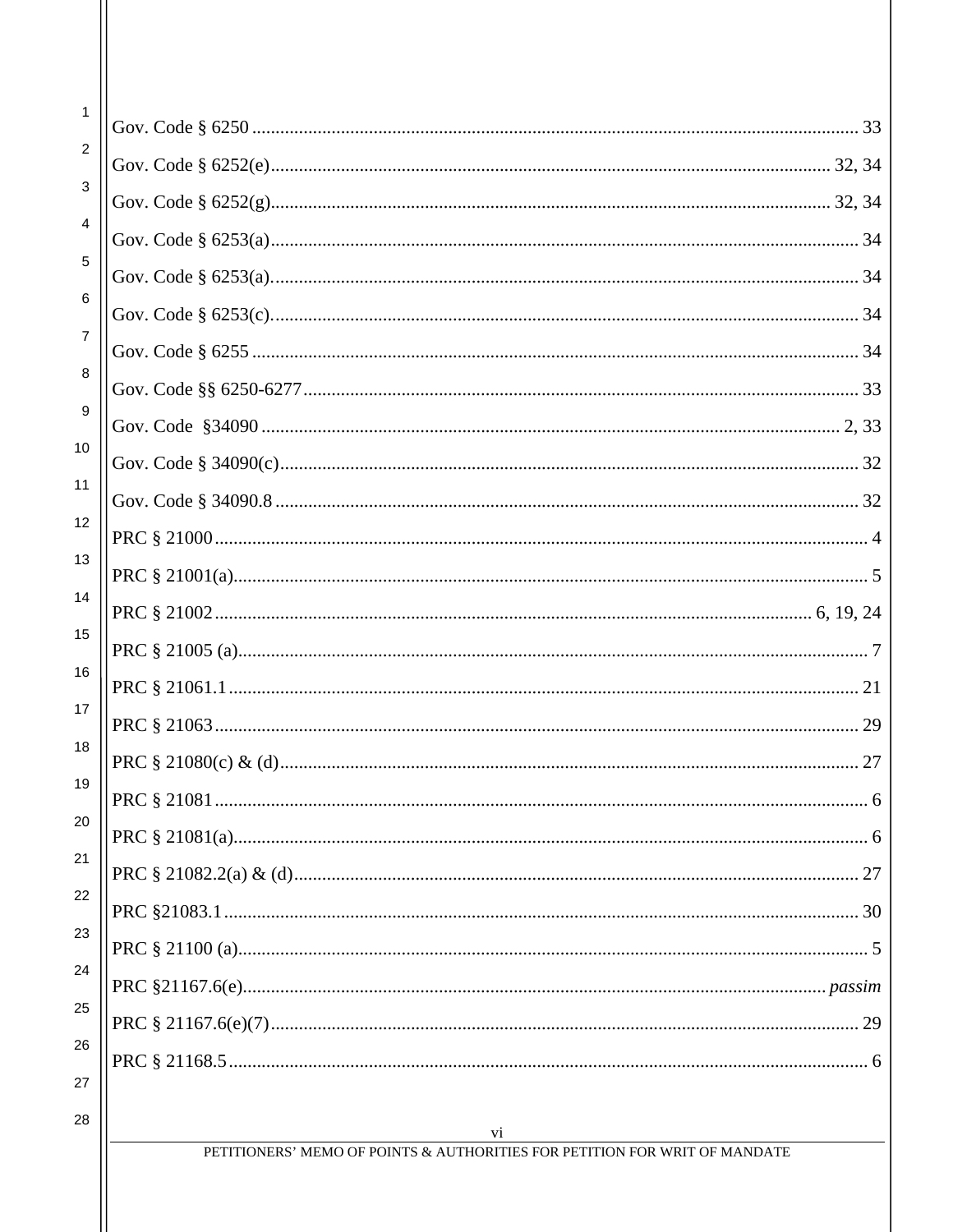Gov. Code § 6250 ........................................................................................................................ 33

Gov. Code § 6252(e)........................................................................................................ 32, 34

Gov. Code § 6252(g)........................................................................................................ 32, 34

Gov. Code § 6253(a)............................................................................................................. 34

Gov. Code § 6253(a)............................................................................................................. 34

Gov. Code § 6253(c)............................................................................................................. 34

Gov. Code § 6255 ................................................................................................................. 34

Gov. Code §§ 6250-6277...................................................................................................... 33

Gov. Code  §34090 ............................................................................................................ 2, 33

Gov. Code § 34090(c)........................................................................................................... 32

Gov. Code § 34090.8 ............................................................................................................ 32

PRC § 21000............................................................................................................................ 4

PRC § 21001(a)........................................................................................................................ 5

PRC § 21002........................................................................................................... 6, 19, 24

PRC § 21005 (a)....................................................................................................................... 7

PRC § 21061.1....................................................................................................................... 21

PRC § 21063.......................................................................................................................... 29

PRC § 21080(c) & (d)........................................................................................................... 27

PRC § 21081............................................................................................................................ 6

PRC § 21081(a)........................................................................................................................ 6

PRC § 21082.2(a) & (d)........................................................................................................ 27

PRC §21083.1........................................................................................................................ 30

PRC § 21100 (a)....................................................................................................................... 5

PRC §21167.6(e)........................................................................................................... *passim*

PRC § 21167.6(e)(7).............................................................................................................. 29

PRC § 21168.5......................................................................................................................... 6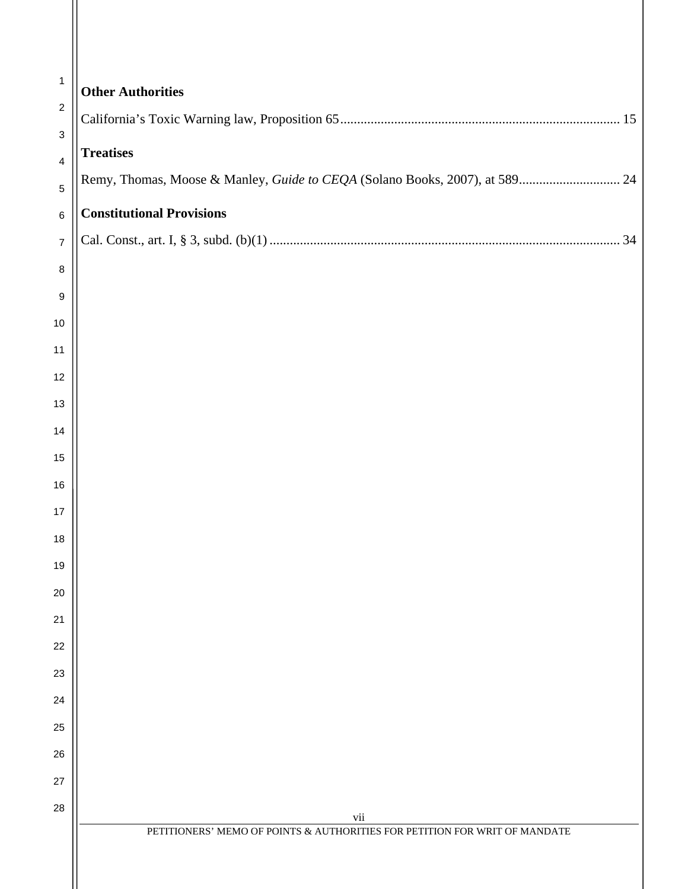**Other Authorities**

California's Toxic Warning law, Proposition 65 .................................................................................. 15

**Treatises**

Remy, Thomas, Moose & Manley, *Guide to CEQA* (Solano Books, 2007), at 589 ............................. 24

**Constitutional Provisions**

Cal. Const., art. I, § 3, subd. (b)(1) ....................................................................................................... 34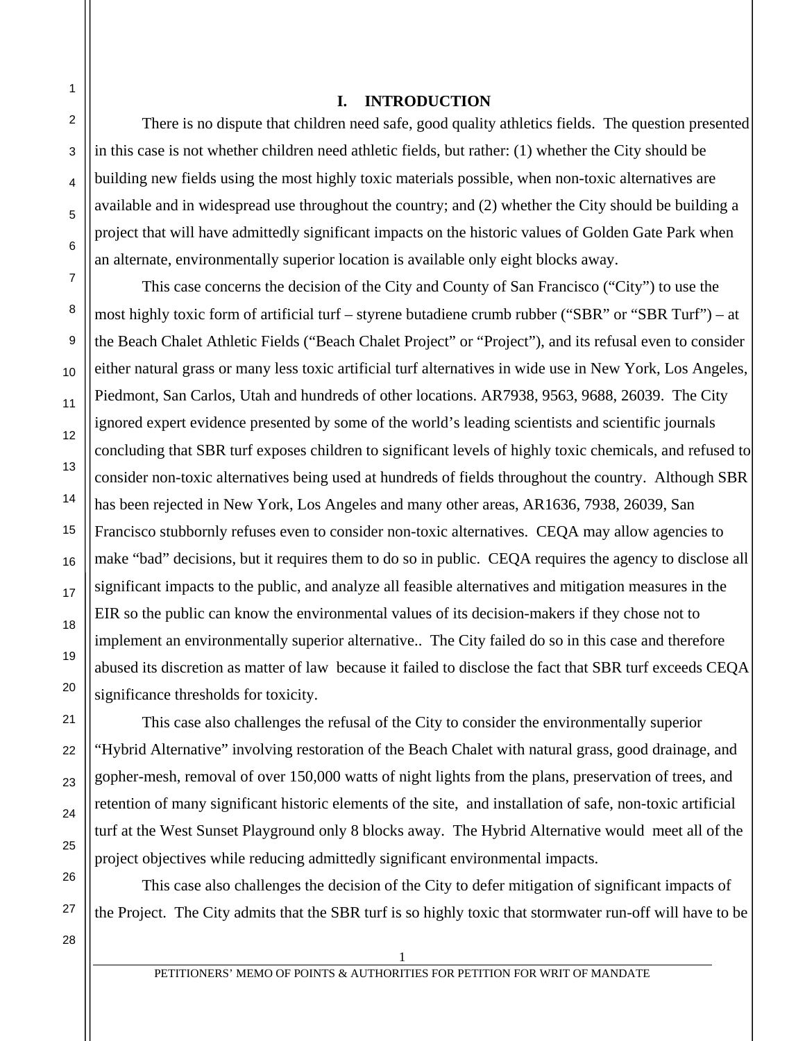## I. INTRODUCTION

There is no dispute that children need safe, good quality athletics fields. The question presented in this case is not whether children need athletic fields, but rather: (1) whether the City should be building new fields using the most highly toxic materials possible, when non-toxic alternatives are available and in widespread use throughout the country; and (2) whether the City should be building a project that will have admittedly significant impacts on the historic values of Golden Gate Park when an alternate, environmentally superior location is available only eight blocks away.

This case concerns the decision of the City and County of San Francisco ("City") to use the most highly toxic form of artificial turf – styrene butadiene crumb rubber ("SBR" or "SBR Turf") – at the Beach Chalet Athletic Fields ("Beach Chalet Project" or "Project"), and its refusal even to consider either natural grass or many less toxic artificial turf alternatives in wide use in New York, Los Angeles, Piedmont, San Carlos, Utah and hundreds of other locations. AR7938, 9563, 9688, 26039. The City ignored expert evidence presented by some of the world's leading scientists and scientific journals concluding that SBR turf exposes children to significant levels of highly toxic chemicals, and refused to consider non-toxic alternatives being used at hundreds of fields throughout the country. Although SBR has been rejected in New York, Los Angeles and many other areas, AR1636, 7938, 26039, San Francisco stubbornly refuses even to consider non-toxic alternatives. CEQA may allow agencies to make "bad" decisions, but it requires them to do so in public. CEQA requires the agency to disclose all significant impacts to the public, and analyze all feasible alternatives and mitigation measures in the EIR so the public can know the environmental values of its decision-makers if they chose not to implement an environmentally superior alternative.. The City failed do so in this case and therefore abused its discretion as matter of law because it failed to disclose the fact that SBR turf exceeds CEQA significance thresholds for toxicity.

This case also challenges the refusal of the City to consider the environmentally superior "Hybrid Alternative" involving restoration of the Beach Chalet with natural grass, good drainage, and gopher-mesh, removal of over 150,000 watts of night lights from the plans, preservation of trees, and retention of many significant historic elements of the site, and installation of safe, non-toxic artificial turf at the West Sunset Playground only 8 blocks away. The Hybrid Alternative would meet all of the project objectives while reducing admittedly significant environmental impacts.

This case also challenges the decision of the City to defer mitigation of significant impacts of the Project. The City admits that the SBR turf is so highly toxic that stormwater run-off will have to be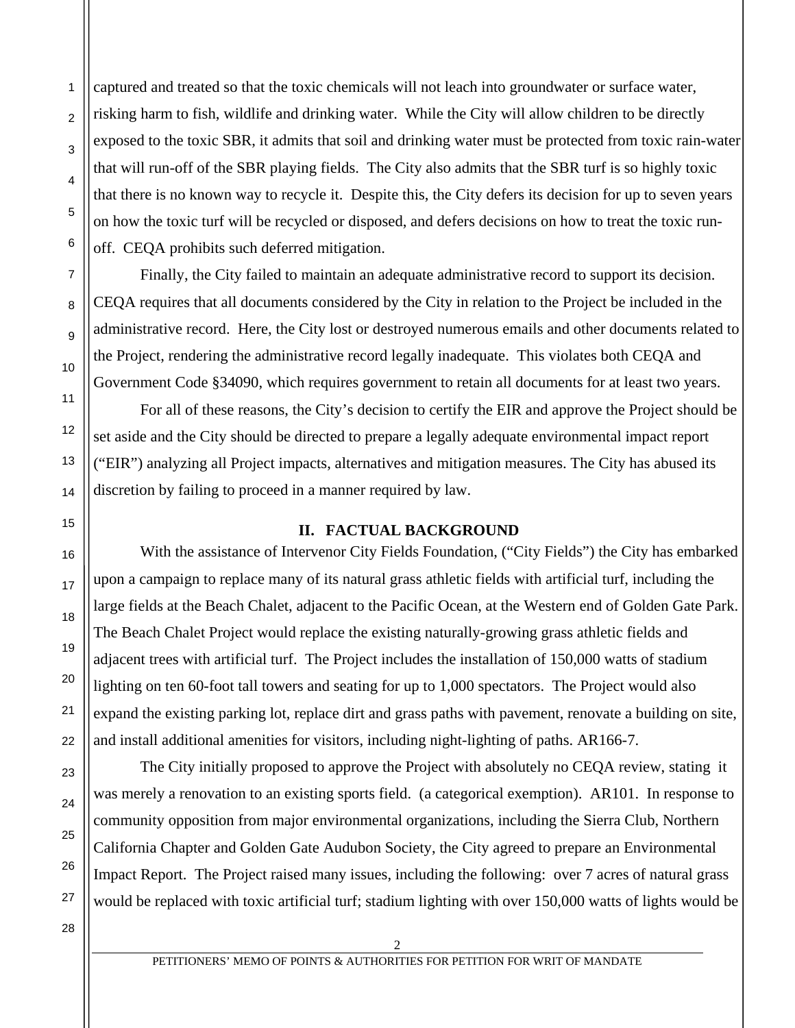captured and treated so that the toxic chemicals will not leach into groundwater or surface water, risking harm to fish, wildlife and drinking water. While the City will allow children to be directly exposed to the toxic SBR, it admits that soil and drinking water must be protected from toxic rain-water that will run-off of the SBR playing fields. The City also admits that the SBR turf is so highly toxic that there is no known way to recycle it. Despite this, the City defers its decision for up to seven years on how the toxic turf will be recycled or disposed, and defers decisions on how to treat the toxic run-off. CEQA prohibits such deferred mitigation.

Finally, the City failed to maintain an adequate administrative record to support its decision. CEQA requires that all documents considered by the City in relation to the Project be included in the administrative record. Here, the City lost or destroyed numerous emails and other documents related to the Project, rendering the administrative record legally inadequate. This violates both CEQA and Government Code §34090, which requires government to retain all documents for at least two years.

For all of these reasons, the City's decision to certify the EIR and approve the Project should be set aside and the City should be directed to prepare a legally adequate environmental impact report ("EIR") analyzing all Project impacts, alternatives and mitigation measures. The City has abused its discretion by failing to proceed in a manner required by law.

## II. FACTUAL BACKGROUND

With the assistance of Intervenor City Fields Foundation, ("City Fields") the City has embarked upon a campaign to replace many of its natural grass athletic fields with artificial turf, including the large fields at the Beach Chalet, adjacent to the Pacific Ocean, at the Western end of Golden Gate Park. The Beach Chalet Project would replace the existing naturally-growing grass athletic fields and adjacent trees with artificial turf. The Project includes the installation of 150,000 watts of stadium lighting on ten 60-foot tall towers and seating for up to 1,000 spectators. The Project would also expand the existing parking lot, replace dirt and grass paths with pavement, renovate a building on site, and install additional amenities for visitors, including night-lighting of paths. AR166-7.

The City initially proposed to approve the Project with absolutely no CEQA review, stating it was merely a renovation to an existing sports field. (a categorical exemption). AR101. In response to community opposition from major environmental organizations, including the Sierra Club, Northern California Chapter and Golden Gate Audubon Society, the City agreed to prepare an Environmental Impact Report. The Project raised many issues, including the following: over 7 acres of natural grass would be replaced with toxic artificial turf; stadium lighting with over 150,000 watts of lights would be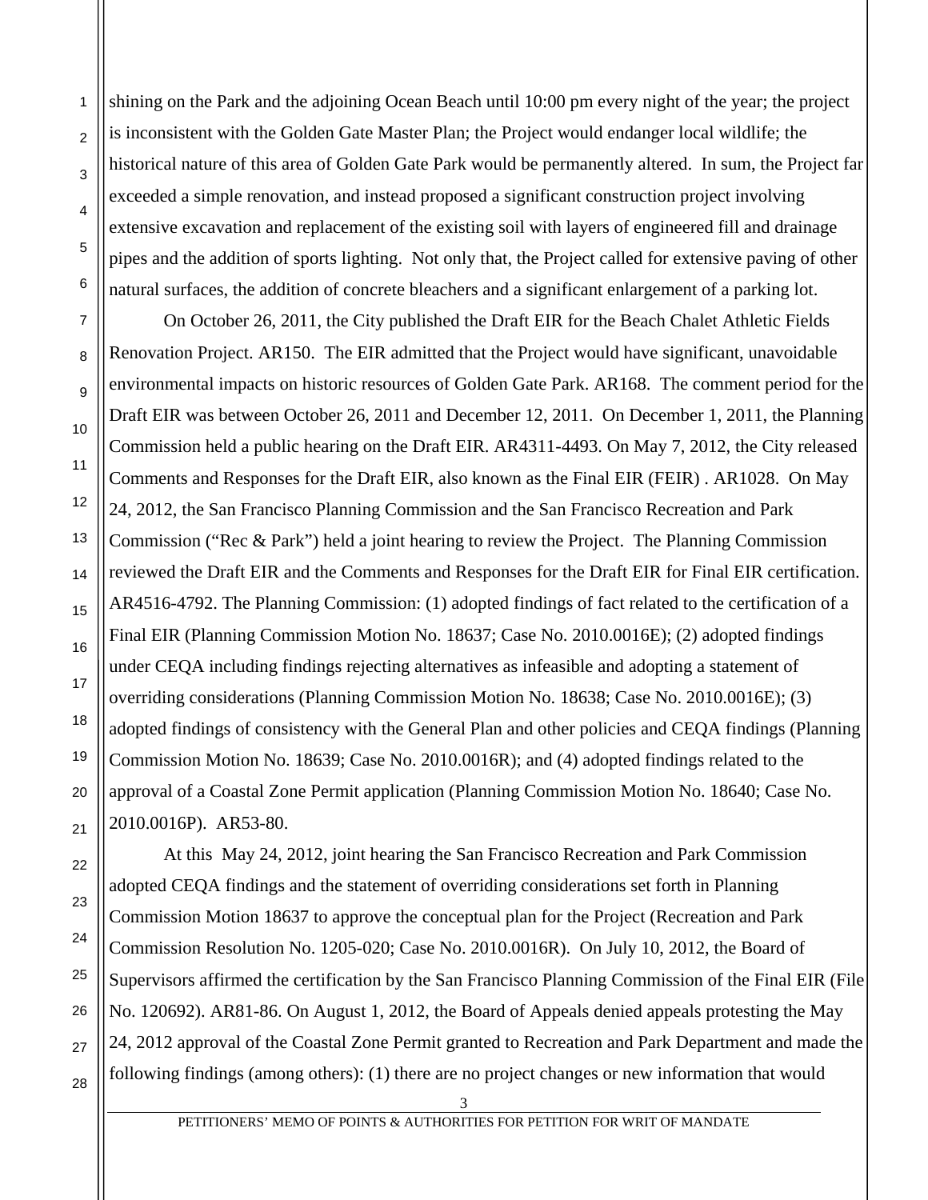shining on the Park and the adjoining Ocean Beach until 10:00 pm every night of the year; the project is inconsistent with the Golden Gate Master Plan; the Project would endanger local wildlife; the historical nature of this area of Golden Gate Park would be permanently altered. In sum, the Project far exceeded a simple renovation, and instead proposed a significant construction project involving extensive excavation and replacement of the existing soil with layers of engineered fill and drainage pipes and the addition of sports lighting. Not only that, the Project called for extensive paving of other natural surfaces, the addition of concrete bleachers and a significant enlargement of a parking lot.

On October 26, 2011, the City published the Draft EIR for the Beach Chalet Athletic Fields Renovation Project. AR150. The EIR admitted that the Project would have significant, unavoidable environmental impacts on historic resources of Golden Gate Park. AR168. The comment period for the Draft EIR was between October 26, 2011 and December 12, 2011. On December 1, 2011, the Planning Commission held a public hearing on the Draft EIR. AR4311-4493. On May 7, 2012, the City released Comments and Responses for the Draft EIR, also known as the Final EIR (FEIR) . AR1028. On May 24, 2012, the San Francisco Planning Commission and the San Francisco Recreation and Park Commission ("Rec & Park") held a joint hearing to review the Project. The Planning Commission reviewed the Draft EIR and the Comments and Responses for the Draft EIR for Final EIR certification. AR4516-4792. The Planning Commission: (1) adopted findings of fact related to the certification of a Final EIR (Planning Commission Motion No. 18637; Case No. 2010.0016E); (2) adopted findings under CEQA including findings rejecting alternatives as infeasible and adopting a statement of overriding considerations (Planning Commission Motion No. 18638; Case No. 2010.0016E); (3) adopted findings of consistency with the General Plan and other policies and CEQA findings (Planning Commission Motion No. 18639; Case No. 2010.0016R); and (4) adopted findings related to the approval of a Coastal Zone Permit application (Planning Commission Motion No. 18640; Case No. 2010.0016P). AR53-80.

At this May 24, 2012, joint hearing the San Francisco Recreation and Park Commission adopted CEQA findings and the statement of overriding considerations set forth in Planning Commission Motion 18637 to approve the conceptual plan for the Project (Recreation and Park Commission Resolution No. 1205-020; Case No. 2010.0016R). On July 10, 2012, the Board of Supervisors affirmed the certification by the San Francisco Planning Commission of the Final EIR (File No. 120692). AR81-86. On August 1, 2012, the Board of Appeals denied appeals protesting the May 24, 2012 approval of the Coastal Zone Permit granted to Recreation and Park Department and made the following findings (among others): (1) there are no project changes or new information that would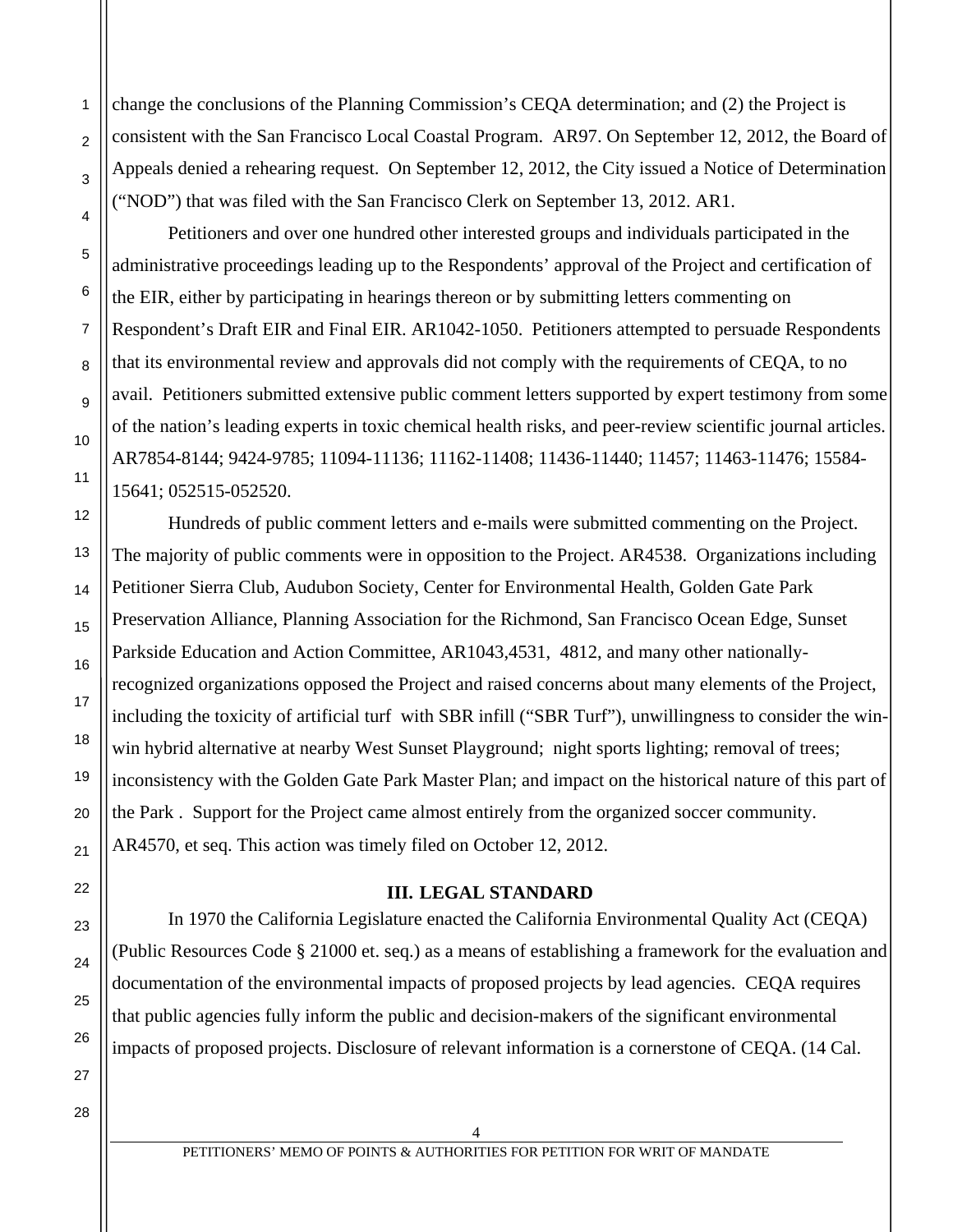change the conclusions of the Planning Commission's CEQA determination; and (2) the Project is consistent with the San Francisco Local Coastal Program. AR97. On September 12, 2012, the Board of Appeals denied a rehearing request. On September 12, 2012, the City issued a Notice of Determination ("NOD") that was filed with the San Francisco Clerk on September 13, 2012. AR1.

Petitioners and over one hundred other interested groups and individuals participated in the administrative proceedings leading up to the Respondents' approval of the Project and certification of the EIR, either by participating in hearings thereon or by submitting letters commenting on Respondent's Draft EIR and Final EIR. AR1042-1050. Petitioners attempted to persuade Respondents that its environmental review and approvals did not comply with the requirements of CEQA, to no avail. Petitioners submitted extensive public comment letters supported by expert testimony from some of the nation's leading experts in toxic chemical health risks, and peer-review scientific journal articles. AR7854-8144; 9424-9785; 11094-11136; 11162-11408; 11436-11440; 11457; 11463-11476; 15584-15641; 052515-052520.

Hundreds of public comment letters and e-mails were submitted commenting on the Project. The majority of public comments were in opposition to the Project. AR4538. Organizations including Petitioner Sierra Club, Audubon Society, Center for Environmental Health, Golden Gate Park Preservation Alliance, Planning Association for the Richmond, San Francisco Ocean Edge, Sunset Parkside Education and Action Committee, AR1043,4531, 4812, and many other nationally-recognized organizations opposed the Project and raised concerns about many elements of the Project, including the toxicity of artificial turf with SBR infill ("SBR Turf"), unwillingness to consider the win-win hybrid alternative at nearby West Sunset Playground; night sports lighting; removal of trees; inconsistency with the Golden Gate Park Master Plan; and impact on the historical nature of this part of the Park . Support for the Project came almost entirely from the organized soccer community. AR4570, et seq. This action was timely filed on October 12, 2012.

## III. LEGAL STANDARD

In 1970 the California Legislature enacted the California Environmental Quality Act (CEQA) (Public Resources Code § 21000 et. seq.) as a means of establishing a framework for the evaluation and documentation of the environmental impacts of proposed projects by lead agencies. CEQA requires that public agencies fully inform the public and decision-makers of the significant environmental impacts of proposed projects. Disclosure of relevant information is a cornerstone of CEQA. (14 Cal.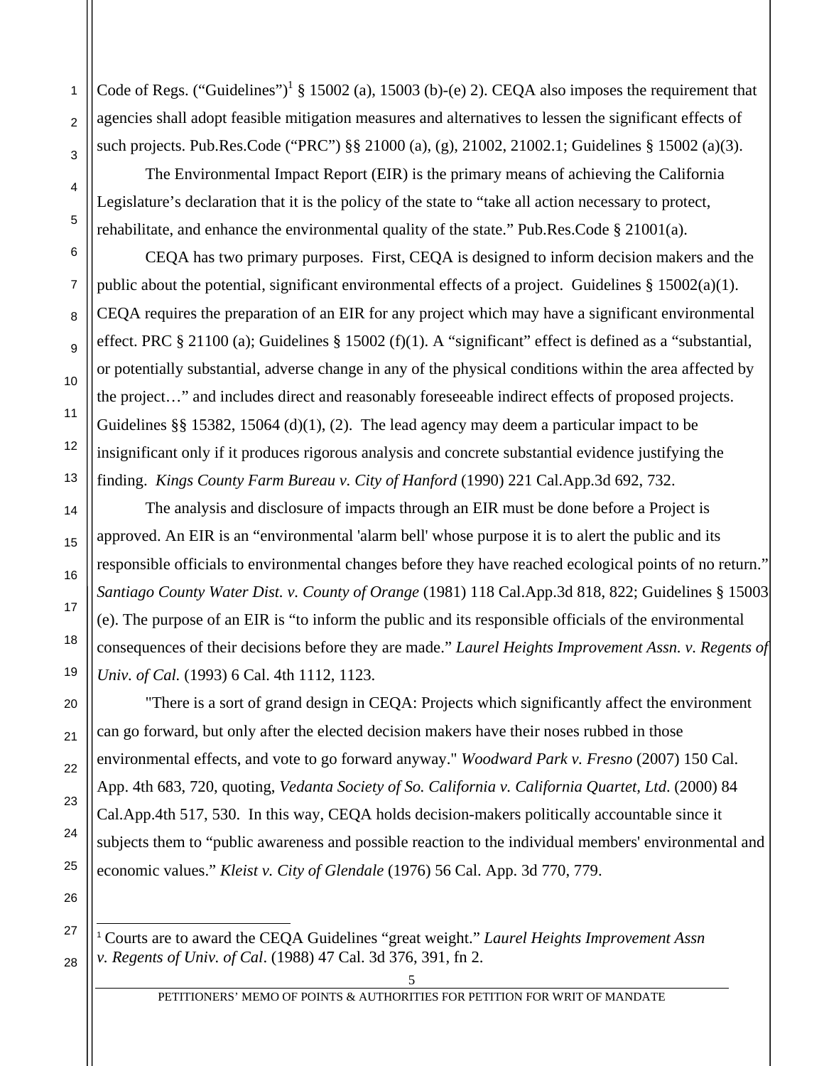Code of Regs. ("Guidelines")[1] § 15002 (a), 15003 (b)-(e) 2). CEQA also imposes the requirement that agencies shall adopt feasible mitigation measures and alternatives to lessen the significant effects of such projects. Pub.Res.Code ("PRC") §§ 21000 (a), (g), 21002, 21002.1; Guidelines § 15002 (a)(3).

The Environmental Impact Report (EIR) is the primary means of achieving the California Legislature's declaration that it is the policy of the state to "take all action necessary to protect, rehabilitate, and enhance the environmental quality of the state." Pub.Res.Code § 21001(a).

CEQA has two primary purposes. First, CEQA is designed to inform decision makers and the public about the potential, significant environmental effects of a project. Guidelines § 15002(a)(1). CEQA requires the preparation of an EIR for any project which may have a significant environmental effect. PRC § 21100 (a); Guidelines § 15002 (f)(1). A "significant" effect is defined as a "substantial, or potentially substantial, adverse change in any of the physical conditions within the area affected by the project…" and includes direct and reasonably foreseeable indirect effects of proposed projects. Guidelines §§ 15382, 15064 (d)(1), (2). The lead agency may deem a particular impact to be insignificant only if it produces rigorous analysis and concrete substantial evidence justifying the finding. *Kings County Farm Bureau v. City of Hanford* (1990) 221 Cal.App.3d 692, 732.

The analysis and disclosure of impacts through an EIR must be done before a Project is approved. An EIR is an "environmental 'alarm bell' whose purpose it is to alert the public and its responsible officials to environmental changes before they have reached ecological points of no return." *Santiago County Water Dist. v. County of Orange* (1981) 118 Cal.App.3d 818, 822; Guidelines § 15003 (e). The purpose of an EIR is "to inform the public and its responsible officials of the environmental consequences of their decisions before they are made." *Laurel Heights Improvement Assn. v. Regents of Univ. of Cal.* (1993) 6 Cal. 4th 1112, 1123.

"There is a sort of grand design in CEQA: Projects which significantly affect the environment can go forward, but only after the elected decision makers have their noses rubbed in those environmental effects, and vote to go forward anyway." *Woodward Park v. Fresno* (2007) 150 Cal. App. 4th 683, 720, quoting, *Vedanta Society of So. California v. California Quartet, Ltd*. (2000) 84 Cal.App.4th 517, 530. In this way, CEQA holds decision-makers politically accountable since it subjects them to "public awareness and possible reaction to the individual members' environmental and economic values." *Kleist v. City of Glendale* (1976) 56 Cal. App. 3d 770, 779.

---

[1] Courts are to award the CEQA Guidelines "great weight." *Laurel Heights Improvement Assn v. Regents of Univ. of Cal*. (1988) 47 Cal. 3d 376, 391, fn 2.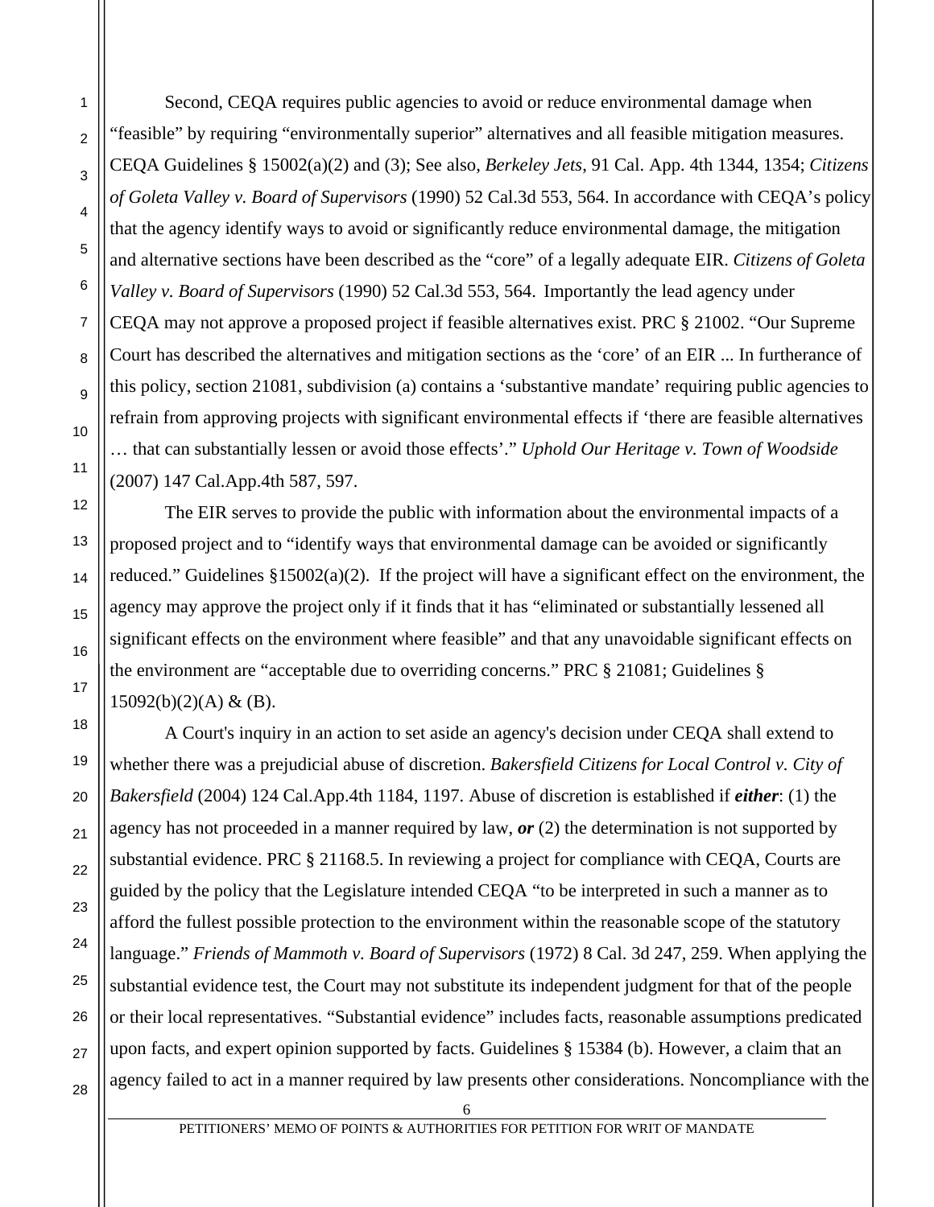Second, CEQA requires public agencies to avoid or reduce environmental damage when "feasible" by requiring "environmentally superior" alternatives and all feasible mitigation measures. CEQA Guidelines § 15002(a)(2) and (3); See also, *Berkeley Jets*, 91 Cal. App. 4th 1344, 1354; *Citizens of Goleta Valley v. Board of Supervisors* (1990) 52 Cal.3d 553, 564. In accordance with CEQA's policy that the agency identify ways to avoid or significantly reduce environmental damage, the mitigation and alternative sections have been described as the "core" of a legally adequate EIR. *Citizens of Goleta Valley v. Board of Supervisors* (1990) 52 Cal.3d 553, 564. Importantly the lead agency under CEQA may not approve a proposed project if feasible alternatives exist. PRC § 21002. "Our Supreme Court has described the alternatives and mitigation sections as the 'core' of an EIR ... In furtherance of this policy, section 21081, subdivision (a) contains a 'substantive mandate' requiring public agencies to refrain from approving projects with significant environmental effects if 'there are feasible alternatives … that can substantially lessen or avoid those effects'." *Uphold Our Heritage v. Town of Woodside* (2007) 147 Cal.App.4th 587, 597.

The EIR serves to provide the public with information about the environmental impacts of a proposed project and to "identify ways that environmental damage can be avoided or significantly reduced." Guidelines §15002(a)(2). If the project will have a significant effect on the environment, the agency may approve the project only if it finds that it has "eliminated or substantially lessened all significant effects on the environment where feasible" and that any unavoidable significant effects on the environment are "acceptable due to overriding concerns." PRC § 21081; Guidelines § 15092(b)(2)(A) & (B).

A Court's inquiry in an action to set aside an agency's decision under CEQA shall extend to whether there was a prejudicial abuse of discretion. *Bakersfield Citizens for Local Control v. City of Bakersfield* (2004) 124 Cal.App.4th 1184, 1197. Abuse of discretion is established if ***either***: (1) the agency has not proceeded in a manner required by law, ***or*** (2) the determination is not supported by substantial evidence. PRC § 21168.5. In reviewing a project for compliance with CEQA, Courts are guided by the policy that the Legislature intended CEQA "to be interpreted in such a manner as to afford the fullest possible protection to the environment within the reasonable scope of the statutory language." *Friends of Mammoth v. Board of Supervisors* (1972) 8 Cal. 3d 247, 259. When applying the substantial evidence test, the Court may not substitute its independent judgment for that of the people or their local representatives. "Substantial evidence" includes facts, reasonable assumptions predicated upon facts, and expert opinion supported by facts. Guidelines § 15384 (b). However, a claim that an agency failed to act in a manner required by law presents other considerations. Noncompliance with the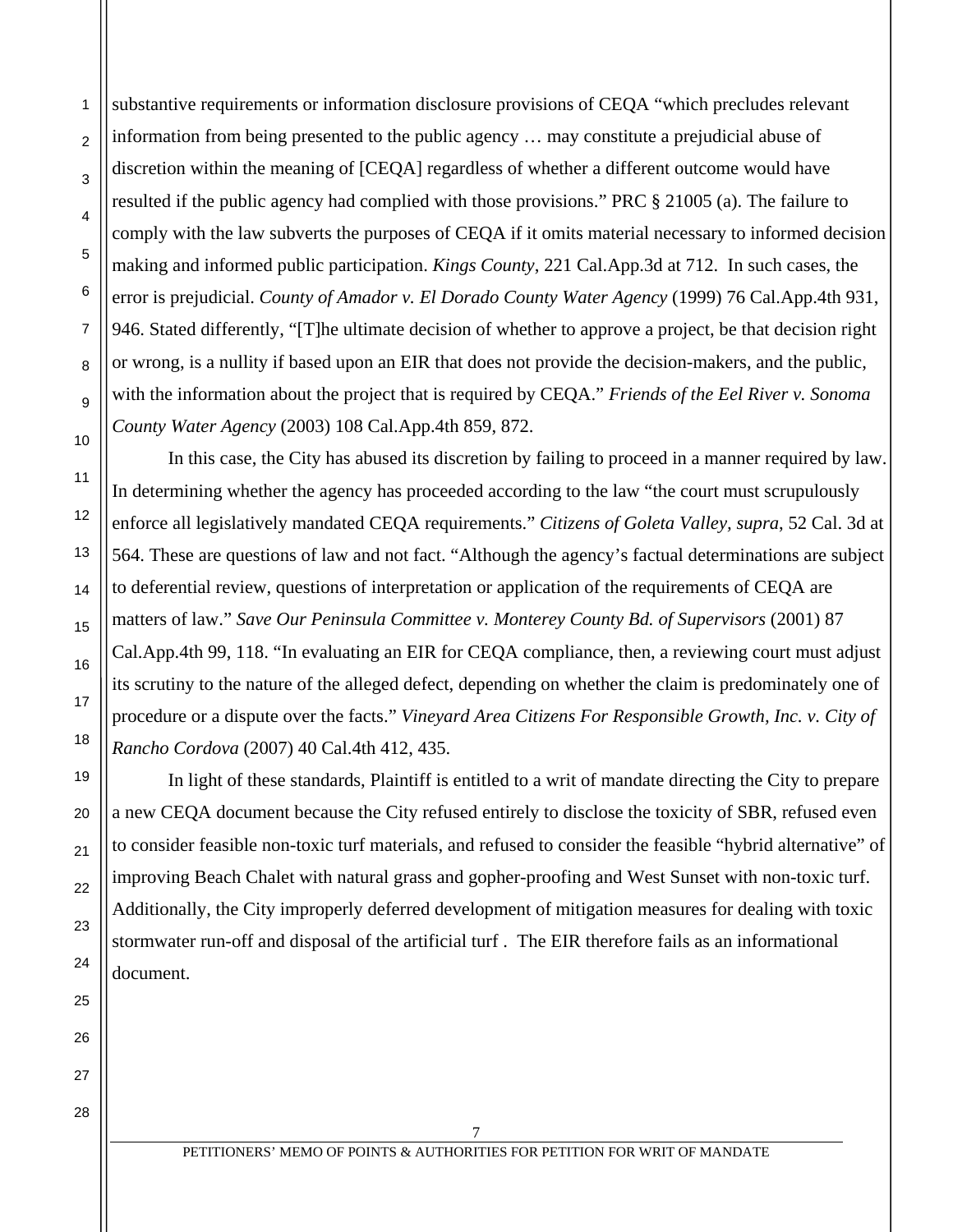substantive requirements or information disclosure provisions of CEQA "which precludes relevant information from being presented to the public agency … may constitute a prejudicial abuse of discretion within the meaning of [CEQA] regardless of whether a different outcome would have resulted if the public agency had complied with those provisions." PRC § 21005 (a). The failure to comply with the law subverts the purposes of CEQA if it omits material necessary to informed decision making and informed public participation. *Kings County*, 221 Cal.App.3d at 712. In such cases, the error is prejudicial. *County of Amador v. El Dorado County Water Agency* (1999) 76 Cal.App.4th 931, 946. Stated differently, "[T]he ultimate decision of whether to approve a project, be that decision right or wrong, is a nullity if based upon an EIR that does not provide the decision-makers, and the public, with the information about the project that is required by CEQA." *Friends of the Eel River v. Sonoma County Water Agency* (2003) 108 Cal.App.4th 859, 872.

In this case, the City has abused its discretion by failing to proceed in a manner required by law. In determining whether the agency has proceeded according to the law "the court must scrupulously enforce all legislatively mandated CEQA requirements." *Citizens of Goleta Valley, supra*, 52 Cal. 3d at 564. These are questions of law and not fact. "Although the agency's factual determinations are subject to deferential review, questions of interpretation or application of the requirements of CEQA are matters of law." *Save Our Peninsula Committee v. Monterey County Bd. of Supervisors* (2001) 87 Cal.App.4th 99, 118. "In evaluating an EIR for CEQA compliance, then, a reviewing court must adjust its scrutiny to the nature of the alleged defect, depending on whether the claim is predominately one of procedure or a dispute over the facts." *Vineyard Area Citizens For Responsible Growth, Inc. v. City of Rancho Cordova* (2007) 40 Cal.4th 412, 435.

In light of these standards, Plaintiff is entitled to a writ of mandate directing the City to prepare a new CEQA document because the City refused entirely to disclose the toxicity of SBR, refused even to consider feasible non-toxic turf materials, and refused to consider the feasible "hybrid alternative" of improving Beach Chalet with natural grass and gopher-proofing and West Sunset with non-toxic turf. Additionally, the City improperly deferred development of mitigation measures for dealing with toxic stormwater run-off and disposal of the artificial turf . The EIR therefore fails as an informational document.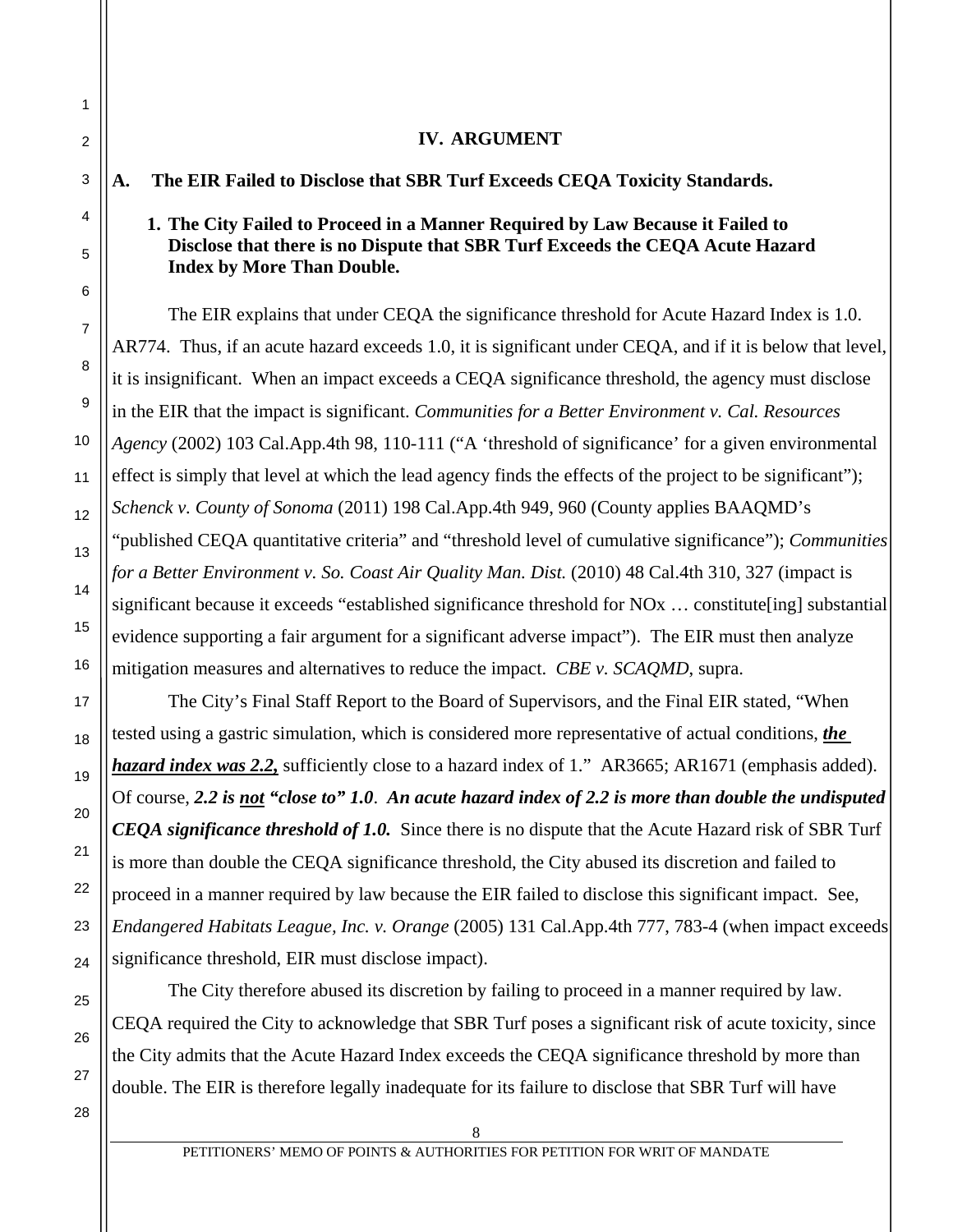## IV. ARGUMENT

### A. The EIR Failed to Disclose that SBR Turf Exceeds CEQA Toxicity Standards.

#### 1. The City Failed to Proceed in a Manner Required by Law Because it Failed to Disclose that there is no Dispute that SBR Turf Exceeds the CEQA Acute Hazard Index by More Than Double.

The EIR explains that under CEQA the significance threshold for Acute Hazard Index is 1.0. AR774. Thus, if an acute hazard exceeds 1.0, it is significant under CEQA, and if it is below that level, it is insignificant. When an impact exceeds a CEQA significance threshold, the agency must disclose in the EIR that the impact is significant. *Communities for a Better Environment v. Cal. Resources Agency* (2002) 103 Cal.App.4th 98, 110-111 ("A 'threshold of significance' for a given environmental effect is simply that level at which the lead agency finds the effects of the project to be significant"); *Schenck v. County of Sonoma* (2011) 198 Cal.App.4th 949, 960 (County applies BAAQMD's "published CEQA quantitative criteria" and "threshold level of cumulative significance"); *Communities for a Better Environment v. So. Coast Air Quality Man. Dist.* (2010) 48 Cal.4th 310, 327 (impact is significant because it exceeds "established significance threshold for NOx … constitute[ing] substantial evidence supporting a fair argument for a significant adverse impact"). The EIR must then analyze mitigation measures and alternatives to reduce the impact. *CBE v. SCAQMD*, supra.

The City's Final Staff Report to the Board of Supervisors, and the Final EIR stated, "When tested using a gastric simulation, which is considered more representative of actual conditions, ***the hazard index was 2.2,*** sufficiently close to a hazard index of 1." AR3665; AR1671 (emphasis added). Of course, ***2.2 is not "close to" 1.0***. ***An acute hazard index of 2.2 is more than double the undisputed CEQA significance threshold of 1.0.*** Since there is no dispute that the Acute Hazard risk of SBR Turf is more than double the CEQA significance threshold, the City abused its discretion and failed to proceed in a manner required by law because the EIR failed to disclose this significant impact. See, *Endangered Habitats League, Inc. v. Orange* (2005) 131 Cal.App.4th 777, 783-4 (when impact exceeds significance threshold, EIR must disclose impact).

The City therefore abused its discretion by failing to proceed in a manner required by law. CEQA required the City to acknowledge that SBR Turf poses a significant risk of acute toxicity, since the City admits that the Acute Hazard Index exceeds the CEQA significance threshold by more than double. The EIR is therefore legally inadequate for its failure to disclose that SBR Turf will have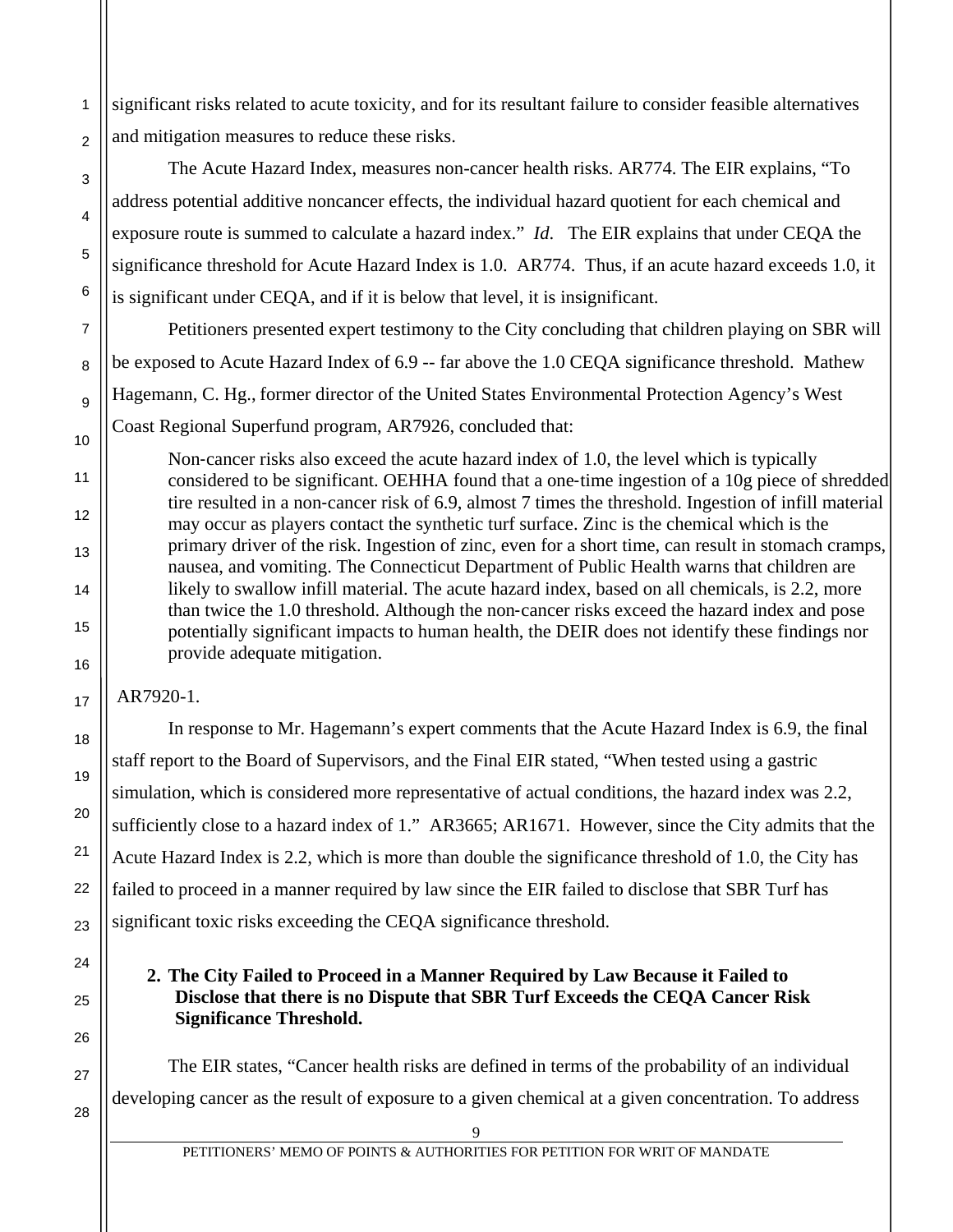significant risks related to acute toxicity, and for its resultant failure to consider feasible alternatives and mitigation measures to reduce these risks.

The Acute Hazard Index, measures non-cancer health risks. AR774. The EIR explains, "To address potential additive noncancer effects, the individual hazard quotient for each chemical and exposure route is summed to calculate a hazard index." *Id*. The EIR explains that under CEQA the significance threshold for Acute Hazard Index is 1.0. AR774. Thus, if an acute hazard exceeds 1.0, it is significant under CEQA, and if it is below that level, it is insignificant.

Petitioners presented expert testimony to the City concluding that children playing on SBR will be exposed to Acute Hazard Index of 6.9 -- far above the 1.0 CEQA significance threshold. Mathew Hagemann, C. Hg., former director of the United States Environmental Protection Agency's West Coast Regional Superfund program, AR7926, concluded that:

> Non-cancer risks also exceed the acute hazard index of 1.0, the level which is typically considered to be significant. OEHHA found that a one-time ingestion of a 10g piece of shredded tire resulted in a non-cancer risk of 6.9, almost 7 times the threshold. Ingestion of infill material may occur as players contact the synthetic turf surface. Zinc is the chemical which is the primary driver of the risk. Ingestion of zinc, even for a short time, can result in stomach cramps, nausea, and vomiting. The Connecticut Department of Public Health warns that children are likely to swallow infill material. The acute hazard index, based on all chemicals, is 2.2, more than twice the 1.0 threshold. Although the non-cancer risks exceed the hazard index and pose potentially significant impacts to human health, the DEIR does not identify these findings nor provide adequate mitigation.

AR7920-1.

In response to Mr. Hagemann's expert comments that the Acute Hazard Index is 6.9, the final staff report to the Board of Supervisors, and the Final EIR stated, "When tested using a gastric simulation, which is considered more representative of actual conditions, the hazard index was 2.2, sufficiently close to a hazard index of 1." AR3665; AR1671. However, since the City admits that the Acute Hazard Index is 2.2, which is more than double the significance threshold of 1.0, the City has failed to proceed in a manner required by law since the EIR failed to disclose that SBR Turf has significant toxic risks exceeding the CEQA significance threshold.

**2. The City Failed to Proceed in a Manner Required by Law Because it Failed to Disclose that there is no Dispute that SBR Turf Exceeds the CEQA Cancer Risk Significance Threshold.**

The EIR states, "Cancer health risks are defined in terms of the probability of an individual developing cancer as the result of exposure to a given chemical at a given concentration. To address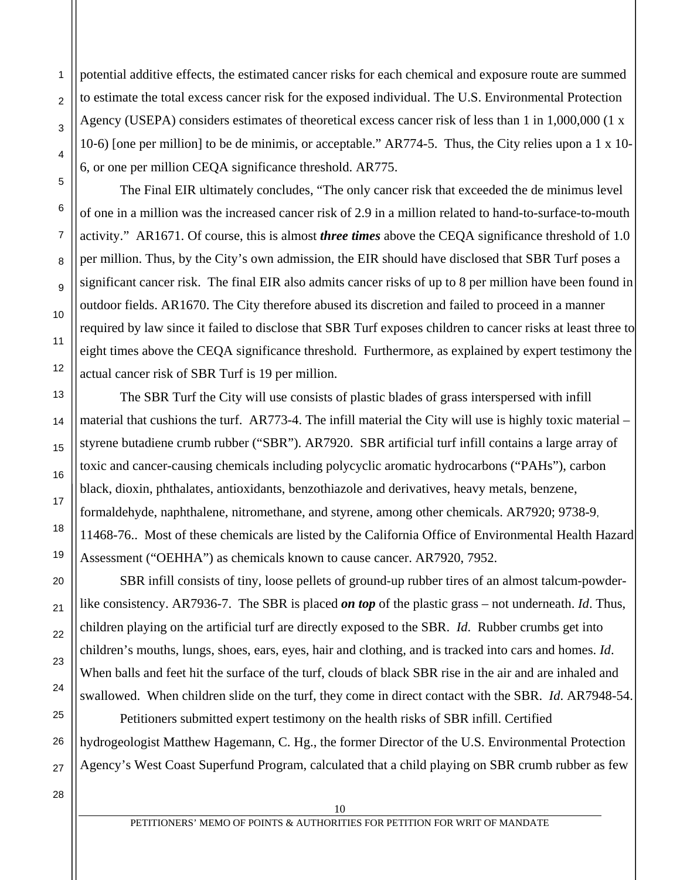potential additive effects, the estimated cancer risks for each chemical and exposure route are summed to estimate the total excess cancer risk for the exposed individual. The U.S. Environmental Protection Agency (USEPA) considers estimates of theoretical excess cancer risk of less than 1 in 1,000,000 (1 x 10-6) [one per million] to be de minimis, or acceptable." AR774-5. Thus, the City relies upon a 1 x 10-6, or one per million CEQA significance threshold. AR775.

The Final EIR ultimately concludes, "The only cancer risk that exceeded the de minimus level of one in a million was the increased cancer risk of 2.9 in a million related to hand-to-surface-to-mouth activity." AR1671. Of course, this is almost ***three times*** above the CEQA significance threshold of 1.0 per million. Thus, by the City's own admission, the EIR should have disclosed that SBR Turf poses a significant cancer risk. The final EIR also admits cancer risks of up to 8 per million have been found in outdoor fields. AR1670. The City therefore abused its discretion and failed to proceed in a manner required by law since it failed to disclose that SBR Turf exposes children to cancer risks at least three to eight times above the CEQA significance threshold. Furthermore, as explained by expert testimony the actual cancer risk of SBR Turf is 19 per million.

The SBR Turf the City will use consists of plastic blades of grass interspersed with infill material that cushions the turf. AR773-4. The infill material the City will use is highly toxic material – styrene butadiene crumb rubber ("SBR"). AR7920. SBR artificial turf infill contains a large array of toxic and cancer-causing chemicals including polycyclic aromatic hydrocarbons ("PAHs"), carbon black, dioxin, phthalates, antioxidants, benzothiazole and derivatives, heavy metals, benzene, formaldehyde, naphthalene, nitromethane, and styrene, among other chemicals. AR7920; 9738-9, 11468-76.. Most of these chemicals are listed by the California Office of Environmental Health Hazard Assessment ("OEHHA") as chemicals known to cause cancer. AR7920, 7952.

SBR infill consists of tiny, loose pellets of ground-up rubber tires of an almost talcum-powder-like consistency. AR7936-7. The SBR is placed ***on top*** of the plastic grass – not underneath. *Id*. Thus, children playing on the artificial turf are directly exposed to the SBR. *Id*. Rubber crumbs get into children's mouths, lungs, shoes, ears, eyes, hair and clothing, and is tracked into cars and homes. *Id*. When balls and feet hit the surface of the turf, clouds of black SBR rise in the air and are inhaled and swallowed. When children slide on the turf, they come in direct contact with the SBR. *Id*. AR7948-54.

Petitioners submitted expert testimony on the health risks of SBR infill. Certified hydrogeologist Matthew Hagemann, C. Hg., the former Director of the U.S. Environmental Protection Agency's West Coast Superfund Program, calculated that a child playing on SBR crumb rubber as few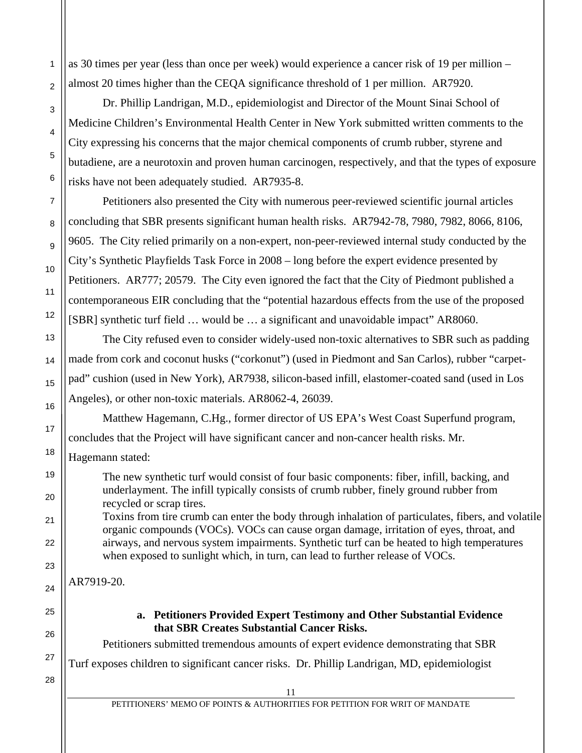as 30 times per year (less than once per week) would experience a cancer risk of 19 per million – almost 20 times higher than the CEQA significance threshold of 1 per million. AR7920.

Dr. Phillip Landrigan, M.D., epidemiologist and Director of the Mount Sinai School of Medicine Children's Environmental Health Center in New York submitted written comments to the City expressing his concerns that the major chemical components of crumb rubber, styrene and butadiene, are a neurotoxin and proven human carcinogen, respectively, and that the types of exposure risks have not been adequately studied. AR7935-8.

Petitioners also presented the City with numerous peer-reviewed scientific journal articles concluding that SBR presents significant human health risks. AR7942-78, 7980, 7982, 8066, 8106, 9605. The City relied primarily on a non-expert, non-peer-reviewed internal study conducted by the City's Synthetic Playfields Task Force in 2008 – long before the expert evidence presented by Petitioners. AR777; 20579. The City even ignored the fact that the City of Piedmont published a contemporaneous EIR concluding that the "potential hazardous effects from the use of the proposed [SBR] synthetic turf field … would be … a significant and unavoidable impact" AR8060.

The City refused even to consider widely-used non-toxic alternatives to SBR such as padding made from cork and coconut husks ("corkonut") (used in Piedmont and San Carlos), rubber "carpet-pad" cushion (used in New York), AR7938, silicon-based infill, elastomer-coated sand (used in Los Angeles), or other non-toxic materials. AR8062-4, 26039.

Matthew Hagemann, C.Hg., former director of US EPA's West Coast Superfund program, concludes that the Project will have significant cancer and non-cancer health risks. Mr. Hagemann stated:

> The new synthetic turf would consist of four basic components: fiber, infill, backing, and underlayment. The infill typically consists of crumb rubber, finely ground rubber from recycled or scrap tires.
>
> Toxins from tire crumb can enter the body through inhalation of particulates, fibers, and volatile organic compounds (VOCs). VOCs can cause organ damage, irritation of eyes, throat, and airways, and nervous system impairments. Synthetic turf can be heated to high temperatures when exposed to sunlight which, in turn, can lead to further release of VOCs.

AR7919-20.

**a. Petitioners Provided Expert Testimony and Other Substantial Evidence that SBR Creates Substantial Cancer Risks.**

Petitioners submitted tremendous amounts of expert evidence demonstrating that SBR Turf exposes children to significant cancer risks. Dr. Phillip Landrigan, MD, epidemiologist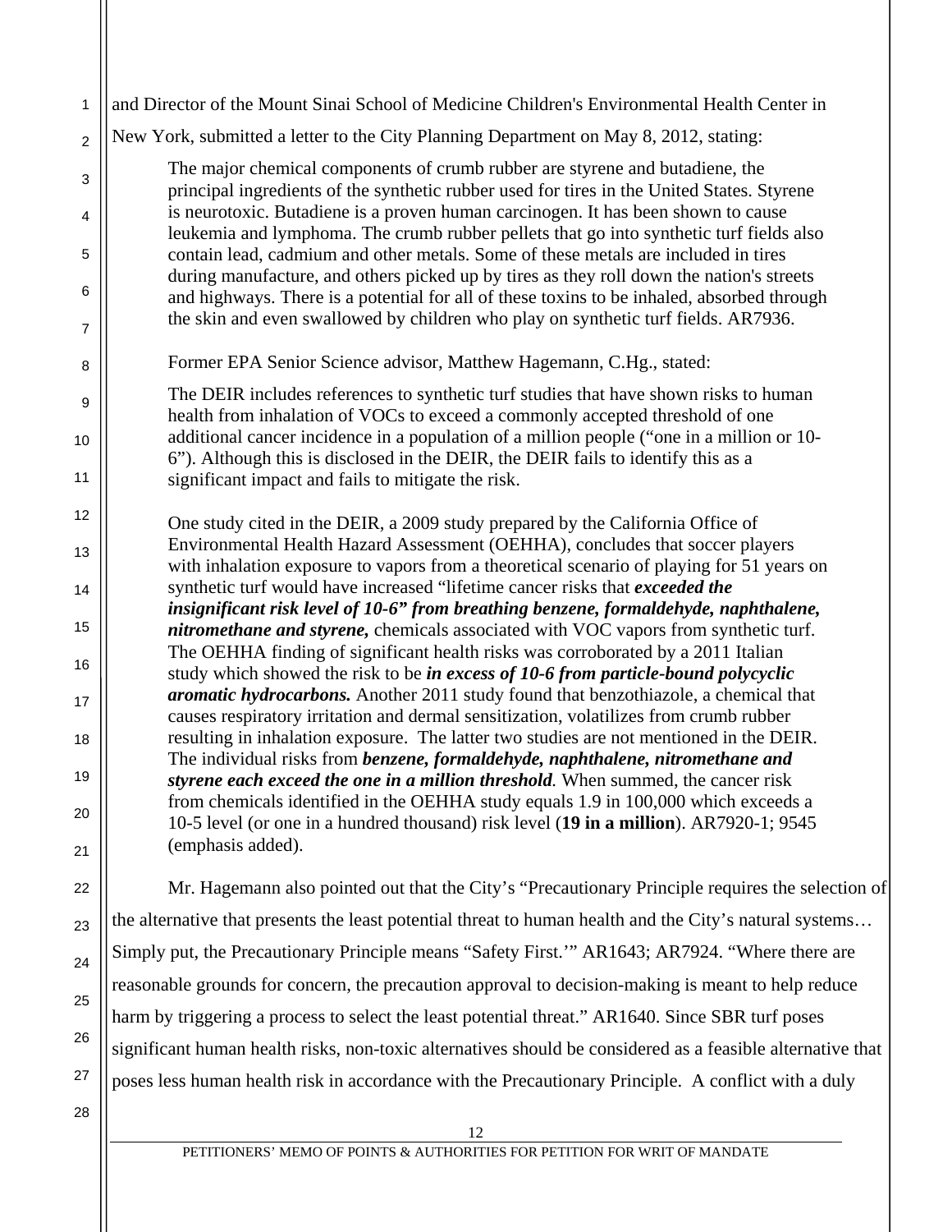and Director of the Mount Sinai School of Medicine Children's Environmental Health Center in New York, submitted a letter to the City Planning Department on May 8, 2012, stating:

> The major chemical components of crumb rubber are styrene and butadiene, the principal ingredients of the synthetic rubber used for tires in the United States. Styrene is neurotoxic. Butadiene is a proven human carcinogen. It has been shown to cause leukemia and lymphoma. The crumb rubber pellets that go into synthetic turf fields also contain lead, cadmium and other metals. Some of these metals are included in tires during manufacture, and others picked up by tires as they roll down the nation's streets and highways. There is a potential for all of these toxins to be inhaled, absorbed through the skin and even swallowed by children who play on synthetic turf fields. AR7936.

Former EPA Senior Science advisor, Matthew Hagemann, C.Hg., stated:

> The DEIR includes references to synthetic turf studies that have shown risks to human health from inhalation of VOCs to exceed a commonly accepted threshold of one additional cancer incidence in a population of a million people ("one in a million or 10-6"). Although this is disclosed in the DEIR, the DEIR fails to identify this as a significant impact and fails to mitigate the risk.
>
> One study cited in the DEIR, a 2009 study prepared by the California Office of Environmental Health Hazard Assessment (OEHHA), concludes that soccer players with inhalation exposure to vapors from a theoretical scenario of playing for 51 years on synthetic turf would have increased "lifetime cancer risks that ***exceeded the insignificant risk level of 10-6" from breathing benzene, formaldehyde, naphthalene, nitromethane and styrene,*** chemicals associated with VOC vapors from synthetic turf. The OEHHA finding of significant health risks was corroborated by a 2011 Italian study which showed the risk to be ***in excess of 10-6 from particle-bound polycyclic aromatic hydrocarbons.*** Another 2011 study found that benzothiazole, a chemical that causes respiratory irritation and dermal sensitization, volatilizes from crumb rubber resulting in inhalation exposure. The latter two studies are not mentioned in the DEIR. The individual risks from ***benzene, formaldehyde, naphthalene, nitromethane and styrene each exceed the one in a million threshold.*** When summed, the cancer risk from chemicals identified in the OEHHA study equals 1.9 in 100,000 which exceeds a 10-5 level (or one in a hundred thousand) risk level (**19 in a million**). AR7920-1; 9545 (emphasis added).

Mr. Hagemann also pointed out that the City's "Precautionary Principle requires the selection of the alternative that presents the least potential threat to human health and the City's natural systems… Simply put, the Precautionary Principle means "Safety First.'" AR1643; AR7924. "Where there are reasonable grounds for concern, the precaution approval to decision-making is meant to help reduce harm by triggering a process to select the least potential threat." AR1640. Since SBR turf poses significant human health risks, non-toxic alternatives should be considered as a feasible alternative that poses less human health risk in accordance with the Precautionary Principle. A conflict with a duly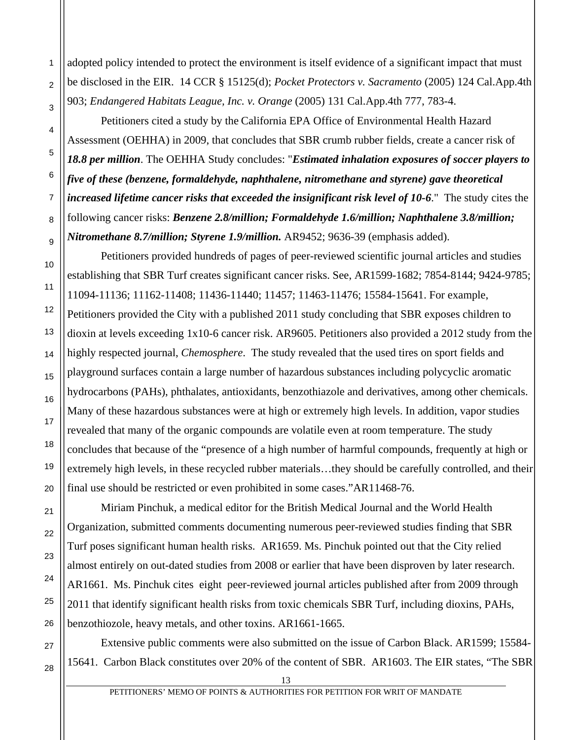adopted policy intended to protect the environment is itself evidence of a significant impact that must be disclosed in the EIR. 14 CCR § 15125(d); *Pocket Protectors v. Sacramento* (2005) 124 Cal.App.4th 903; *Endangered Habitats League, Inc. v. Orange* (2005) 131 Cal.App.4th 777, 783-4.

Petitioners cited a study by the California EPA Office of Environmental Health Hazard Assessment (OEHHA) in 2009, that concludes that SBR crumb rubber fields, create a cancer risk of ***18.8 per million***. The OEHHA Study concludes: "***Estimated inhalation exposures of soccer players to five of these (benzene, formaldehyde, naphthalene, nitromethane and styrene) gave theoretical increased lifetime cancer risks that exceeded the insignificant risk level of 10-6***." The study cites the following cancer risks: ***Benzene 2.8/million; Formaldehyde 1.6/million; Naphthalene 3.8/million; Nitromethane 8.7/million; Styrene 1.9/million.*** AR9452; 9636-39 (emphasis added).

Petitioners provided hundreds of pages of peer-reviewed scientific journal articles and studies establishing that SBR Turf creates significant cancer risks. See, AR1599-1682; 7854-8144; 9424-9785; 11094-11136; 11162-11408; 11436-11440; 11457; 11463-11476; 15584-15641. For example, Petitioners provided the City with a published 2011 study concluding that SBR exposes children to dioxin at levels exceeding 1x10-6 cancer risk. AR9605. Petitioners also provided a 2012 study from the highly respected journal, *Chemosphere*. The study revealed that the used tires on sport fields and playground surfaces contain a large number of hazardous substances including polycyclic aromatic hydrocarbons (PAHs), phthalates, antioxidants, benzothiazole and derivatives, among other chemicals. Many of these hazardous substances were at high or extremely high levels. In addition, vapor studies revealed that many of the organic compounds are volatile even at room temperature. The study concludes that because of the "presence of a high number of harmful compounds, frequently at high or extremely high levels, in these recycled rubber materials…they should be carefully controlled, and their final use should be restricted or even prohibited in some cases."AR11468-76.

Miriam Pinchuk, a medical editor for the British Medical Journal and the World Health Organization, submitted comments documenting numerous peer-reviewed studies finding that SBR Turf poses significant human health risks. AR1659. Ms. Pinchuk pointed out that the City relied almost entirely on out-dated studies from 2008 or earlier that have been disproven by later research. AR1661. Ms. Pinchuk cites eight peer-reviewed journal articles published after from 2009 through 2011 that identify significant health risks from toxic chemicals SBR Turf, including dioxins, PAHs, benzothiozole, heavy metals, and other toxins. AR1661-1665.

Extensive public comments were also submitted on the issue of Carbon Black. AR1599; 15584-15641. Carbon Black constitutes over 20% of the content of SBR. AR1603. The EIR states, "The SBR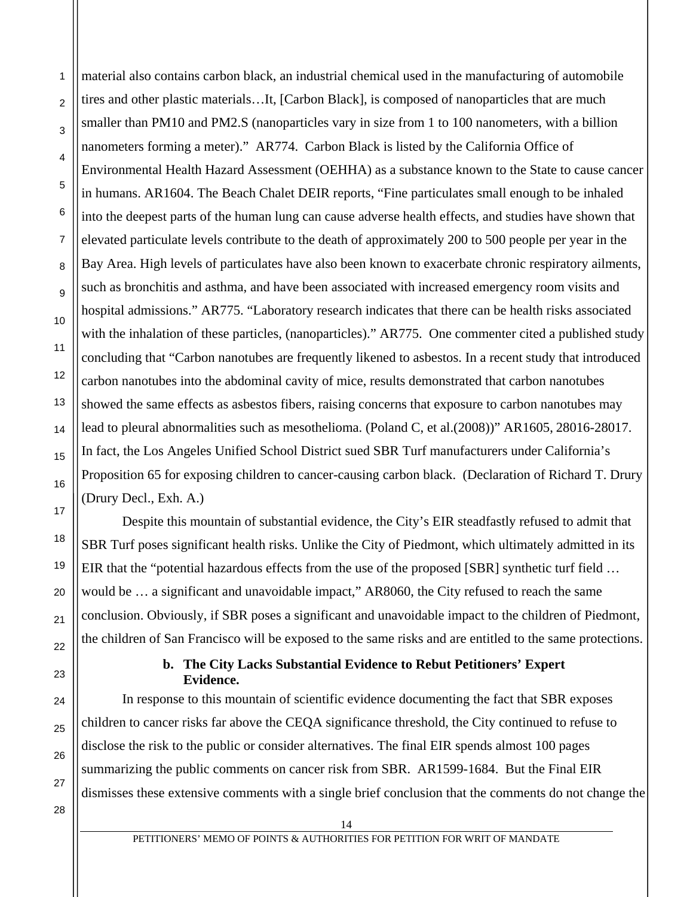material also contains carbon black, an industrial chemical used in the manufacturing of automobile tires and other plastic materials…It, [Carbon Black], is composed of nanoparticles that are much smaller than PM10 and PM2.S (nanoparticles vary in size from 1 to 100 nanometers, with a billion nanometers forming a meter)." AR774. Carbon Black is listed by the California Office of Environmental Health Hazard Assessment (OEHHA) as a substance known to the State to cause cancer in humans. AR1604. The Beach Chalet DEIR reports, "Fine particulates small enough to be inhaled into the deepest parts of the human lung can cause adverse health effects, and studies have shown that elevated particulate levels contribute to the death of approximately 200 to 500 people per year in the Bay Area. High levels of particulates have also been known to exacerbate chronic respiratory ailments, such as bronchitis and asthma, and have been associated with increased emergency room visits and hospital admissions." AR775. "Laboratory research indicates that there can be health risks associated with the inhalation of these particles, (nanoparticles)." AR775. One commenter cited a published study concluding that "Carbon nanotubes are frequently likened to asbestos. In a recent study that introduced carbon nanotubes into the abdominal cavity of mice, results demonstrated that carbon nanotubes showed the same effects as asbestos fibers, raising concerns that exposure to carbon nanotubes may lead to pleural abnormalities such as mesothelioma. (Poland C, et al.(2008))" AR1605, 28016-28017. In fact, the Los Angeles Unified School District sued SBR Turf manufacturers under California's Proposition 65 for exposing children to cancer-causing carbon black. (Declaration of Richard T. Drury (Drury Decl., Exh. A.)

Despite this mountain of substantial evidence, the City's EIR steadfastly refused to admit that SBR Turf poses significant health risks. Unlike the City of Piedmont, which ultimately admitted in its EIR that the "potential hazardous effects from the use of the proposed [SBR] synthetic turf field … would be … a significant and unavoidable impact," AR8060, the City refused to reach the same conclusion. Obviously, if SBR poses a significant and unavoidable impact to the children of Piedmont, the children of San Francisco will be exposed to the same risks and are entitled to the same protections.

**b. The City Lacks Substantial Evidence to Rebut Petitioners' Expert Evidence.**

In response to this mountain of scientific evidence documenting the fact that SBR exposes children to cancer risks far above the CEQA significance threshold, the City continued to refuse to disclose the risk to the public or consider alternatives. The final EIR spends almost 100 pages summarizing the public comments on cancer risk from SBR. AR1599-1684. But the Final EIR dismisses these extensive comments with a single brief conclusion that the comments do not change the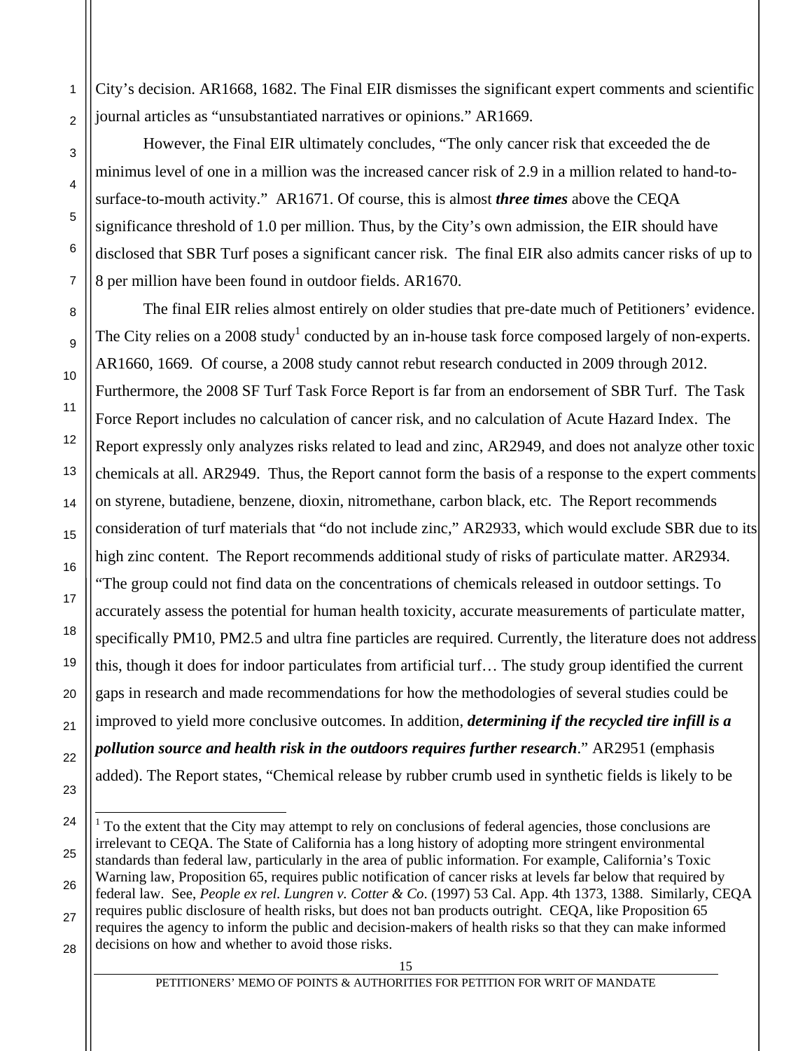City's decision. AR1668, 1682. The Final EIR dismisses the significant expert comments and scientific journal articles as "unsubstantiated narratives or opinions." AR1669.

However, the Final EIR ultimately concludes, "The only cancer risk that exceeded the de minimus level of one in a million was the increased cancer risk of 2.9 in a million related to hand-to-surface-to-mouth activity." AR1671. Of course, this is almost ***three times*** above the CEQA significance threshold of 1.0 per million. Thus, by the City's own admission, the EIR should have disclosed that SBR Turf poses a significant cancer risk. The final EIR also admits cancer risks of up to 8 per million have been found in outdoor fields. AR1670.

The final EIR relies almost entirely on older studies that pre-date much of Petitioners' evidence. The City relies on a 2008 study[1] conducted by an in-house task force composed largely of non-experts. AR1660, 1669. Of course, a 2008 study cannot rebut research conducted in 2009 through 2012. Furthermore, the 2008 SF Turf Task Force Report is far from an endorsement of SBR Turf. The Task Force Report includes no calculation of cancer risk, and no calculation of Acute Hazard Index. The Report expressly only analyzes risks related to lead and zinc, AR2949, and does not analyze other toxic chemicals at all. AR2949. Thus, the Report cannot form the basis of a response to the expert comments on styrene, butadiene, benzene, dioxin, nitromethane, carbon black, etc. The Report recommends consideration of turf materials that "do not include zinc," AR2933, which would exclude SBR due to its high zinc content. The Report recommends additional study of risks of particulate matter. AR2934. "The group could not find data on the concentrations of chemicals released in outdoor settings. To accurately assess the potential for human health toxicity, accurate measurements of particulate matter, specifically PM10, PM2.5 and ultra fine particles are required. Currently, the literature does not address this, though it does for indoor particulates from artificial turf… The study group identified the current gaps in research and made recommendations for how the methodologies of several studies could be improved to yield more conclusive outcomes. In addition, ***determining if the recycled tire infill is a pollution source and health risk in the outdoors requires further research***." AR2951 (emphasis added). The Report states, "Chemical release by rubber crumb used in synthetic fields is likely to be

---

[1] To the extent that the City may attempt to rely on conclusions of federal agencies, those conclusions are irrelevant to CEQA. The State of California has a long history of adopting more stringent environmental standards than federal law, particularly in the area of public information. For example, California's Toxic Warning law, Proposition 65, requires public notification of cancer risks at levels far below that required by federal law. See, *People ex rel. Lungren v. Cotter & Co*. (1997) 53 Cal. App. 4th 1373, 1388. Similarly, CEQA requires public disclosure of health risks, but does not ban products outright. CEQA, like Proposition 65 requires the agency to inform the public and decision-makers of health risks so that they can make informed decisions on how and whether to avoid those risks.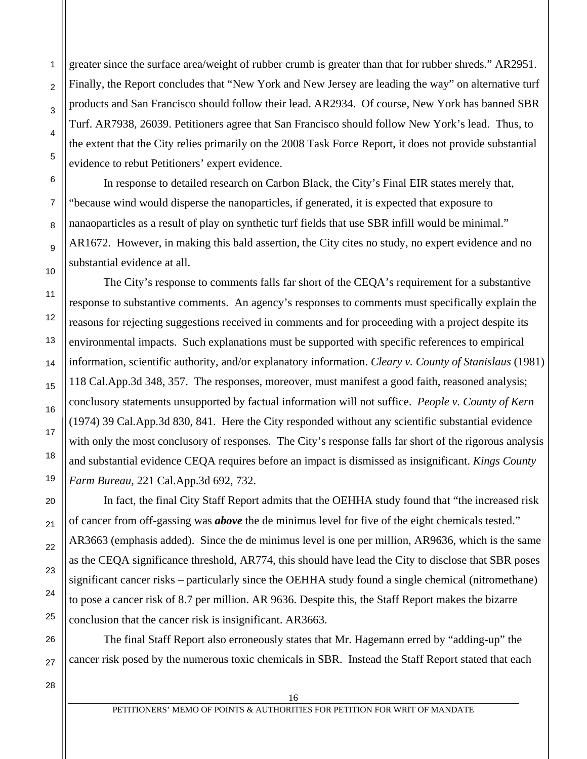greater since the surface area/weight of rubber crumb is greater than that for rubber shreds." AR2951. Finally, the Report concludes that "New York and New Jersey are leading the way" on alternative turf products and San Francisco should follow their lead. AR2934. Of course, New York has banned SBR Turf. AR7938, 26039. Petitioners agree that San Francisco should follow New York's lead. Thus, to the extent that the City relies primarily on the 2008 Task Force Report, it does not provide substantial evidence to rebut Petitioners' expert evidence.

In response to detailed research on Carbon Black, the City's Final EIR states merely that, "because wind would disperse the nanoparticles, if generated, it is expected that exposure to nanaoparticles as a result of play on synthetic turf fields that use SBR infill would be minimal." AR1672. However, in making this bald assertion, the City cites no study, no expert evidence and no substantial evidence at all.

The City's response to comments falls far short of the CEQA's requirement for a substantive response to substantive comments. An agency's responses to comments must specifically explain the reasons for rejecting suggestions received in comments and for proceeding with a project despite its environmental impacts. Such explanations must be supported with specific references to empirical information, scientific authority, and/or explanatory information. *Cleary v. County of Stanislaus* (1981) 118 Cal.App.3d 348, 357. The responses, moreover, must manifest a good faith, reasoned analysis; conclusory statements unsupported by factual information will not suffice. *People v. County of Kern* (1974) 39 Cal.App.3d 830, 841. Here the City responded without any scientific substantial evidence with only the most conclusory of responses. The City's response falls far short of the rigorous analysis and substantial evidence CEQA requires before an impact is dismissed as insignificant. *Kings County Farm Bureau,* 221 Cal.App.3d 692, 732.

In fact, the final City Staff Report admits that the OEHHA study found that "the increased risk of cancer from off-gassing was ***above*** the de minimus level for five of the eight chemicals tested." AR3663 (emphasis added). Since the de minimus level is one per million, AR9636, which is the same as the CEQA significance threshold, AR774, this should have lead the City to disclose that SBR poses significant cancer risks – particularly since the OEHHA study found a single chemical (nitromethane) to pose a cancer risk of 8.7 per million. AR 9636. Despite this, the Staff Report makes the bizarre conclusion that the cancer risk is insignificant. AR3663.

The final Staff Report also erroneously states that Mr. Hagemann erred by "adding-up" the cancer risk posed by the numerous toxic chemicals in SBR. Instead the Staff Report stated that each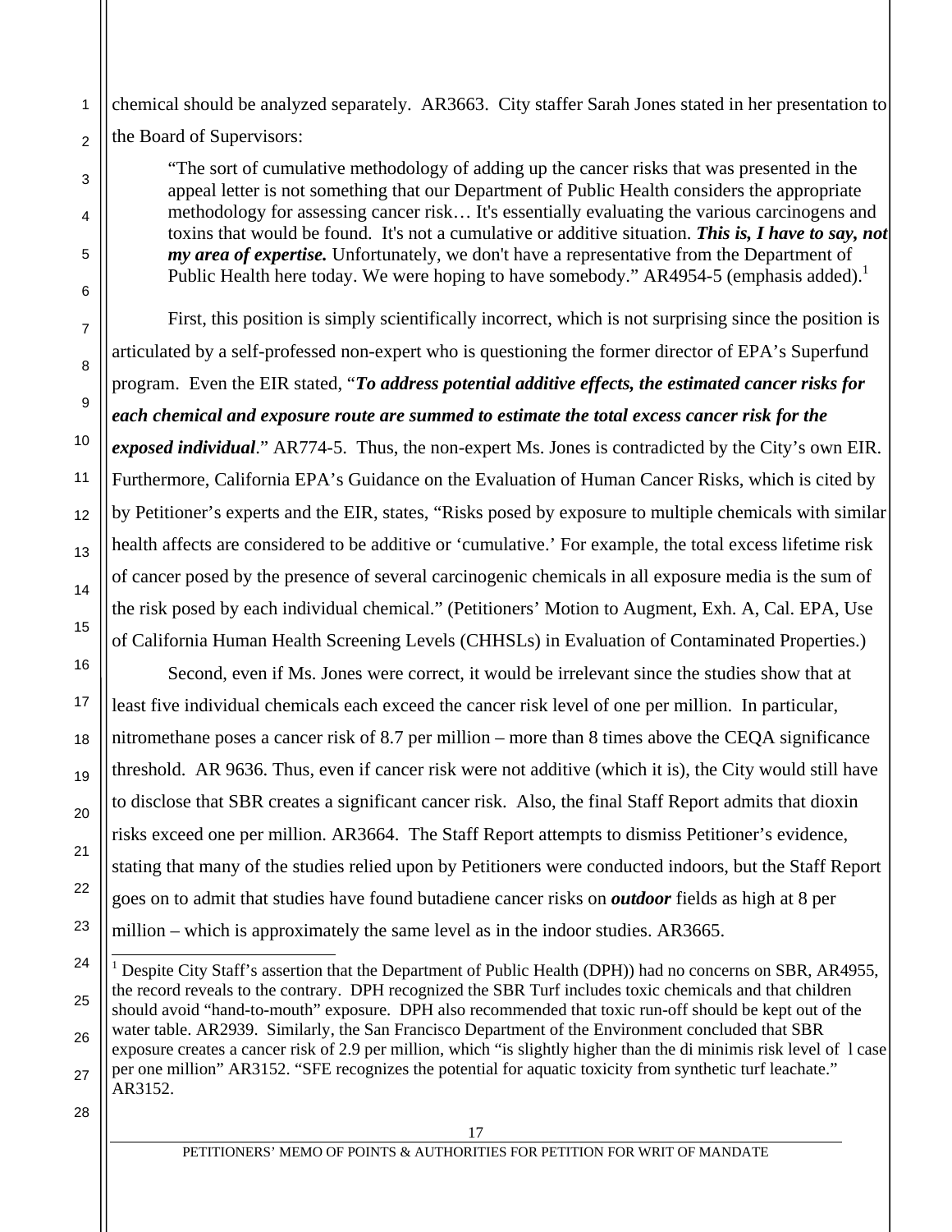chemical should be analyzed separately. AR3663. City staffer Sarah Jones stated in her presentation to the Board of Supervisors:

> "The sort of cumulative methodology of adding up the cancer risks that was presented in the appeal letter is not something that our Department of Public Health considers the appropriate methodology for assessing cancer risk… It's essentially evaluating the various carcinogens and toxins that would be found. It's not a cumulative or additive situation. ***This is, I have to say, not my area of expertise.*** Unfortunately, we don't have a representative from the Department of Public Health here today. We were hoping to have somebody." AR4954-5 (emphasis added).[1]

First, this position is simply scientifically incorrect, which is not surprising since the position is articulated by a self-professed non-expert who is questioning the former director of EPA's Superfund program. Even the EIR stated, "***To address potential additive effects, the estimated cancer risks for each chemical and exposure route are summed to estimate the total excess cancer risk for the exposed individual***." AR774-5. Thus, the non-expert Ms. Jones is contradicted by the City's own EIR. Furthermore, California EPA's Guidance on the Evaluation of Human Cancer Risks, which is cited by by Petitioner's experts and the EIR, states, "Risks posed by exposure to multiple chemicals with similar health affects are considered to be additive or 'cumulative.' For example, the total excess lifetime risk of cancer posed by the presence of several carcinogenic chemicals in all exposure media is the sum of the risk posed by each individual chemical." (Petitioners' Motion to Augment, Exh. A, Cal. EPA, Use of California Human Health Screening Levels (CHHSLs) in Evaluation of Contaminated Properties.)

Second, even if Ms. Jones were correct, it would be irrelevant since the studies show that at least five individual chemicals each exceed the cancer risk level of one per million. In particular, nitromethane poses a cancer risk of 8.7 per million – more than 8 times above the CEQA significance threshold. AR 9636. Thus, even if cancer risk were not additive (which it is), the City would still have to disclose that SBR creates a significant cancer risk. Also, the final Staff Report admits that dioxin risks exceed one per million. AR3664. The Staff Report attempts to dismiss Petitioner's evidence, stating that many of the studies relied upon by Petitioners were conducted indoors, but the Staff Report goes on to admit that studies have found butadiene cancer risks on ***outdoor*** fields as high at 8 per million – which is approximately the same level as in the indoor studies. AR3665.

---

[1] Despite City Staff's assertion that the Department of Public Health (DPH)) had no concerns on SBR, AR4955, the record reveals to the contrary. DPH recognized the SBR Turf includes toxic chemicals and that children should avoid "hand-to-mouth" exposure. DPH also recommended that toxic run-off should be kept out of the water table. AR2939. Similarly, the San Francisco Department of the Environment concluded that SBR exposure creates a cancer risk of 2.9 per million, which "is slightly higher than the di minimis risk level of l case per one million" AR3152. "SFE recognizes the potential for aquatic toxicity from synthetic turf leachate." AR3152.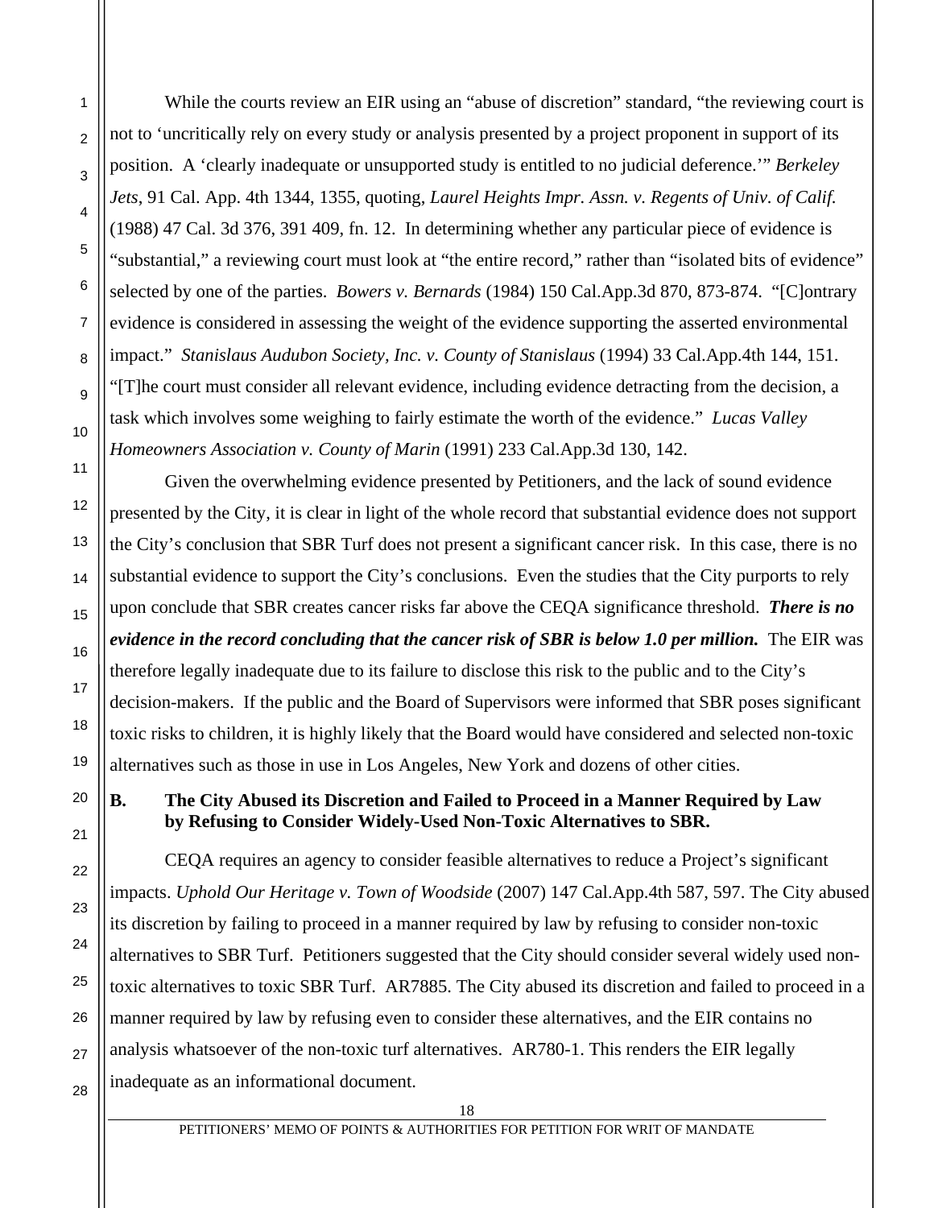While the courts review an EIR using an "abuse of discretion" standard, "the reviewing court is not to 'uncritically rely on every study or analysis presented by a project proponent in support of its position. A 'clearly inadequate or unsupported study is entitled to no judicial deference.'" *Berkeley Jets*, 91 Cal. App. 4th 1344, 1355, quoting, *Laurel Heights Impr. Assn. v. Regents of Univ. of Calif.* (1988) 47 Cal. 3d 376, 391 409, fn. 12. In determining whether any particular piece of evidence is "substantial," a reviewing court must look at "the entire record," rather than "isolated bits of evidence" selected by one of the parties. *Bowers v. Bernards* (1984) 150 Cal.App.3d 870, 873-874. "[C]ontrary evidence is considered in assessing the weight of the evidence supporting the asserted environmental impact." *Stanislaus Audubon Society, Inc. v. County of Stanislaus* (1994) 33 Cal.App.4th 144, 151. "[T]he court must consider all relevant evidence, including evidence detracting from the decision, a task which involves some weighing to fairly estimate the worth of the evidence." *Lucas Valley Homeowners Association v. County of Marin* (1991) 233 Cal.App.3d 130, 142.

Given the overwhelming evidence presented by Petitioners, and the lack of sound evidence presented by the City, it is clear in light of the whole record that substantial evidence does not support the City's conclusion that SBR Turf does not present a significant cancer risk. In this case, there is no substantial evidence to support the City's conclusions. Even the studies that the City purports to rely upon conclude that SBR creates cancer risks far above the CEQA significance threshold. ***There is no evidence in the record concluding that the cancer risk of SBR is below 1.0 per million.*** The EIR was therefore legally inadequate due to its failure to disclose this risk to the public and to the City's decision-makers. If the public and the Board of Supervisors were informed that SBR poses significant toxic risks to children, it is highly likely that the Board would have considered and selected non-toxic alternatives such as those in use in Los Angeles, New York and dozens of other cities.

### B. The City Abused its Discretion and Failed to Proceed in a Manner Required by Law by Refusing to Consider Widely-Used Non-Toxic Alternatives to SBR.

CEQA requires an agency to consider feasible alternatives to reduce a Project's significant impacts. *Uphold Our Heritage v. Town of Woodside* (2007) 147 Cal.App.4th 587, 597. The City abused its discretion by failing to proceed in a manner required by law by refusing to consider non-toxic alternatives to SBR Turf. Petitioners suggested that the City should consider several widely used non-toxic alternatives to toxic SBR Turf. AR7885. The City abused its discretion and failed to proceed in a manner required by law by refusing even to consider these alternatives, and the EIR contains no analysis whatsoever of the non-toxic turf alternatives. AR780-1. This renders the EIR legally inadequate as an informational document.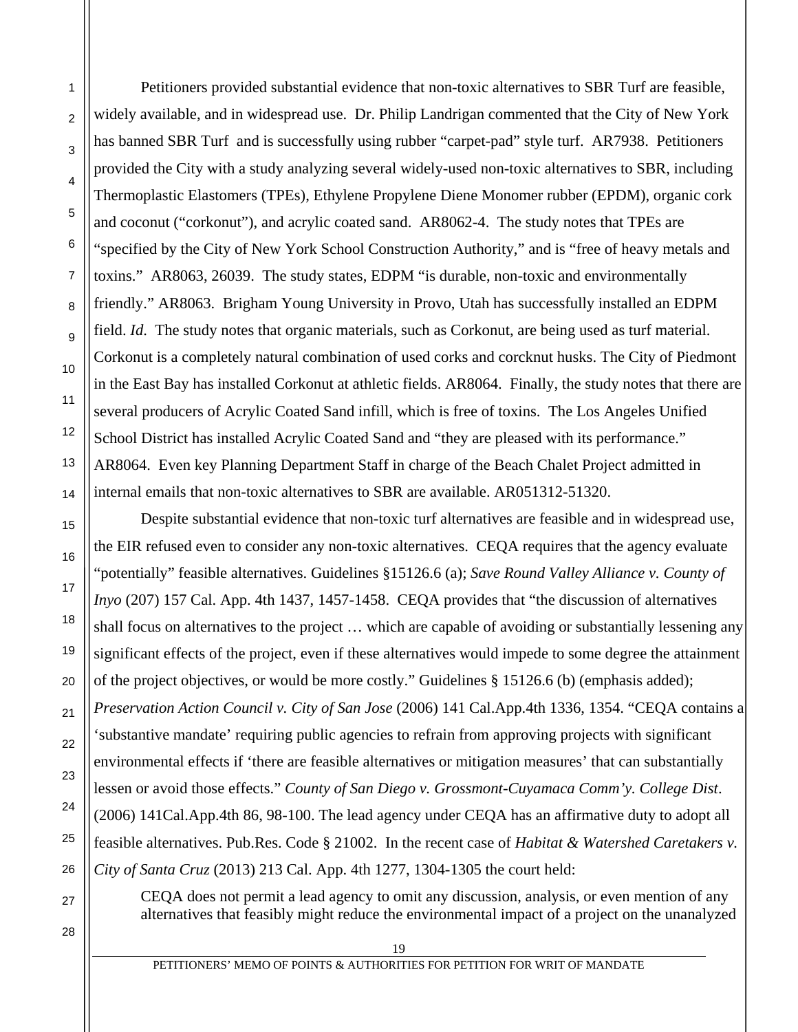Petitioners provided substantial evidence that non-toxic alternatives to SBR Turf are feasible, widely available, and in widespread use. Dr. Philip Landrigan commented that the City of New York has banned SBR Turf and is successfully using rubber "carpet-pad" style turf. AR7938. Petitioners provided the City with a study analyzing several widely-used non-toxic alternatives to SBR, including Thermoplastic Elastomers (TPEs), Ethylene Propylene Diene Monomer rubber (EPDM), organic cork and coconut ("corkonut"), and acrylic coated sand. AR8062-4. The study notes that TPEs are "specified by the City of New York School Construction Authority," and is "free of heavy metals and toxins." AR8063, 26039. The study states, EDPM "is durable, non-toxic and environmentally friendly." AR8063. Brigham Young University in Provo, Utah has successfully installed an EDPM field. *Id*. The study notes that organic materials, such as Corkonut, are being used as turf material. Corkonut is a completely natural combination of used corks and corcknut husks. The City of Piedmont in the East Bay has installed Corkonut at athletic fields. AR8064. Finally, the study notes that there are several producers of Acrylic Coated Sand infill, which is free of toxins. The Los Angeles Unified School District has installed Acrylic Coated Sand and "they are pleased with its performance." AR8064. Even key Planning Department Staff in charge of the Beach Chalet Project admitted in internal emails that non-toxic alternatives to SBR are available. AR051312-51320.

Despite substantial evidence that non-toxic turf alternatives are feasible and in widespread use, the EIR refused even to consider any non-toxic alternatives. CEQA requires that the agency evaluate "potentially" feasible alternatives. Guidelines §15126.6 (a); *Save Round Valley Alliance v. County of Inyo* (207) 157 Cal. App. 4th 1437, 1457-1458. CEQA provides that "the discussion of alternatives shall focus on alternatives to the project … which are capable of avoiding or substantially lessening any significant effects of the project, even if these alternatives would impede to some degree the attainment of the project objectives, or would be more costly." Guidelines § 15126.6 (b) (emphasis added); *Preservation Action Council v. City of San Jose* (2006) 141 Cal.App.4th 1336, 1354. "CEQA contains a 'substantive mandate' requiring public agencies to refrain from approving projects with significant environmental effects if 'there are feasible alternatives or mitigation measures' that can substantially lessen or avoid those effects." *County of San Diego v. Grossmont-Cuyamaca Comm'y. College Dist*. (2006) 141Cal.App.4th 86, 98-100. The lead agency under CEQA has an affirmative duty to adopt all feasible alternatives. Pub.Res. Code § 21002. In the recent case of *Habitat & Watershed Caretakers v. City of Santa Cruz* (2013) 213 Cal. App. 4th 1277, 1304-1305 the court held:

> CEQA does not permit a lead agency to omit any discussion, analysis, or even mention of any alternatives that feasibly might reduce the environmental impact of a project on the unanalyzed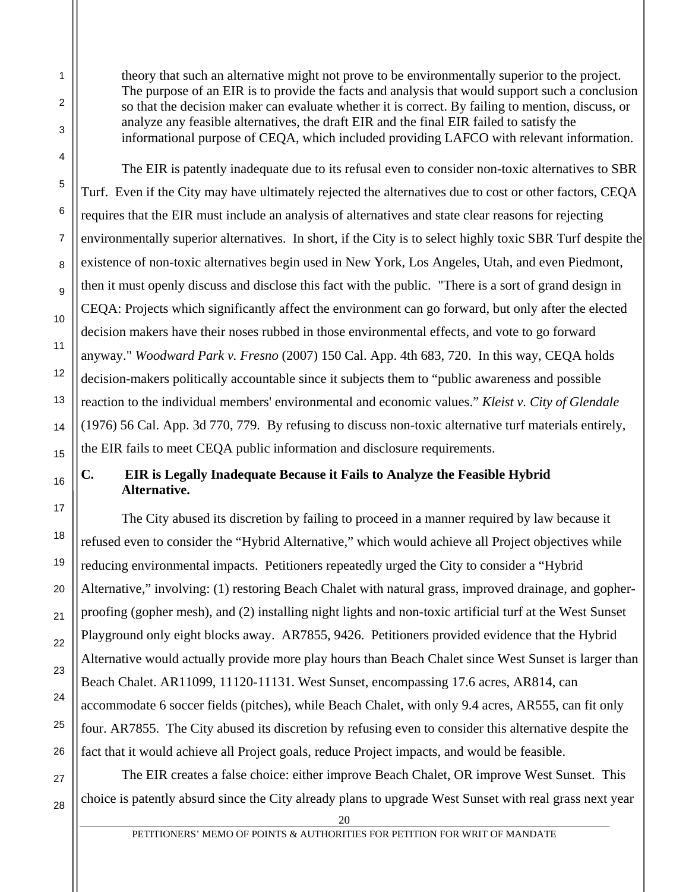theory that such an alternative might not prove to be environmentally superior to the project. The purpose of an EIR is to provide the facts and analysis that would support such a conclusion so that the decision maker can evaluate whether it is correct. By failing to mention, discuss, or analyze any feasible alternatives, the draft EIR and the final EIR failed to satisfy the informational purpose of CEQA, which included providing LAFCO with relevant information.

The EIR is patently inadequate due to its refusal even to consider non-toxic alternatives to SBR Turf. Even if the City may have ultimately rejected the alternatives due to cost or other factors, CEQA requires that the EIR must include an analysis of alternatives and state clear reasons for rejecting environmentally superior alternatives. In short, if the City is to select highly toxic SBR Turf despite the existence of non-toxic alternatives begin used in New York, Los Angeles, Utah, and even Piedmont, then it must openly discuss and disclose this fact with the public. "There is a sort of grand design in CEQA: Projects which significantly affect the environment can go forward, but only after the elected decision makers have their noses rubbed in those environmental effects, and vote to go forward anyway." *Woodward Park v. Fresno* (2007) 150 Cal. App. 4th 683, 720. In this way, CEQA holds decision-makers politically accountable since it subjects them to "public awareness and possible reaction to the individual members' environmental and economic values." *Kleist v. City of Glendale* (1976) 56 Cal. App. 3d 770, 779. By refusing to discuss non-toxic alternative turf materials entirely, the EIR fails to meet CEQA public information and disclosure requirements.

### C. EIR is Legally Inadequate Because it Fails to Analyze the Feasible Hybrid Alternative.

The City abused its discretion by failing to proceed in a manner required by law because it refused even to consider the "Hybrid Alternative," which would achieve all Project objectives while reducing environmental impacts. Petitioners repeatedly urged the City to consider a "Hybrid Alternative," involving: (1) restoring Beach Chalet with natural grass, improved drainage, and gopher-proofing (gopher mesh), and (2) installing night lights and non-toxic artificial turf at the West Sunset Playground only eight blocks away. AR7855, 9426. Petitioners provided evidence that the Hybrid Alternative would actually provide more play hours than Beach Chalet since West Sunset is larger than Beach Chalet. AR11099, 11120-11131. West Sunset, encompassing 17.6 acres, AR814, can accommodate 6 soccer fields (pitches), while Beach Chalet, with only 9.4 acres, AR555, can fit only four. AR7855. The City abused its discretion by refusing even to consider this alternative despite the fact that it would achieve all Project goals, reduce Project impacts, and would be feasible.

The EIR creates a false choice: either improve Beach Chalet, OR improve West Sunset. This choice is patently absurd since the City already plans to upgrade West Sunset with real grass next year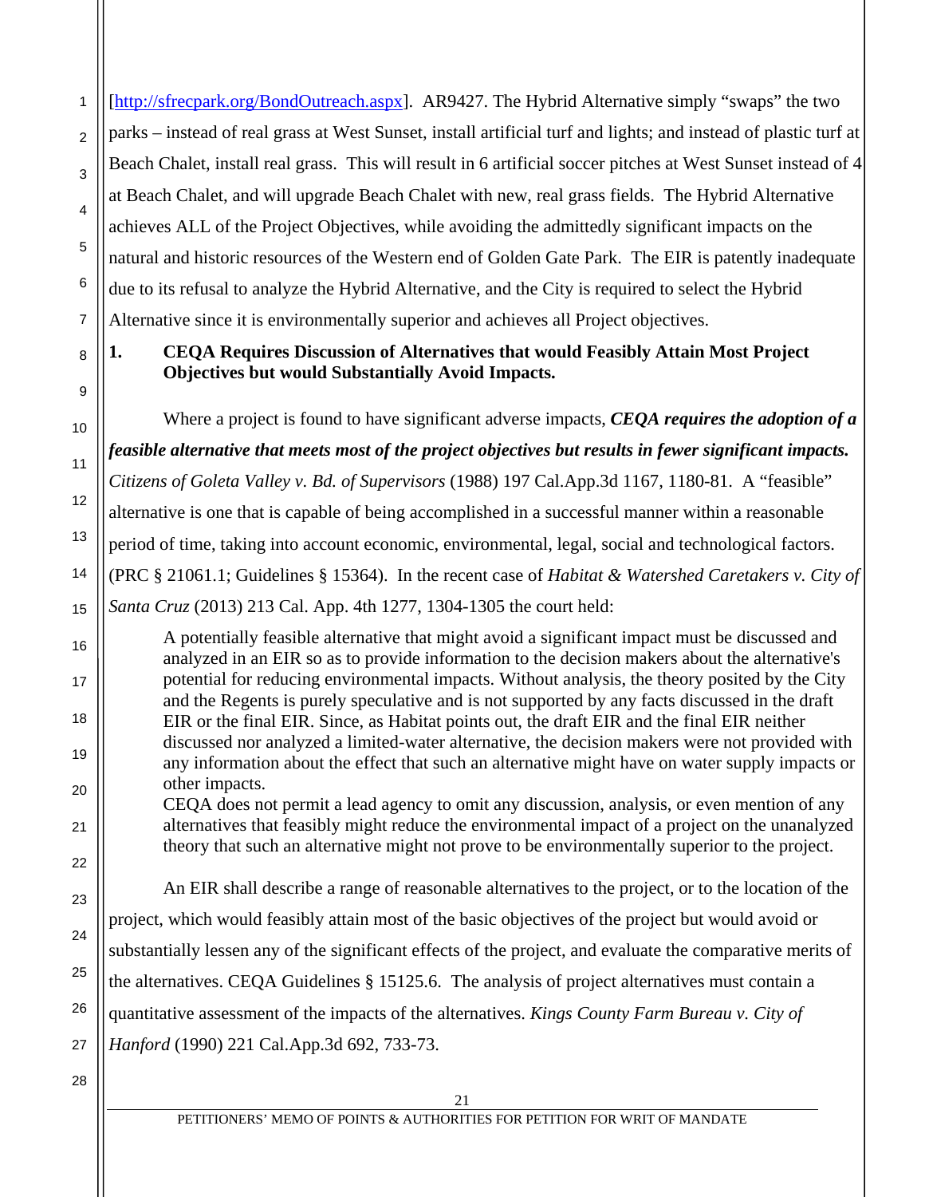[http://sfrecpark.org/BondOutreach.aspx]. AR9427. The Hybrid Alternative simply "swaps" the two parks – instead of real grass at West Sunset, install artificial turf and lights; and instead of plastic turf at Beach Chalet, install real grass. This will result in 6 artificial soccer pitches at West Sunset instead of 4 at Beach Chalet, and will upgrade Beach Chalet with new, real grass fields. The Hybrid Alternative achieves ALL of the Project Objectives, while avoiding the admittedly significant impacts on the natural and historic resources of the Western end of Golden Gate Park. The EIR is patently inadequate due to its refusal to analyze the Hybrid Alternative, and the City is required to select the Hybrid Alternative since it is environmentally superior and achieves all Project objectives.

**1. CEQA Requires Discussion of Alternatives that would Feasibly Attain Most Project Objectives but would Substantially Avoid Impacts.**

Where a project is found to have significant adverse impacts, ***CEQA requires the adoption of a feasible alternative that meets most of the project objectives but results in fewer significant impacts.*** *Citizens of Goleta Valley v. Bd. of Supervisors* (1988) 197 Cal.App.3d 1167, 1180-81. A "feasible" alternative is one that is capable of being accomplished in a successful manner within a reasonable period of time, taking into account economic, environmental, legal, social and technological factors. (PRC § 21061.1; Guidelines § 15364). In the recent case of *Habitat & Watershed Caretakers v. City of Santa Cruz* (2013) 213 Cal. App. 4th 1277, 1304-1305 the court held:

> A potentially feasible alternative that might avoid a significant impact must be discussed and analyzed in an EIR so as to provide information to the decision makers about the alternative's potential for reducing environmental impacts. Without analysis, the theory posited by the City and the Regents is purely speculative and is not supported by any facts discussed in the draft EIR or the final EIR. Since, as Habitat points out, the draft EIR and the final EIR neither discussed nor analyzed a limited-water alternative, the decision makers were not provided with any information about the effect that such an alternative might have on water supply impacts or other impacts.
>
> CEQA does not permit a lead agency to omit any discussion, analysis, or even mention of any alternatives that feasibly might reduce the environmental impact of a project on the unanalyzed theory that such an alternative might not prove to be environmentally superior to the project.

An EIR shall describe a range of reasonable alternatives to the project, or to the location of the project, which would feasibly attain most of the basic objectives of the project but would avoid or substantially lessen any of the significant effects of the project, and evaluate the comparative merits of the alternatives. CEQA Guidelines § 15125.6. The analysis of project alternatives must contain a quantitative assessment of the impacts of the alternatives. *Kings County Farm Bureau v. City of Hanford* (1990) 221 Cal.App.3d 692, 733-73.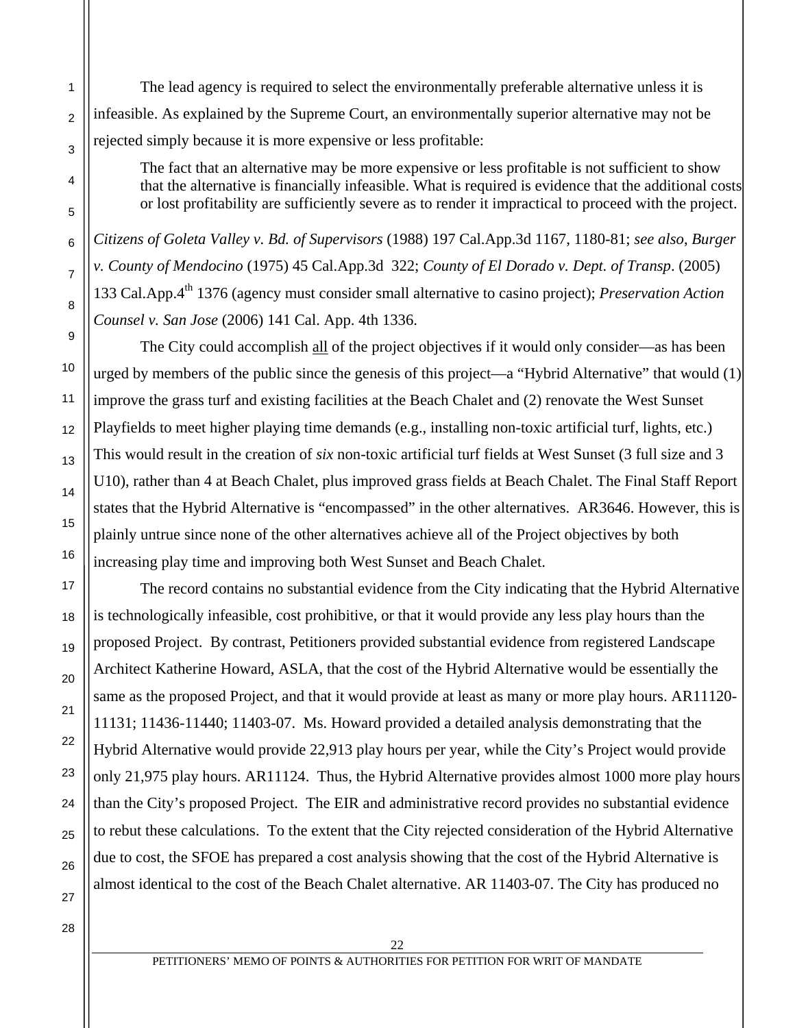The lead agency is required to select the environmentally preferable alternative unless it is infeasible. As explained by the Supreme Court, an environmentally superior alternative may not be rejected simply because it is more expensive or less profitable:

> The fact that an alternative may be more expensive or less profitable is not sufficient to show that the alternative is financially infeasible. What is required is evidence that the additional costs or lost profitability are sufficiently severe as to render it impractical to proceed with the project.

*Citizens of Goleta Valley v. Bd. of Supervisors* (1988) 197 Cal.App.3d 1167, 1180-81; *see also*, *Burger v. County of Mendocino* (1975) 45 Cal.App.3d 322; *County of El Dorado v. Dept. of Transp*. (2005) 133 Cal.App.4th 1376 (agency must consider small alternative to casino project); *Preservation Action Counsel v. San Jose* (2006) 141 Cal. App. 4th 1336.

The City could accomplish <u>all</u> of the project objectives if it would only consider—as has been urged by members of the public since the genesis of this project—a "Hybrid Alternative" that would (1) improve the grass turf and existing facilities at the Beach Chalet and (2) renovate the West Sunset Playfields to meet higher playing time demands (e.g., installing non-toxic artificial turf, lights, etc.) This would result in the creation of *six* non-toxic artificial turf fields at West Sunset (3 full size and 3 U10), rather than 4 at Beach Chalet, plus improved grass fields at Beach Chalet. The Final Staff Report states that the Hybrid Alternative is "encompassed" in the other alternatives. AR3646. However, this is plainly untrue since none of the other alternatives achieve all of the Project objectives by both increasing play time and improving both West Sunset and Beach Chalet.

The record contains no substantial evidence from the City indicating that the Hybrid Alternative is technologically infeasible, cost prohibitive, or that it would provide any less play hours than the proposed Project. By contrast, Petitioners provided substantial evidence from registered Landscape Architect Katherine Howard, ASLA, that the cost of the Hybrid Alternative would be essentially the same as the proposed Project, and that it would provide at least as many or more play hours. AR11120-11131; 11436-11440; 11403-07. Ms. Howard provided a detailed analysis demonstrating that the Hybrid Alternative would provide 22,913 play hours per year, while the City's Project would provide only 21,975 play hours. AR11124. Thus, the Hybrid Alternative provides almost 1000 more play hours than the City's proposed Project. The EIR and administrative record provides no substantial evidence to rebut these calculations. To the extent that the City rejected consideration of the Hybrid Alternative due to cost, the SFOE has prepared a cost analysis showing that the cost of the Hybrid Alternative is almost identical to the cost of the Beach Chalet alternative. AR 11403-07. The City has produced no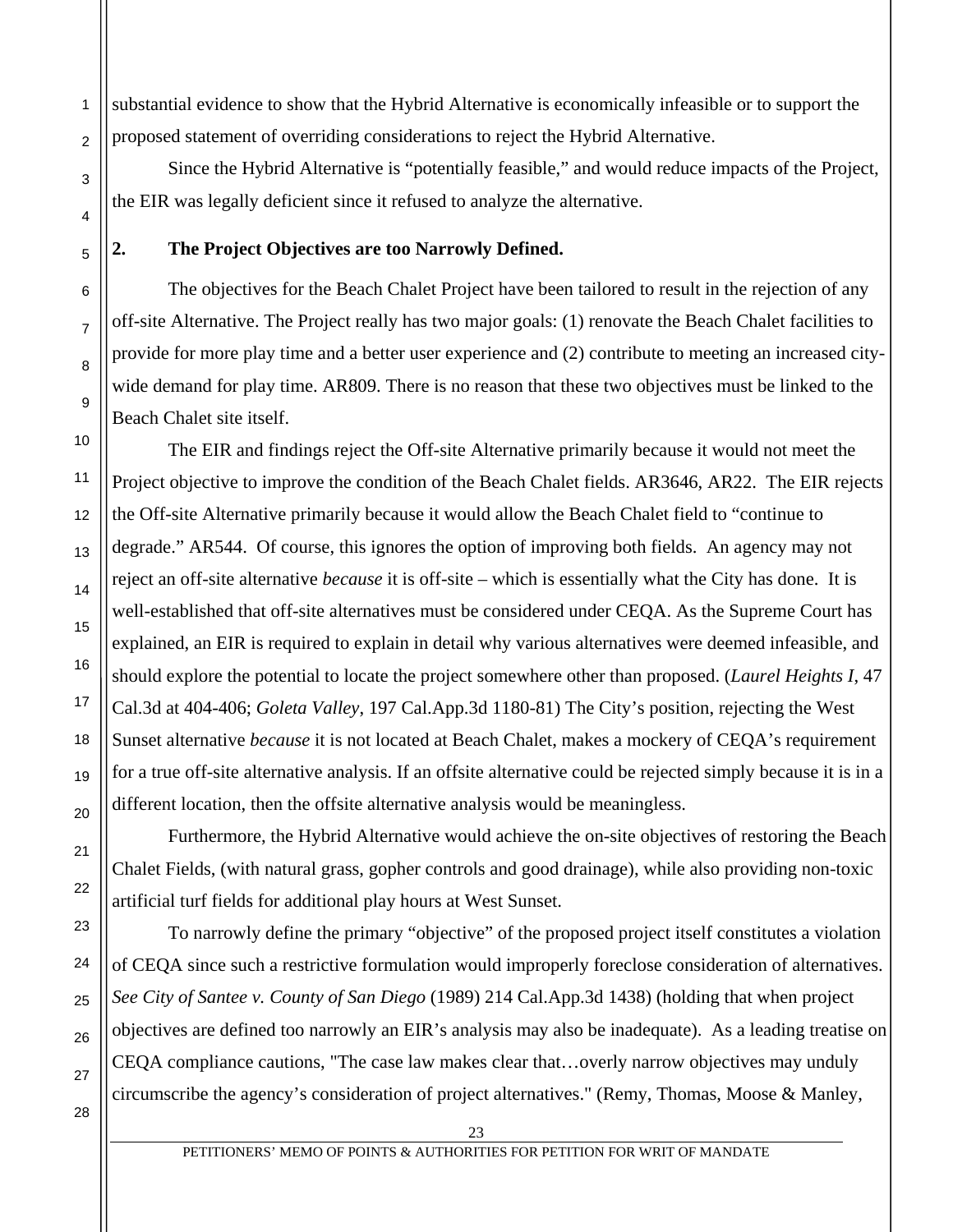substantial evidence to show that the Hybrid Alternative is economically infeasible or to support the proposed statement of overriding considerations to reject the Hybrid Alternative.

Since the Hybrid Alternative is "potentially feasible," and would reduce impacts of the Project, the EIR was legally deficient since it refused to analyze the alternative.

**2. The Project Objectives are too Narrowly Defined.**

The objectives for the Beach Chalet Project have been tailored to result in the rejection of any off-site Alternative. The Project really has two major goals: (1) renovate the Beach Chalet facilities to provide for more play time and a better user experience and (2) contribute to meeting an increased city-wide demand for play time. AR809. There is no reason that these two objectives must be linked to the Beach Chalet site itself.

The EIR and findings reject the Off-site Alternative primarily because it would not meet the Project objective to improve the condition of the Beach Chalet fields. AR3646, AR22. The EIR rejects the Off-site Alternative primarily because it would allow the Beach Chalet field to "continue to degrade." AR544. Of course, this ignores the option of improving both fields. An agency may not reject an off-site alternative *because* it is off-site – which is essentially what the City has done. It is well-established that off-site alternatives must be considered under CEQA. As the Supreme Court has explained, an EIR is required to explain in detail why various alternatives were deemed infeasible, and should explore the potential to locate the project somewhere other than proposed. (*Laurel Heights I*, 47 Cal.3d at 404-406; *Goleta Valley*, 197 Cal.App.3d 1180-81) The City's position, rejecting the West Sunset alternative *because* it is not located at Beach Chalet, makes a mockery of CEQA's requirement for a true off-site alternative analysis. If an offsite alternative could be rejected simply because it is in a different location, then the offsite alternative analysis would be meaningless.

Furthermore, the Hybrid Alternative would achieve the on-site objectives of restoring the Beach Chalet Fields, (with natural grass, gopher controls and good drainage), while also providing non-toxic artificial turf fields for additional play hours at West Sunset.

To narrowly define the primary "objective" of the proposed project itself constitutes a violation of CEQA since such a restrictive formulation would improperly foreclose consideration of alternatives. *See City of Santee v. County of San Diego* (1989) 214 Cal.App.3d 1438) (holding that when project objectives are defined too narrowly an EIR's analysis may also be inadequate). As a leading treatise on CEQA compliance cautions, "The case law makes clear that…overly narrow objectives may unduly circumscribe the agency's consideration of project alternatives." (Remy, Thomas, Moose & Manley,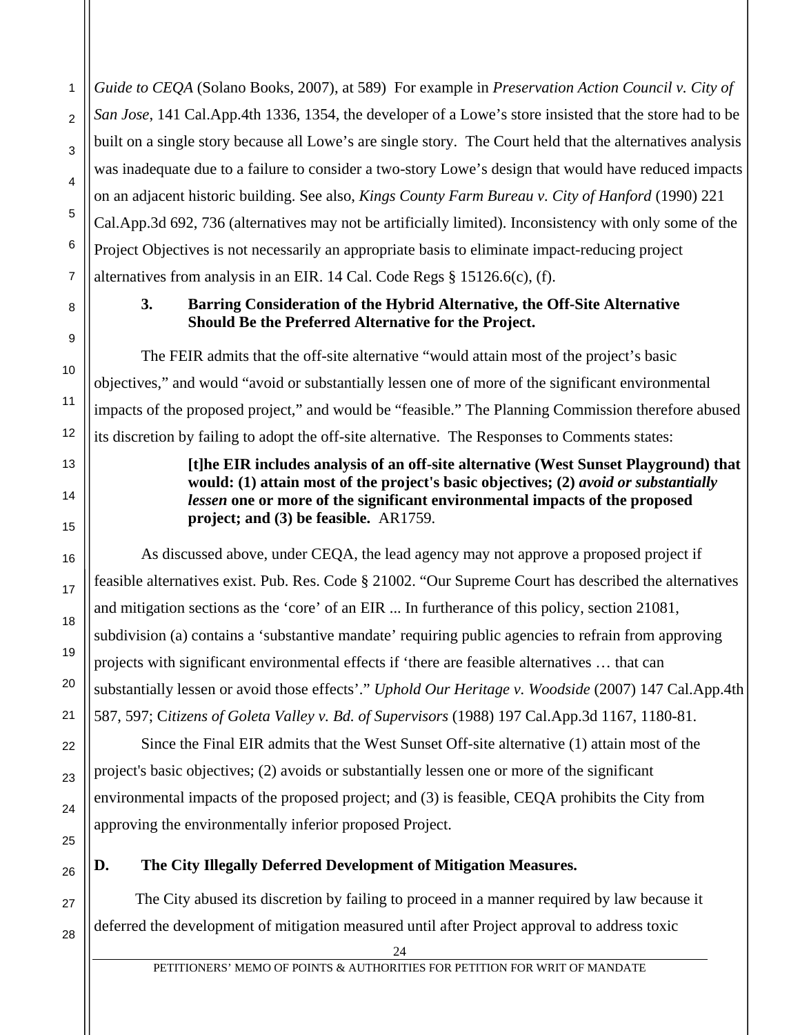*Guide to CEQA* (Solano Books, 2007), at 589) For example in *Preservation Action Council v. City of San Jose*, 141 Cal.App.4th 1336, 1354, the developer of a Lowe's store insisted that the store had to be built on a single story because all Lowe's are single story. The Court held that the alternatives analysis was inadequate due to a failure to consider a two-story Lowe's design that would have reduced impacts on an adjacent historic building. See also, *Kings County Farm Bureau v. City of Hanford* (1990) 221 Cal.App.3d 692, 736 (alternatives may not be artificially limited). Inconsistency with only some of the Project Objectives is not necessarily an appropriate basis to eliminate impact-reducing project alternatives from analysis in an EIR. 14 Cal. Code Regs § 15126.6(c), (f).

**3. Barring Consideration of the Hybrid Alternative, the Off-Site Alternative Should Be the Preferred Alternative for the Project.**

The FEIR admits that the off-site alternative "would attain most of the project's basic objectives," and would "avoid or substantially lessen one of more of the significant environmental impacts of the proposed project," and would be "feasible." The Planning Commission therefore abused its discretion by failing to adopt the off-site alternative. The Responses to Comments states:

> **[t]he EIR includes analysis of an off-site alternative (West Sunset Playground) that would: (1) attain most of the project's basic objectives; (2) *avoid or substantially lessen* one or more of the significant environmental impacts of the proposed project; and (3) be feasible.** AR1759.

As discussed above, under CEQA, the lead agency may not approve a proposed project if feasible alternatives exist. Pub. Res. Code § 21002. "Our Supreme Court has described the alternatives and mitigation sections as the 'core' of an EIR ... In furtherance of this policy, section 21081, subdivision (a) contains a 'substantive mandate' requiring public agencies to refrain from approving projects with significant environmental effects if 'there are feasible alternatives … that can substantially lessen or avoid those effects'." *Uphold Our Heritage v. Woodside* (2007) 147 Cal.App.4th 587, 597; C*itizens of Goleta Valley v. Bd. of Supervisors* (1988) 197 Cal.App.3d 1167, 1180-81.

Since the Final EIR admits that the West Sunset Off-site alternative (1) attain most of the project's basic objectives; (2) avoids or substantially lessen one or more of the significant environmental impacts of the proposed project; and (3) is feasible, CEQA prohibits the City from approving the environmentally inferior proposed Project.

**D. The City Illegally Deferred Development of Mitigation Measures.**

The City abused its discretion by failing to proceed in a manner required by law because it deferred the development of mitigation measured until after Project approval to address toxic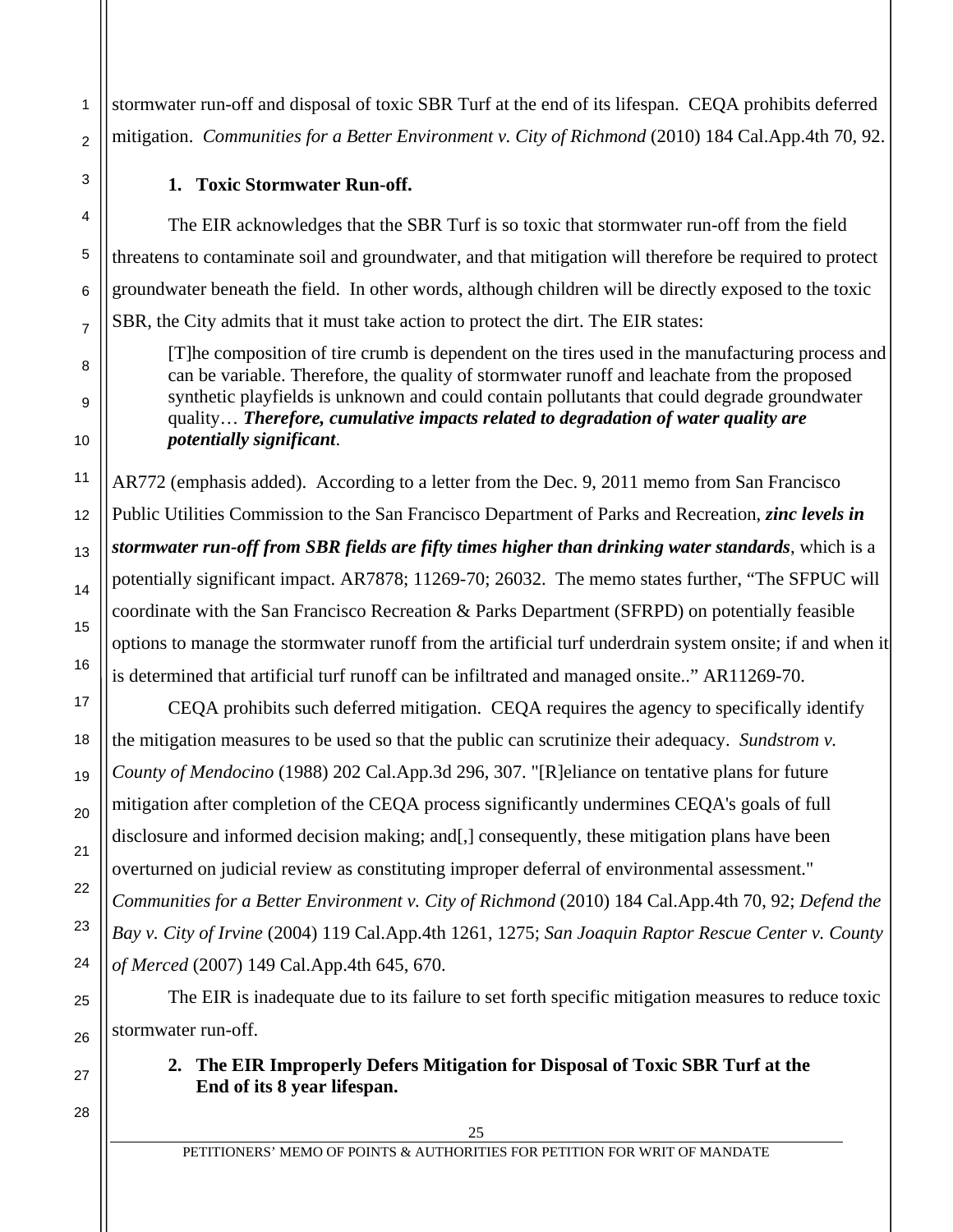stormwater run-off and disposal of toxic SBR Turf at the end of its lifespan. CEQA prohibits deferred mitigation. *Communities for a Better Environment v. City of Richmond* (2010) 184 Cal.App.4th 70, 92.

**1. Toxic Stormwater Run-off.**

The EIR acknowledges that the SBR Turf is so toxic that stormwater run-off from the field threatens to contaminate soil and groundwater, and that mitigation will therefore be required to protect groundwater beneath the field. In other words, although children will be directly exposed to the toxic SBR, the City admits that it must take action to protect the dirt. The EIR states:

> [T]he composition of tire crumb is dependent on the tires used in the manufacturing process and can be variable. Therefore, the quality of stormwater runoff and leachate from the proposed synthetic playfields is unknown and could contain pollutants that could degrade groundwater quality… ***Therefore, cumulative impacts related to degradation of water quality are potentially significant***.

AR772 (emphasis added). According to a letter from the Dec. 9, 2011 memo from San Francisco Public Utilities Commission to the San Francisco Department of Parks and Recreation, ***zinc levels in stormwater run-off from SBR fields are fifty times higher than drinking water standards***, which is a potentially significant impact. AR7878; 11269-70; 26032. The memo states further, "The SFPUC will coordinate with the San Francisco Recreation & Parks Department (SFRPD) on potentially feasible options to manage the stormwater runoff from the artificial turf underdrain system onsite; if and when it is determined that artificial turf runoff can be infiltrated and managed onsite.." AR11269-70.

CEQA prohibits such deferred mitigation. CEQA requires the agency to specifically identify the mitigation measures to be used so that the public can scrutinize their adequacy. *Sundstrom v. County of Mendocino* (1988) 202 Cal.App.3d 296, 307. "[R]eliance on tentative plans for future mitigation after completion of the CEQA process significantly undermines CEQA's goals of full disclosure and informed decision making; and[,] consequently, these mitigation plans have been overturned on judicial review as constituting improper deferral of environmental assessment." *Communities for a Better Environment v. City of Richmond* (2010) 184 Cal.App.4th 70, 92; *Defend the Bay v. City of Irvine* (2004) 119 Cal.App.4th 1261, 1275; *San Joaquin Raptor Rescue Center v. County of Merced* (2007) 149 Cal.App.4th 645, 670.

The EIR is inadequate due to its failure to set forth specific mitigation measures to reduce toxic stormwater run-off.

**2. The EIR Improperly Defers Mitigation for Disposal of Toxic SBR Turf at the End of its 8 year lifespan.**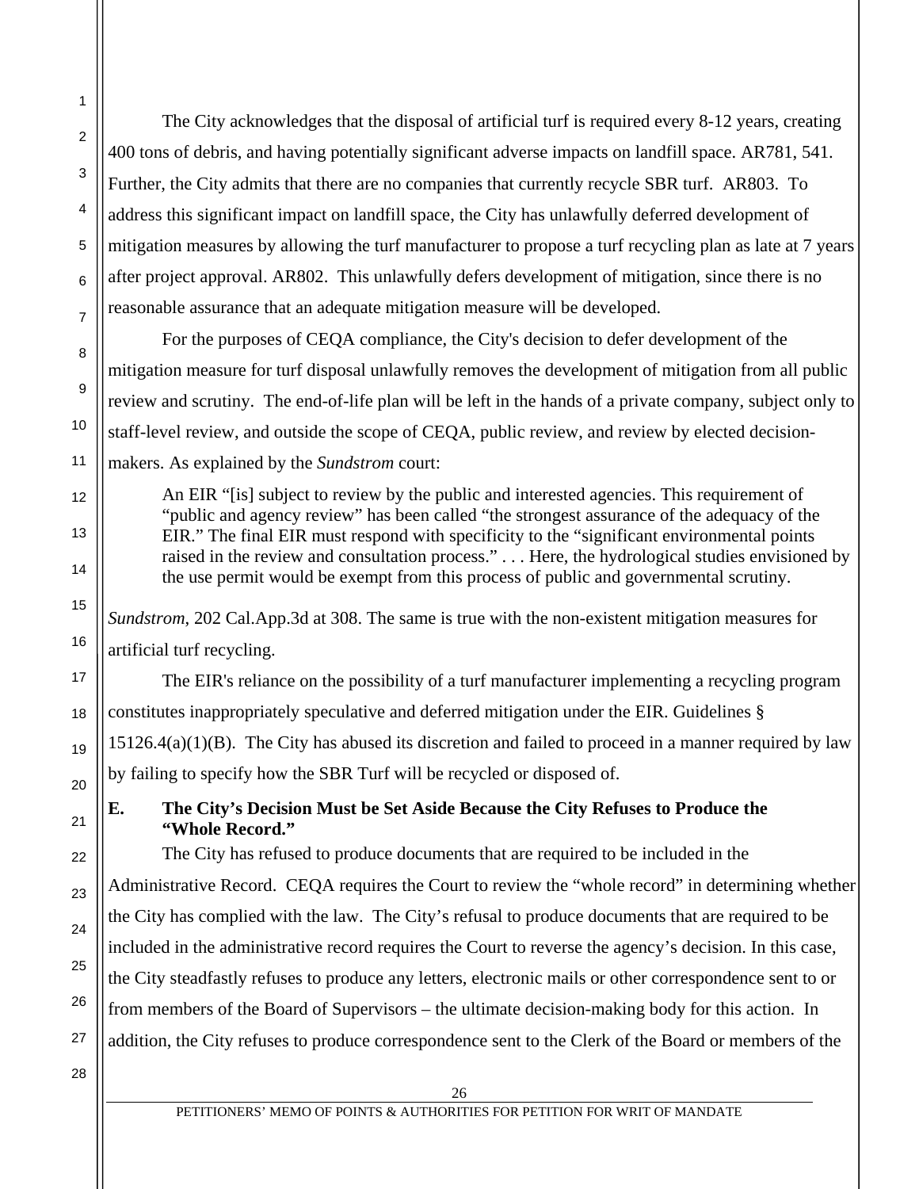The City acknowledges that the disposal of artificial turf is required every 8-12 years, creating 400 tons of debris, and having potentially significant adverse impacts on landfill space. AR781, 541. Further, the City admits that there are no companies that currently recycle SBR turf. AR803. To address this significant impact on landfill space, the City has unlawfully deferred development of mitigation measures by allowing the turf manufacturer to propose a turf recycling plan as late at 7 years after project approval. AR802. This unlawfully defers development of mitigation, since there is no reasonable assurance that an adequate mitigation measure will be developed.

For the purposes of CEQA compliance, the City's decision to defer development of the mitigation measure for turf disposal unlawfully removes the development of mitigation from all public review and scrutiny. The end-of-life plan will be left in the hands of a private company, subject only to staff-level review, and outside the scope of CEQA, public review, and review by elected decision-makers. As explained by the *Sundstrom* court:

> An EIR "[is] subject to review by the public and interested agencies. This requirement of "public and agency review" has been called "the strongest assurance of the adequacy of the EIR." The final EIR must respond with specificity to the "significant environmental points raised in the review and consultation process." . . . Here, the hydrological studies envisioned by the use permit would be exempt from this process of public and governmental scrutiny.

*Sundstrom*, 202 Cal.App.3d at 308. The same is true with the non-existent mitigation measures for artificial turf recycling.

The EIR's reliance on the possibility of a turf manufacturer implementing a recycling program constitutes inappropriately speculative and deferred mitigation under the EIR. Guidelines § 15126.4(a)(1)(B). The City has abused its discretion and failed to proceed in a manner required by law by failing to specify how the SBR Turf will be recycled or disposed of.

### E. The City's Decision Must be Set Aside Because the City Refuses to Produce the "Whole Record."

The City has refused to produce documents that are required to be included in the Administrative Record. CEQA requires the Court to review the "whole record" in determining whether the City has complied with the law. The City's refusal to produce documents that are required to be included in the administrative record requires the Court to reverse the agency's decision. In this case, the City steadfastly refuses to produce any letters, electronic mails or other correspondence sent to or from members of the Board of Supervisors – the ultimate decision-making body for this action. In addition, the City refuses to produce correspondence sent to the Clerk of the Board or members of the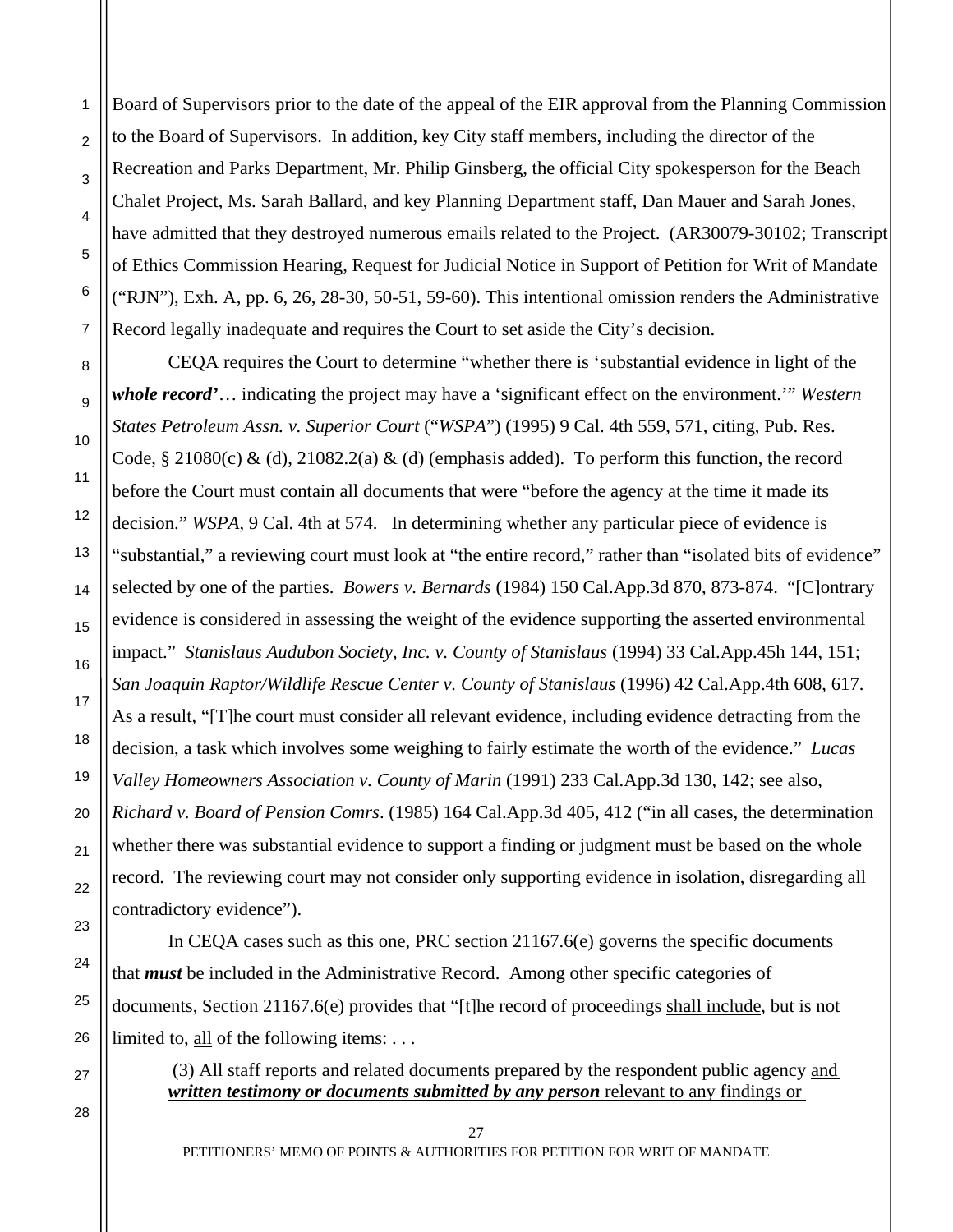Board of Supervisors prior to the date of the appeal of the EIR approval from the Planning Commission to the Board of Supervisors. In addition, key City staff members, including the director of the Recreation and Parks Department, Mr. Philip Ginsberg, the official City spokesperson for the Beach Chalet Project, Ms. Sarah Ballard, and key Planning Department staff, Dan Mauer and Sarah Jones, have admitted that they destroyed numerous emails related to the Project. (AR30079-30102; Transcript of Ethics Commission Hearing, Request for Judicial Notice in Support of Petition for Writ of Mandate ("RJN"), Exh. A, pp. 6, 26, 28-30, 50-51, 59-60). This intentional omission renders the Administrative Record legally inadequate and requires the Court to set aside the City's decision.

CEQA requires the Court to determine "whether there is 'substantial evidence in light of the ***whole record'***… indicating the project may have a 'significant effect on the environment.'" *Western States Petroleum Assn. v. Superior Court* ("*WSPA*") (1995) 9 Cal. 4th 559, 571, citing, Pub. Res. Code, § 21080(c) & (d), 21082.2(a) & (d) (emphasis added). To perform this function, the record before the Court must contain all documents that were "before the agency at the time it made its decision." *WSPA*, 9 Cal. 4th at 574. In determining whether any particular piece of evidence is "substantial," a reviewing court must look at "the entire record," rather than "isolated bits of evidence" selected by one of the parties. *Bowers v. Bernards* (1984) 150 Cal.App.3d 870, 873-874. "[C]ontrary evidence is considered in assessing the weight of the evidence supporting the asserted environmental impact." *Stanislaus Audubon Society, Inc. v. County of Stanislaus* (1994) 33 Cal.App.45h 144, 151; *San Joaquin Raptor/Wildlife Rescue Center v. County of Stanislaus* (1996) 42 Cal.App.4th 608, 617. As a result, "[T]he court must consider all relevant evidence, including evidence detracting from the decision, a task which involves some weighing to fairly estimate the worth of the evidence." *Lucas Valley Homeowners Association v. County of Marin* (1991) 233 Cal.App.3d 130, 142; see also, *Richard v. Board of Pension Comrs*. (1985) 164 Cal.App.3d 405, 412 ("in all cases, the determination whether there was substantial evidence to support a finding or judgment must be based on the whole record. The reviewing court may not consider only supporting evidence in isolation, disregarding all contradictory evidence").

In CEQA cases such as this one, PRC section 21167.6(e) governs the specific documents that ***must*** be included in the Administrative Record. Among other specific categories of documents, Section 21167.6(e) provides that "[t]he record of proceedings <u>shall include</u>, but is not limited to, <u>all</u> of the following items: . . .

> (3) All staff reports and related documents prepared by the respondent public agency <u>and</u> ***<u>written testimony or documents submitted by any person</u>*** <u>relevant to any findings or</u>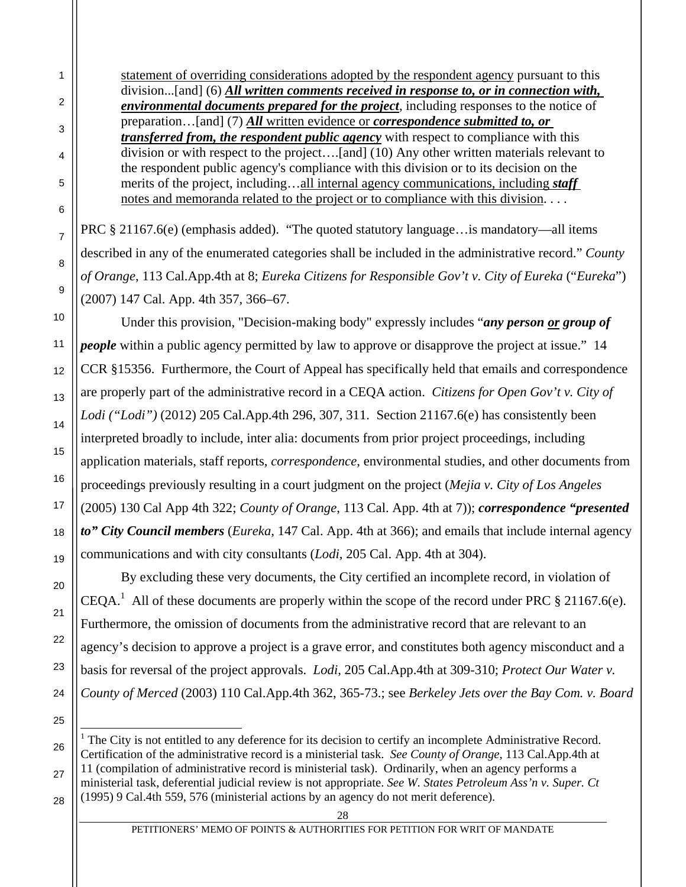> statement of overriding considerations adopted by the respondent agency pursuant to this division...[and] (6) ***All written comments received in response to, or in connection with, environmental documents prepared for the project***, including responses to the notice of preparation…[and] (7) ***All*** written evidence or ***correspondence submitted to, or transferred from, the respondent public agency*** with respect to compliance with this division or with respect to the project….[and] (10) Any other written materials relevant to the respondent public agency's compliance with this division or to its decision on the merits of the project, including…all internal agency communications, including ***staff*** notes and memoranda related to the project or to compliance with this division. . . .

PRC § 21167.6(e) (emphasis added). "The quoted statutory language…is mandatory—all items described in any of the enumerated categories shall be included in the administrative record." *County of Orange*, 113 Cal.App.4th at 8; *Eureka Citizens for Responsible Gov't v. City of Eureka* ("*Eureka*") (2007) 147 Cal. App. 4th 357, 366–67.

Under this provision, "Decision-making body" expressly includes "***any person or group of people*** within a public agency permitted by law to approve or disapprove the project at issue." 14 CCR §15356. Furthermore, the Court of Appeal has specifically held that emails and correspondence are properly part of the administrative record in a CEQA action. *Citizens for Open Gov't v. City of Lodi ("Lodi")* (2012) 205 Cal.App.4th 296, 307, 311. Section 21167.6(e) has consistently been interpreted broadly to include, inter alia: documents from prior project proceedings, including application materials, staff reports, *correspondence*, environmental studies, and other documents from proceedings previously resulting in a court judgment on the project (*Mejia v. City of Los Angeles* (2005) 130 Cal App 4th 322; *County of Orange*, 113 Cal. App. 4th at 7)); ***correspondence "presented to" City Council members*** (*Eureka*, 147 Cal. App. 4th at 366); and emails that include internal agency communications and with city consultants (*Lodi*, 205 Cal. App. 4th at 304).

By excluding these very documents, the City certified an incomplete record, in violation of CEQA.[1] All of these documents are properly within the scope of the record under PRC § 21167.6(e). Furthermore, the omission of documents from the administrative record that are relevant to an agency's decision to approve a project is a grave error, and constitutes both agency misconduct and a basis for reversal of the project approvals. *Lodi*, 205 Cal.App.4th at 309-310; *Protect Our Water v. County of Merced* (2003) 110 Cal.App.4th 362, 365-73.; see *Berkeley Jets over the Bay Com. v. Board*

---

[1] The City is not entitled to any deference for its decision to certify an incomplete Administrative Record. Certification of the administrative record is a ministerial task. *See County of Orange*, 113 Cal.App.4th at 11 (compilation of administrative record is ministerial task). Ordinarily, when an agency performs a ministerial task, deferential judicial review is not appropriate. *See W. States Petroleum Ass'n v. Super. Ct* (1995) 9 Cal.4th 559, 576 (ministerial actions by an agency do not merit deference).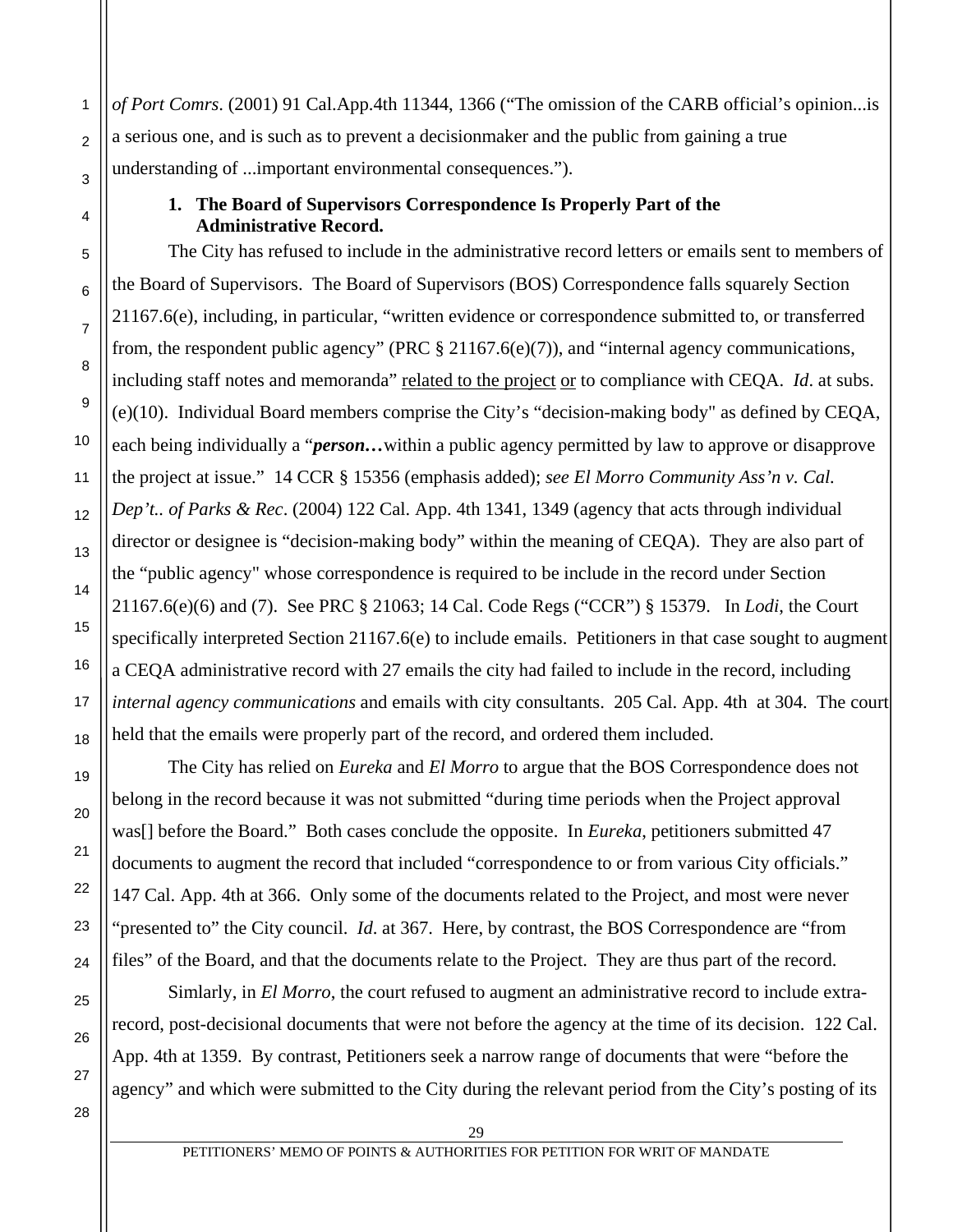*of Port Comrs*. (2001) 91 Cal.App.4th 11344, 1366 ("The omission of the CARB official's opinion...is a serious one, and is such as to prevent a decisionmaker and the public from gaining a true understanding of ...important environmental consequences.").

**1. The Board of Supervisors Correspondence Is Properly Part of the Administrative Record.**

The City has refused to include in the administrative record letters or emails sent to members of the Board of Supervisors. The Board of Supervisors (BOS) Correspondence falls squarely Section 21167.6(e), including, in particular, "written evidence or correspondence submitted to, or transferred from, the respondent public agency" (PRC § 21167.6(e)(7)), and "internal agency communications, including staff notes and memoranda" <u>related to the project</u> <u>or</u> to compliance with CEQA. *Id*. at subs. (e)(10). Individual Board members comprise the City's "decision-making body" as defined by CEQA, each being individually a "***person…***within a public agency permitted by law to approve or disapprove the project at issue." 14 CCR § 15356 (emphasis added); *see El Morro Community Ass'n v. Cal. Dep't.. of Parks & Rec*. (2004) 122 Cal. App. 4th 1341, 1349 (agency that acts through individual director or designee is "decision-making body" within the meaning of CEQA). They are also part of the "public agency" whose correspondence is required to be include in the record under Section 21167.6(e)(6) and (7). See PRC § 21063; 14 Cal. Code Regs ("CCR") § 15379. In *Lodi*, the Court specifically interpreted Section 21167.6(e) to include emails. Petitioners in that case sought to augment a CEQA administrative record with 27 emails the city had failed to include in the record, including *internal agency communications* and emails with city consultants. 205 Cal. App. 4th at 304. The court held that the emails were properly part of the record, and ordered them included.

The City has relied on *Eureka* and *El Morro* to argue that the BOS Correspondence does not belong in the record because it was not submitted "during time periods when the Project approval was[] before the Board." Both cases conclude the opposite. In *Eureka*, petitioners submitted 47 documents to augment the record that included "correspondence to or from various City officials." 147 Cal. App. 4th at 366. Only some of the documents related to the Project, and most were never "presented to" the City council. *Id*. at 367. Here, by contrast, the BOS Correspondence are "from files" of the Board, and that the documents relate to the Project. They are thus part of the record.

Simlarly, in *El Morro*, the court refused to augment an administrative record to include extra-record, post-decisional documents that were not before the agency at the time of its decision. 122 Cal. App. 4th at 1359. By contrast, Petitioners seek a narrow range of documents that were "before the agency" and which were submitted to the City during the relevant period from the City's posting of its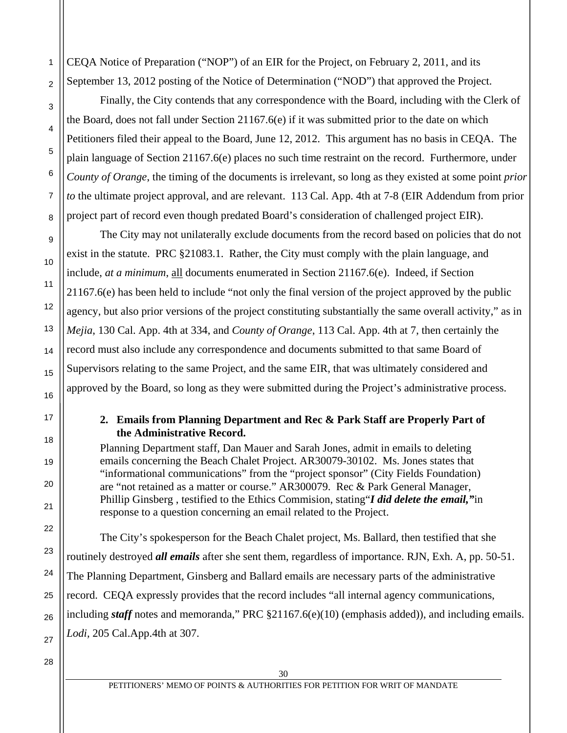CEQA Notice of Preparation ("NOP") of an EIR for the Project, on February 2, 2011, and its September 13, 2012 posting of the Notice of Determination ("NOD") that approved the Project.

Finally, the City contends that any correspondence with the Board, including with the Clerk of the Board, does not fall under Section 21167.6(e) if it was submitted prior to the date on which Petitioners filed their appeal to the Board, June 12, 2012. This argument has no basis in CEQA. The plain language of Section 21167.6(e) places no such time restraint on the record. Furthermore, under *County of Orange*, the timing of the documents is irrelevant, so long as they existed at some point *prior to* the ultimate project approval, and are relevant. 113 Cal. App. 4th at 7-8 (EIR Addendum from prior project part of record even though predated Board's consideration of challenged project EIR).

The City may not unilaterally exclude documents from the record based on policies that do not exist in the statute. PRC §21083.1. Rather, the City must comply with the plain language, and include, *at a minimum*, <u>all</u> documents enumerated in Section 21167.6(e). Indeed, if Section 21167.6(e) has been held to include "not only the final version of the project approved by the public agency, but also prior versions of the project constituting substantially the same overall activity," as in *Mejia*, 130 Cal. App. 4th at 334, and *County of Orange*, 113 Cal. App. 4th at 7, then certainly the record must also include any correspondence and documents submitted to that same Board of Supervisors relating to the same Project, and the same EIR, that was ultimately considered and approved by the Board, so long as they were submitted during the Project's administrative process.

**2. Emails from Planning Department and Rec & Park Staff are Properly Part of the Administrative Record.**

Planning Department staff, Dan Mauer and Sarah Jones, admit in emails to deleting emails concerning the Beach Chalet Project. AR30079-30102. Ms. Jones states that "informational communications" from the "project sponsor" (City Fields Foundation) are "not retained as a matter or course." AR300079. Rec & Park General Manager, Phillip Ginsberg , testified to the Ethics Commision, stating"***I did delete the email,"***in response to a question concerning an email related to the Project.

The City's spokesperson for the Beach Chalet project, Ms. Ballard, then testified that she routinely destroyed ***all emails*** after she sent them, regardless of importance. RJN, Exh. A, pp. 50-51. The Planning Department, Ginsberg and Ballard emails are necessary parts of the administrative record. CEQA expressly provides that the record includes "all internal agency communications, including ***staff*** notes and memoranda," PRC §21167.6(e)(10) (emphasis added)), and including emails. *Lodi*, 205 Cal.App.4th at 307.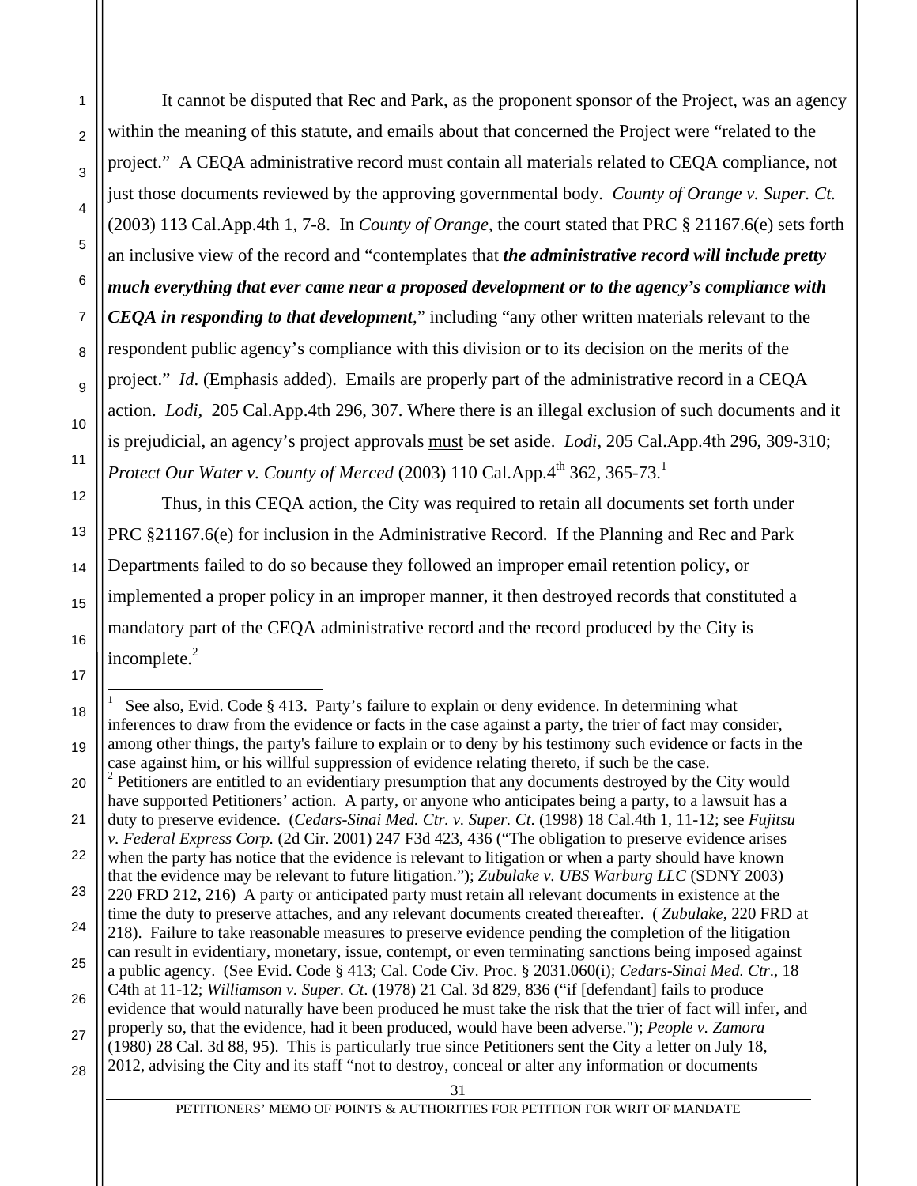It cannot be disputed that Rec and Park, as the proponent sponsor of the Project, was an agency within the meaning of this statute, and emails about that concerned the Project were "related to the project." A CEQA administrative record must contain all materials related to CEQA compliance, not just those documents reviewed by the approving governmental body. *County of Orange v. Super. Ct.* (2003) 113 Cal.App.4th 1, 7-8. In *County of Orange*, the court stated that PRC § 21167.6(e) sets forth an inclusive view of the record and "contemplates that ***the administrative record will include pretty much everything that ever came near a proposed development or to the agency's compliance with CEQA in responding to that development***," including "any other written materials relevant to the respondent public agency's compliance with this division or to its decision on the merits of the project." *Id*. (Emphasis added). Emails are properly part of the administrative record in a CEQA action. *Lodi*, 205 Cal.App.4th 296, 307. Where there is an illegal exclusion of such documents and it is prejudicial, an agency's project approvals <u>must</u> be set aside. *Lodi*, 205 Cal.App.4th 296, 309-310; *Protect Our Water v. County of Merced* (2003) 110 Cal.App.4th 362, 365-73.[1]

Thus, in this CEQA action, the City was required to retain all documents set forth under PRC §21167.6(e) for inclusion in the Administrative Record. If the Planning and Rec and Park Departments failed to do so because they followed an improper email retention policy, or implemented a proper policy in an improper manner, it then destroyed records that constituted a mandatory part of the CEQA administrative record and the record produced by the City is incomplete.[2]

---

[1] See also, Evid. Code § 413. Party's failure to explain or deny evidence. In determining what inferences to draw from the evidence or facts in the case against a party, the trier of fact may consider, among other things, the party's failure to explain or to deny by his testimony such evidence or facts in the case against him, or his willful suppression of evidence relating thereto, if such be the case.

[2] Petitioners are entitled to an evidentiary presumption that any documents destroyed by the City would have supported Petitioners' action. A party, or anyone who anticipates being a party, to a lawsuit has a duty to preserve evidence. (*Cedars-Sinai Med. Ctr. v. Super. Ct*. (1998) 18 Cal.4th 1, 11-12; see *Fujitsu v. Federal Express Corp.* (2d Cir. 2001) 247 F3d 423, 436 ("The obligation to preserve evidence arises when the party has notice that the evidence is relevant to litigation or when a party should have known that the evidence may be relevant to future litigation."); *Zubulake v. UBS Warburg LLC* (SDNY 2003) 220 FRD 212, 216) A party or anticipated party must retain all relevant documents in existence at the time the duty to preserve attaches, and any relevant documents created thereafter. ( *Zubulake*, 220 FRD at 218). Failure to take reasonable measures to preserve evidence pending the completion of the litigation can result in evidentiary, monetary, issue, contempt, or even terminating sanctions being imposed against a public agency. (See Evid. Code § 413; Cal. Code Civ. Proc. § 2031.060(i); *Cedars-Sinai Med. Ctr*., 18 C4th at 11-12; *Williamson v. Super. Ct*. (1978) 21 Cal. 3d 829, 836 ("if [defendant] fails to produce evidence that would naturally have been produced he must take the risk that the trier of fact will infer, and properly so, that the evidence, had it been produced, would have been adverse."); *People v. Zamora* (1980) 28 Cal. 3d 88, 95). This is particularly true since Petitioners sent the City a letter on July 18, 2012, advising the City and its staff "not to destroy, conceal or alter any information or documents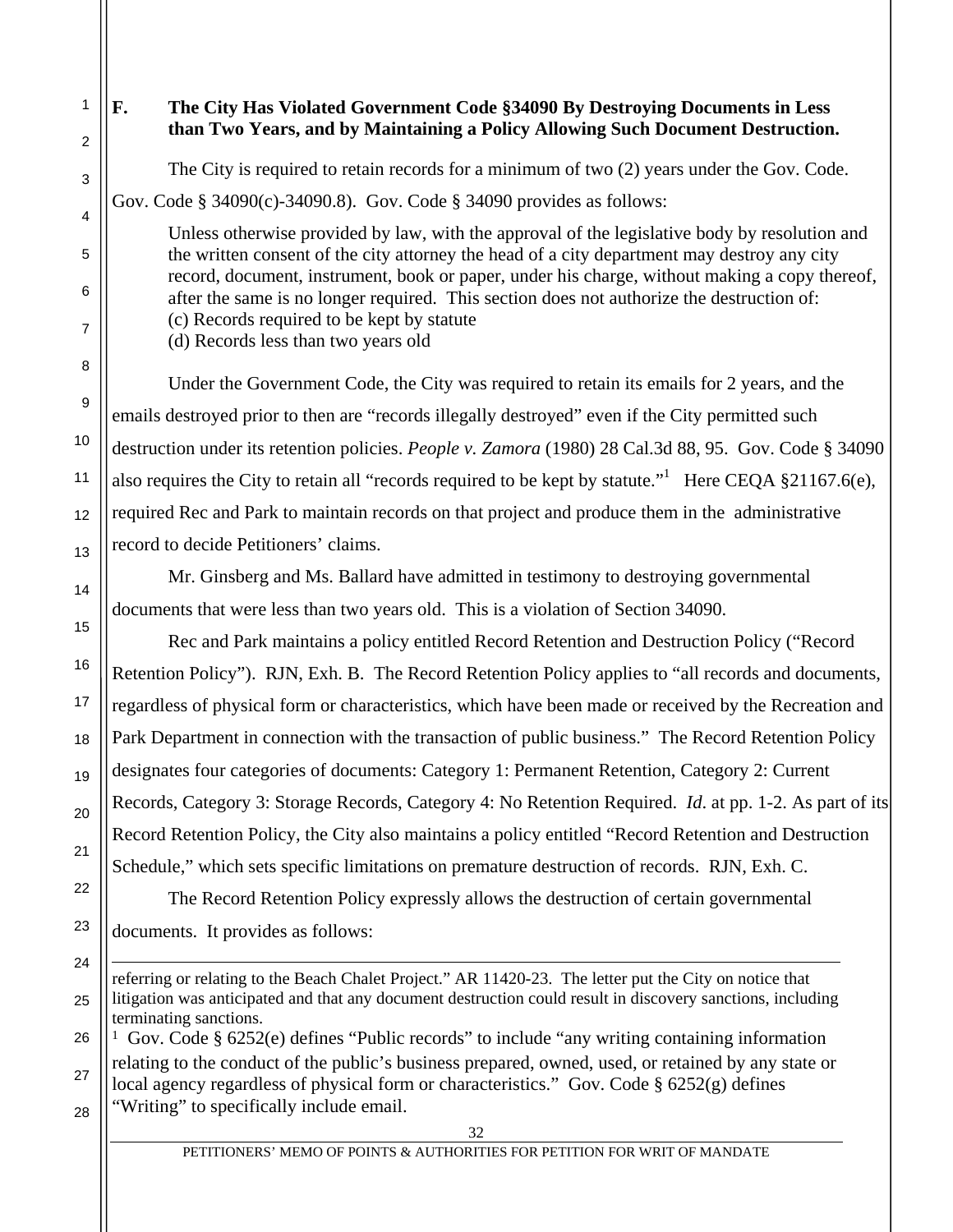### F. The City Has Violated Government Code §34090 By Destroying Documents in Less than Two Years, and by Maintaining a Policy Allowing Such Document Destruction.

The City is required to retain records for a minimum of two (2) years under the Gov. Code. Gov. Code § 34090(c)-34090.8). Gov. Code § 34090 provides as follows:

> Unless otherwise provided by law, with the approval of the legislative body by resolution and the written consent of the city attorney the head of a city department may destroy any city record, document, instrument, book or paper, under his charge, without making a copy thereof, after the same is no longer required. This section does not authorize the destruction of:
> (c) Records required to be kept by statute
> (d) Records less than two years old

Under the Government Code, the City was required to retain its emails for 2 years, and the emails destroyed prior to then are "records illegally destroyed" even if the City permitted such destruction under its retention policies. *People v. Zamora* (1980) 28 Cal.3d 88, 95. Gov. Code § 34090 also requires the City to retain all "records required to be kept by statute."[1] Here CEQA §21167.6(e), required Rec and Park to maintain records on that project and produce them in the administrative record to decide Petitioners' claims.

Mr. Ginsberg and Ms. Ballard have admitted in testimony to destroying governmental documents that were less than two years old. This is a violation of Section 34090.

Rec and Park maintains a policy entitled Record Retention and Destruction Policy ("Record Retention Policy"). RJN, Exh. B. The Record Retention Policy applies to "all records and documents, regardless of physical form or characteristics, which have been made or received by the Recreation and Park Department in connection with the transaction of public business." The Record Retention Policy designates four categories of documents: Category 1: Permanent Retention, Category 2: Current Records, Category 3: Storage Records, Category 4: No Retention Required. *Id.* at pp. 1-2. As part of its Record Retention Policy, the City also maintains a policy entitled "Record Retention and Destruction Schedule," which sets specific limitations on premature destruction of records. RJN, Exh. C.

The Record Retention Policy expressly allows the destruction of certain governmental documents. It provides as follows:

---

referring or relating to the Beach Chalet Project." AR 11420-23. The letter put the City on notice that litigation was anticipated and that any document destruction could result in discovery sanctions, including terminating sanctions.

[1] Gov. Code § 6252(e) defines "Public records" to include "any writing containing information relating to the conduct of the public's business prepared, owned, used, or retained by any state or local agency regardless of physical form or characteristics." Gov. Code § 6252(g) defines "Writing" to specifically include email.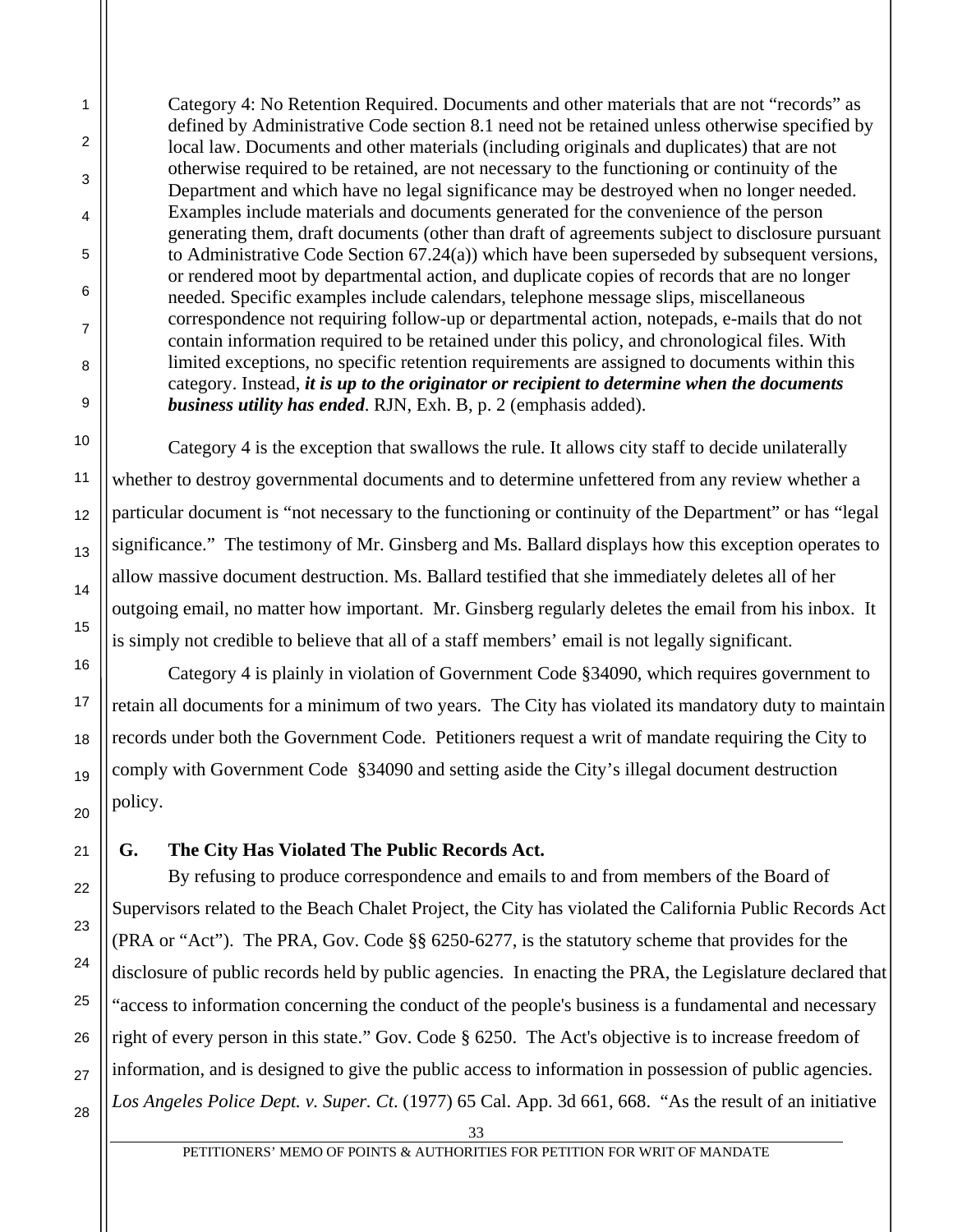> Category 4: No Retention Required. Documents and other materials that are not "records" as defined by Administrative Code section 8.1 need not be retained unless otherwise specified by local law. Documents and other materials (including originals and duplicates) that are not otherwise required to be retained, are not necessary to the functioning or continuity of the Department and which have no legal significance may be destroyed when no longer needed. Examples include materials and documents generated for the convenience of the person generating them, draft documents (other than draft of agreements subject to disclosure pursuant to Administrative Code Section 67.24(a)) which have been superseded by subsequent versions, or rendered moot by departmental action, and duplicate copies of records that are no longer needed. Specific examples include calendars, telephone message slips, miscellaneous correspondence not requiring follow-up or departmental action, notepads, e-mails that do not contain information required to be retained under this policy, and chronological files. With limited exceptions, no specific retention requirements are assigned to documents within this category. Instead, ***it is up to the originator or recipient to determine when the documents business utility has ended***. RJN, Exh. B, p. 2 (emphasis added).

Category 4 is the exception that swallows the rule. It allows city staff to decide unilaterally whether to destroy governmental documents and to determine unfettered from any review whether a particular document is "not necessary to the functioning or continuity of the Department" or has "legal significance." The testimony of Mr. Ginsberg and Ms. Ballard displays how this exception operates to allow massive document destruction. Ms. Ballard testified that she immediately deletes all of her outgoing email, no matter how important. Mr. Ginsberg regularly deletes the email from his inbox. It is simply not credible to believe that all of a staff members' email is not legally significant.

Category 4 is plainly in violation of Government Code §34090, which requires government to retain all documents for a minimum of two years. The City has violated its mandatory duty to maintain records under both the Government Code. Petitioners request a writ of mandate requiring the City to comply with Government Code §34090 and setting aside the City's illegal document destruction policy.

### G. The City Has Violated The Public Records Act.

By refusing to produce correspondence and emails to and from members of the Board of Supervisors related to the Beach Chalet Project, the City has violated the California Public Records Act (PRA or "Act"). The PRA, Gov. Code §§ 6250-6277, is the statutory scheme that provides for the disclosure of public records held by public agencies. In enacting the PRA, the Legislature declared that "access to information concerning the conduct of the people's business is a fundamental and necessary right of every person in this state." Gov. Code § 6250. The Act's objective is to increase freedom of information, and is designed to give the public access to information in possession of public agencies. *Los Angeles Police Dept. v. Super. Ct*. (1977) 65 Cal. App. 3d 661, 668. "As the result of an initiative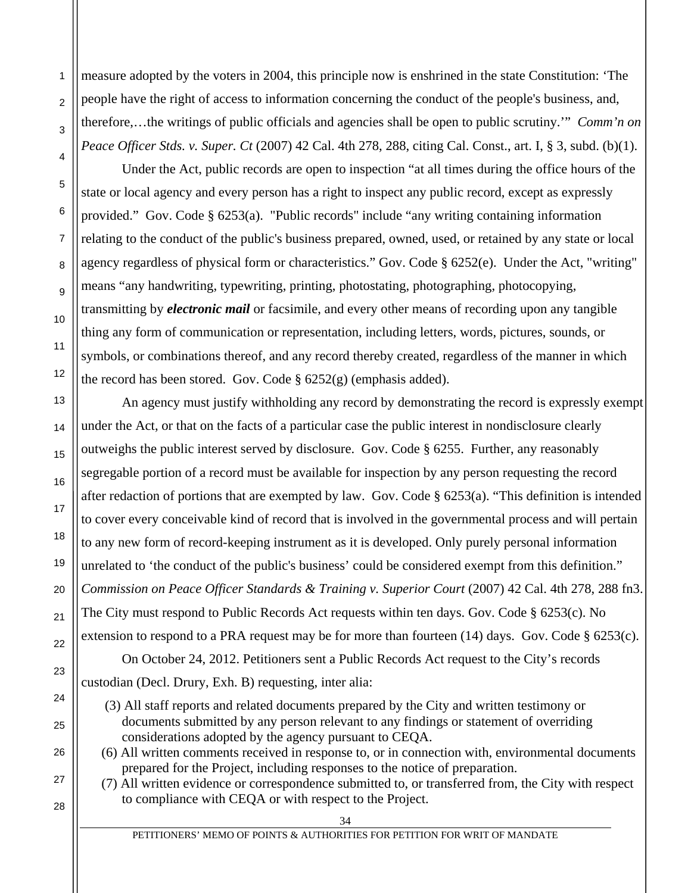measure adopted by the voters in 2004, this principle now is enshrined in the state Constitution: 'The people have the right of access to information concerning the conduct of the people's business, and, therefore,…the writings of public officials and agencies shall be open to public scrutiny.'" *Comm'n on Peace Officer Stds. v. Super. Ct* (2007) 42 Cal. 4th 278, 288, citing Cal. Const., art. I, § 3, subd. (b)(1).

Under the Act, public records are open to inspection "at all times during the office hours of the state or local agency and every person has a right to inspect any public record, except as expressly provided." Gov. Code § 6253(a). "Public records" include "any writing containing information relating to the conduct of the public's business prepared, owned, used, or retained by any state or local agency regardless of physical form or characteristics." Gov. Code § 6252(e). Under the Act, "writing" means "any handwriting, typewriting, printing, photostating, photographing, photocopying, transmitting by ***electronic mail*** or facsimile, and every other means of recording upon any tangible thing any form of communication or representation, including letters, words, pictures, sounds, or symbols, or combinations thereof, and any record thereby created, regardless of the manner in which the record has been stored. Gov. Code § 6252(g) (emphasis added).

An agency must justify withholding any record by demonstrating the record is expressly exempt under the Act, or that on the facts of a particular case the public interest in nondisclosure clearly outweighs the public interest served by disclosure. Gov. Code § 6255. Further, any reasonably segregable portion of a record must be available for inspection by any person requesting the record after redaction of portions that are exempted by law. Gov. Code § 6253(a). "This definition is intended to cover every conceivable kind of record that is involved in the governmental process and will pertain to any new form of record-keeping instrument as it is developed. Only purely personal information unrelated to 'the conduct of the public's business' could be considered exempt from this definition." *Commission on Peace Officer Standards & Training v. Superior Court* (2007) 42 Cal. 4th 278, 288 fn3. The City must respond to Public Records Act requests within ten days. Gov. Code § 6253(c). No extension to respond to a PRA request may be for more than fourteen (14) days. Gov. Code § 6253(c).

On October 24, 2012. Petitioners sent a Public Records Act request to the City's records custodian (Decl. Drury, Exh. B) requesting, inter alia:

(3) All staff reports and related documents prepared by the City and written testimony or documents submitted by any person relevant to any findings or statement of overriding considerations adopted by the agency pursuant to CEQA.

(6) All written comments received in response to, or in connection with, environmental documents prepared for the Project, including responses to the notice of preparation.

(7) All written evidence or correspondence submitted to, or transferred from, the City with respect to compliance with CEQA or with respect to the Project.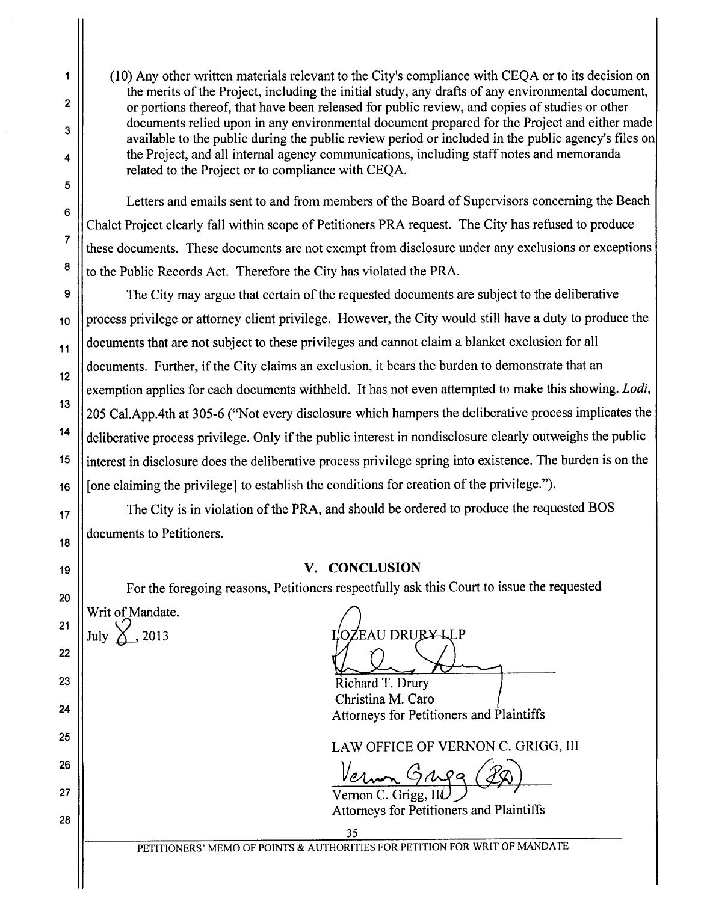(10) Any other written materials relevant to the City's compliance with CEQA or to its decision on the merits of the Project, including the initial study, any drafts of any environmental document, or portions thereof, that have been released for public review, and copies of studies or other documents relied upon in any environmental document prepared for the Project and either made available to the public during the public review period or included in the public agency's files on the Project, and all internal agency communications, including staff notes and memoranda related to the Project or to compliance with CEQA.

Letters and emails sent to and from members of the Board of Supervisors concerning the Beach Chalet Project clearly fall within scope of Petitioners PRA request. The City has refused to produce these documents. These documents are not exempt from disclosure under any exclusions or exceptions to the Public Records Act. Therefore the City has violated the PRA.

The City may argue that certain of the requested documents are subject to the deliberative process privilege or attorney client privilege. However, the City would still have a duty to produce the documents that are not subject to these privileges and cannot claim a blanket exclusion for all documents. Further, if the City claims an exclusion, it bears the burden to demonstrate that an exemption applies for each documents withheld. It has not even attempted to make this showing. *Lodi*, 205 Cal.App.4th at 305-6 ("Not every disclosure which hampers the deliberative process implicates the deliberative process privilege. Only if the public interest in nondisclosure clearly outweighs the public interest in disclosure does the deliberative process privilege spring into existence. The burden is on the [one claiming the privilege] to establish the conditions for creation of the privilege.").

The City is in violation of the PRA, and should be ordered to produce the requested BOS documents to Petitioners.

## V. CONCLUSION

For the foregoing reasons, Petitioners respectfully ask this Court to issue the requested Writ of Mandate.

July 8, 2013

LOZEAU DRURY LLP

Richard T. Drury
Christina M. Caro
Attorneys for Petitioners and Plaintiffs

LAW OFFICE OF VERNON C. GRIGG, III

Vernon C. Grigg, III
Attorneys for Petitioners and Plaintiffs

PETITIONERS' MEMO OF POINTS & AUTHORITIES FOR PETITION FOR WRIT OF MANDATE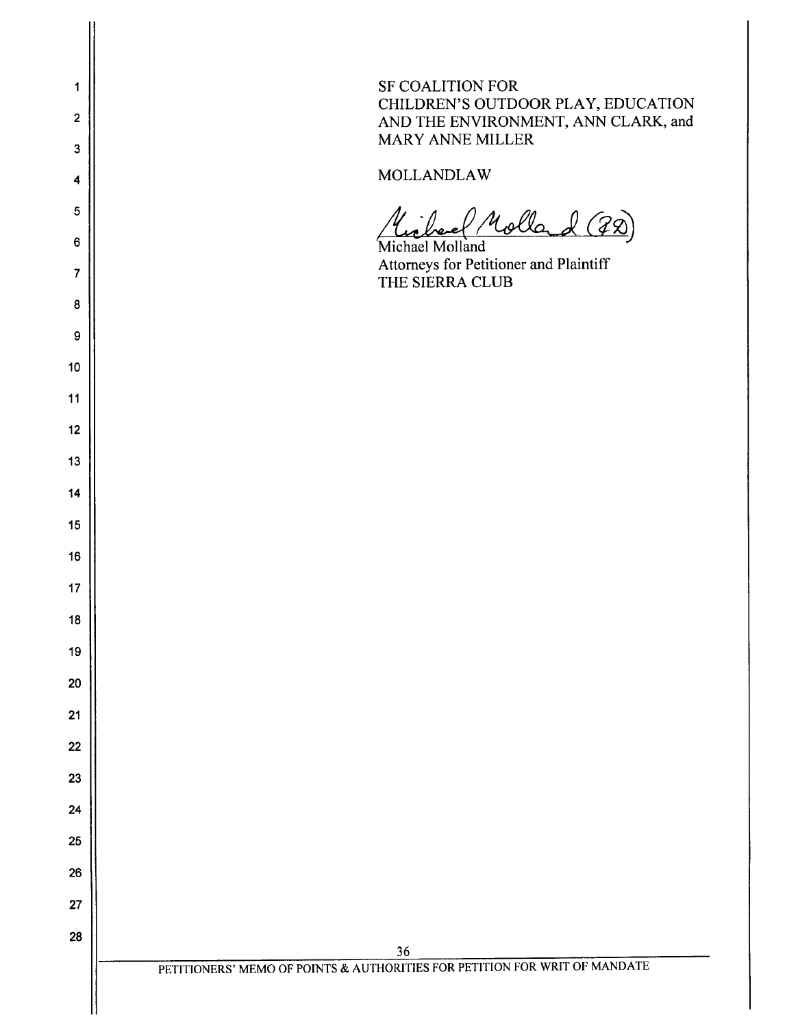SF COALITION FOR
CHILDREN'S OUTDOOR PLAY, EDUCATION
AND THE ENVIRONMENT, ANN CLARK, and
MARY ANNE MILLER

MOLLANDLAW

Michael Molland (FD)

Michael Molland
Attorneys for Petitioner and Plaintiff
THE SIERRA CLUB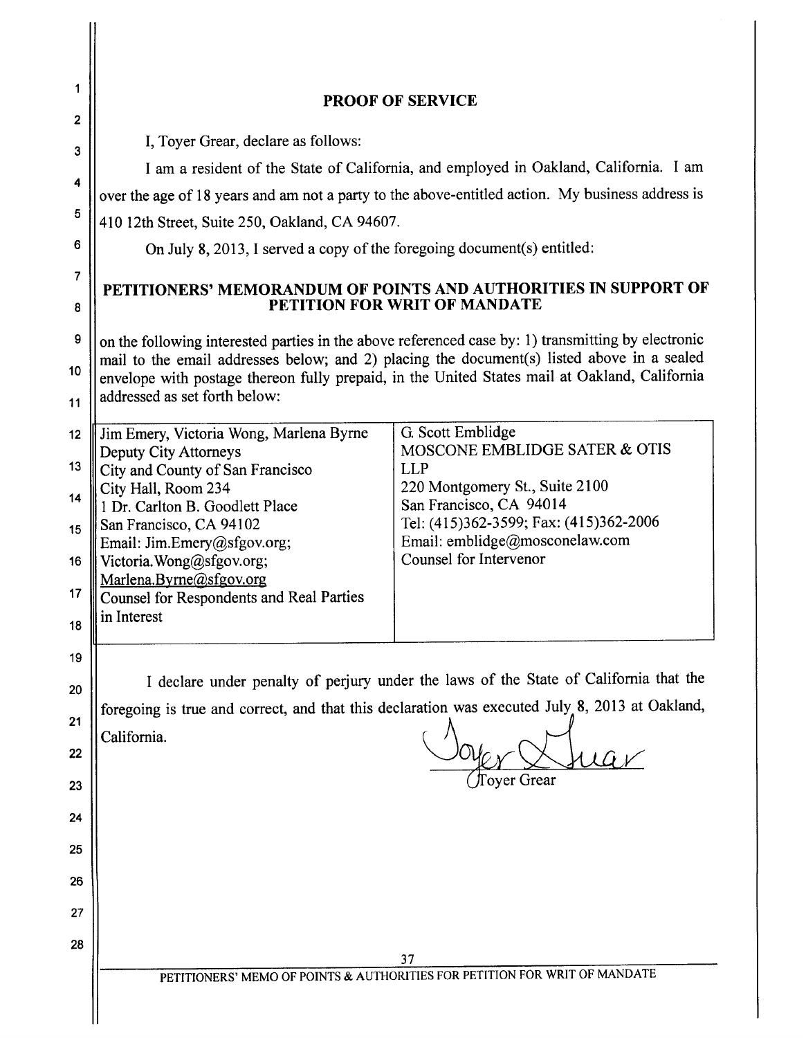## PROOF OF SERVICE

I, Toyer Grear, declare as follows:

I am a resident of the State of California, and employed in Oakland, California. I am over the age of 18 years and am not a party to the above-entitled action. My business address is 410 12th Street, Suite 250, Oakland, CA 94607.

On July 8, 2013, I served a copy of the foregoing document(s) entitled:

**PETITIONERS' MEMORANDUM OF POINTS AND AUTHORITIES IN SUPPORT OF PETITION FOR WRIT OF MANDATE**

on the following interested parties in the above referenced case by: 1) transmitting by electronic mail to the email addresses below; and 2) placing the document(s) listed above in a sealed envelope with postage thereon fully prepaid, in the United States mail at Oakland, California addressed as set forth below:

| | |
|---|---|
| Jim Emery, Victoria Wong, Marlena Byrne<br>Deputy City Attorneys<br>City and County of San Francisco<br>City Hall, Room 234<br>1 Dr. Carlton B. Goodlett Place<br>San Francisco, CA 94102<br>Email: Jim.Emery@sfgov.org; Victoria.Wong@sfgov.org; Marlena.Byrne@sfgov.org<br>Counsel for Respondents and Real Parties in Interest | G. Scott Emblidge<br>MOSCONE EMBLIDGE SATER & OTIS LLP<br>220 Montgomery St., Suite 2100<br>San Francisco, CA 94014<br>Tel: (415)362-3599; Fax: (415)362-2006<br>Email: emblidge@mosconelaw.com<br>Counsel for Intervenor |

I declare under penalty of perjury under the laws of the State of California that the foregoing is true and correct, and that this declaration was executed July 8, 2013 at Oakland, California.

Toyer Grear